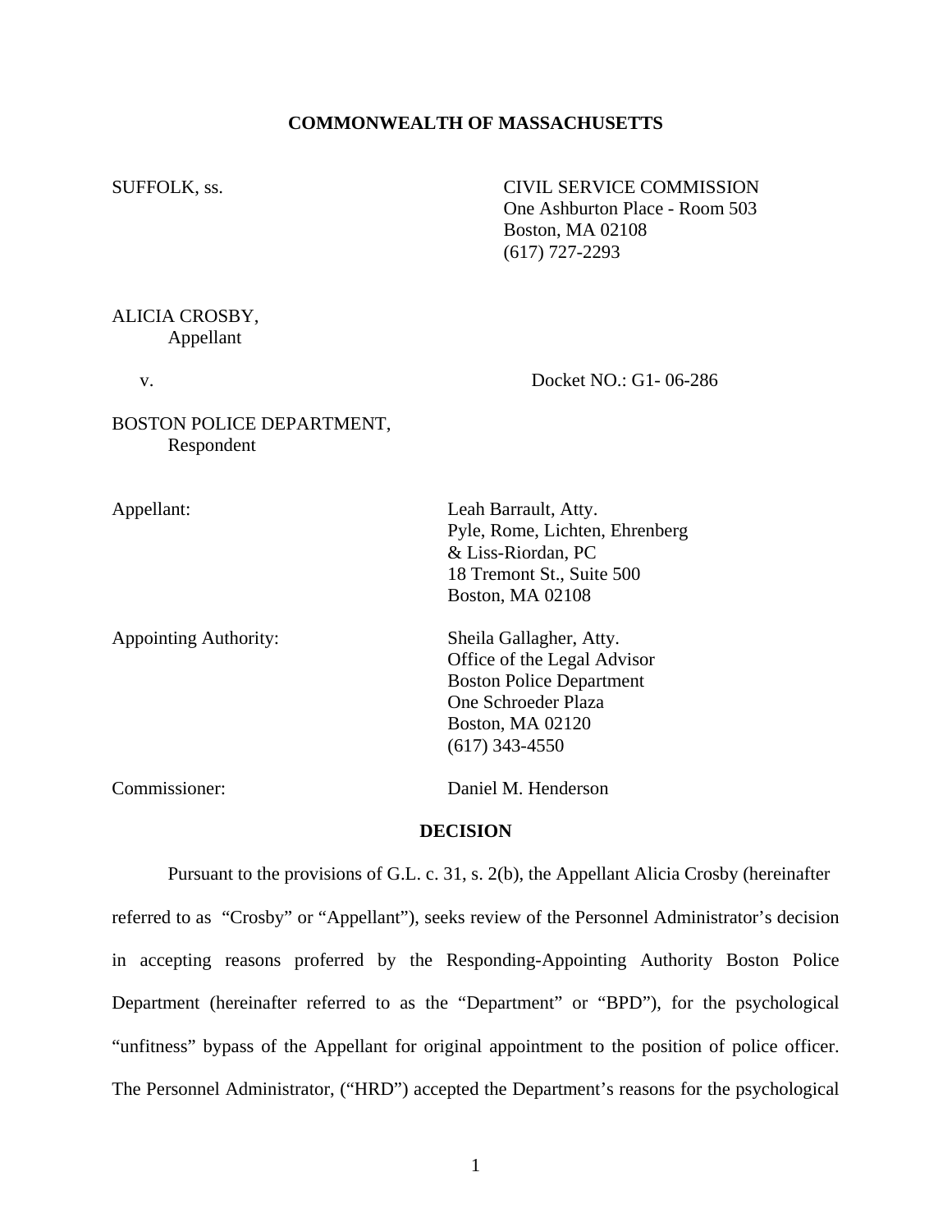**COMMONWEALTH OF MASSACHUSETTS**

SUFFOLK, ss.

CIVIL SERVICE COMMISSION
One Ashburton Place - Room 503
Boston, MA 02108
(617) 727-2293

ALICIA CROSBY,
Appellant

v.

Docket NO.: G1- 06-286

BOSTON POLICE DEPARTMENT,
Respondent

Appellant: Leah Barrault, Atty.
Pyle, Rome, Lichten, Ehrenberg
& Liss-Riordan, PC
18 Tremont St., Suite 500
Boston, MA 02108

Appointing Authority: Sheila Gallagher, Atty.
Office of the Legal Advisor
Boston Police Department
One Schroeder Plaza
Boston, MA 02120
(617) 343-4550

Commissioner: Daniel M. Henderson

**DECISION**

Pursuant to the provisions of G.L. c. 31, s. 2(b), the Appellant Alicia Crosby (hereinafter referred to as "Crosby" or "Appellant"), seeks review of the Personnel Administrator's decision in accepting reasons proferred by the Responding-Appointing Authority Boston Police Department (hereinafter referred to as the "Department" or "BPD"), for the psychological "unfitness" bypass of the Appellant for original appointment to the position of police officer. The Personnel Administrator, ("HRD") accepted the Department's reasons for the psychological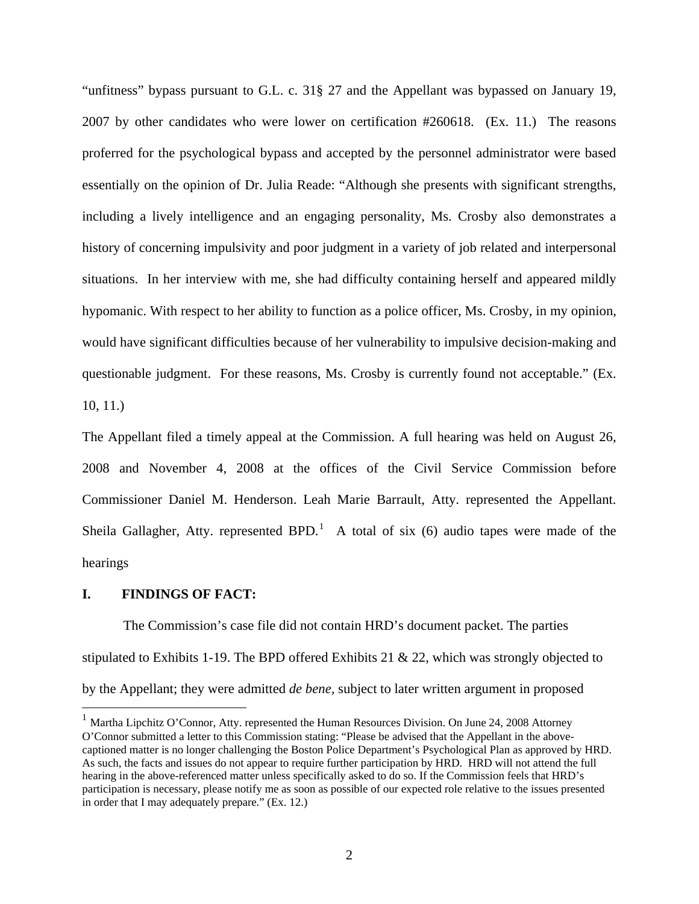"unfitness" bypass pursuant to G.L. c. 31§ 27 and the Appellant was bypassed on January 19, 2007 by other candidates who were lower on certification #260618. (Ex. 11.) The reasons proferred for the psychological bypass and accepted by the personnel administrator were based essentially on the opinion of Dr. Julia Reade: "Although she presents with significant strengths, including a lively intelligence and an engaging personality, Ms. Crosby also demonstrates a history of concerning impulsivity and poor judgment in a variety of job related and interpersonal situations. In her interview with me, she had difficulty containing herself and appeared mildly hypomanic. With respect to her ability to function as a police officer, Ms. Crosby, in my opinion, would have significant difficulties because of her vulnerability to impulsive decision-making and questionable judgment. For these reasons, Ms. Crosby is currently found not acceptable." (Ex. 10, 11.)

The Appellant filed a timely appeal at the Commission. A full hearing was held on August 26, 2008 and November 4, 2008 at the offices of the Civil Service Commission before Commissioner Daniel M. Henderson. Leah Marie Barrault, Atty. represented the Appellant. Sheila Gallagher, Atty. represented BPD.[1] A total of six (6) audio tapes were made of the hearings

## I. FINDINGS OF FACT:

The Commission's case file did not contain HRD's document packet. The parties stipulated to Exhibits 1-19. The BPD offered Exhibits 21 & 22, which was strongly objected to by the Appellant; they were admitted *de bene*, subject to later written argument in proposed

[1] Martha Lipchitz O'Connor, Atty. represented the Human Resources Division. On June 24, 2008 Attorney O'Connor submitted a letter to this Commission stating: "Please be advised that the Appellant in the above-captioned matter is no longer challenging the Boston Police Department's Psychological Plan as approved by HRD. As such, the facts and issues do not appear to require further participation by HRD. HRD will not attend the full hearing in the above-referenced matter unless specifically asked to do so. If the Commission feels that HRD's participation is necessary, please notify me as soon as possible of our expected role relative to the issues presented in order that I may adequately prepare." (Ex. 12.)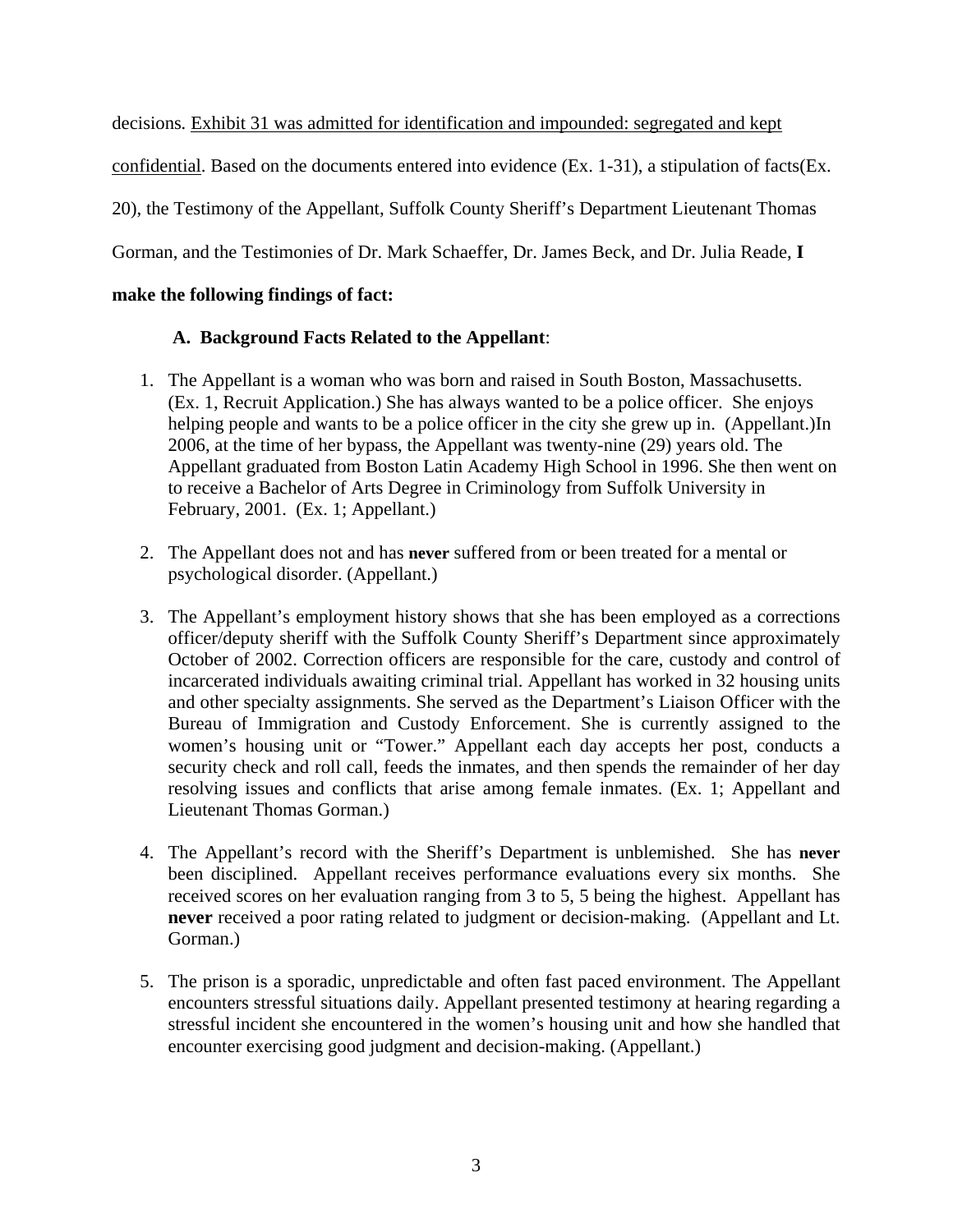decisions. <u>Exhibit 31 was admitted for identification and impounded: segregated and kept confidential</u>. Based on the documents entered into evidence (Ex. 1-31), a stipulation of facts(Ex. 20), the Testimony of the Appellant, Suffolk County Sheriff's Department Lieutenant Thomas Gorman, and the Testimonies of Dr. Mark Schaeffer, Dr. James Beck, and Dr. Julia Reade, **I make the following findings of fact:**

**A. Background Facts Related to the Appellant**:

1. The Appellant is a woman who was born and raised in South Boston, Massachusetts. (Ex. 1, Recruit Application.) She has always wanted to be a police officer. She enjoys helping people and wants to be a police officer in the city she grew up in. (Appellant.)In 2006, at the time of her bypass, the Appellant was twenty-nine (29) years old. The Appellant graduated from Boston Latin Academy High School in 1996. She then went on to receive a Bachelor of Arts Degree in Criminology from Suffolk University in February, 2001. (Ex. 1; Appellant.)

2. The Appellant does not and has **never** suffered from or been treated for a mental or psychological disorder. (Appellant.)

3. The Appellant's employment history shows that she has been employed as a corrections officer/deputy sheriff with the Suffolk County Sheriff's Department since approximately October of 2002. Correction officers are responsible for the care, custody and control of incarcerated individuals awaiting criminal trial. Appellant has worked in 32 housing units and other specialty assignments. She served as the Department's Liaison Officer with the Bureau of Immigration and Custody Enforcement. She is currently assigned to the women's housing unit or "Tower." Appellant each day accepts her post, conducts a security check and roll call, feeds the inmates, and then spends the remainder of her day resolving issues and conflicts that arise among female inmates. (Ex. 1; Appellant and Lieutenant Thomas Gorman.)

4. The Appellant's record with the Sheriff's Department is unblemished. She has **never** been disciplined. Appellant receives performance evaluations every six months. She received scores on her evaluation ranging from 3 to 5, 5 being the highest. Appellant has **never** received a poor rating related to judgment or decision-making. (Appellant and Lt. Gorman.)

5. The prison is a sporadic, unpredictable and often fast paced environment. The Appellant encounters stressful situations daily. Appellant presented testimony at hearing regarding a stressful incident she encountered in the women's housing unit and how she handled that encounter exercising good judgment and decision-making. (Appellant.)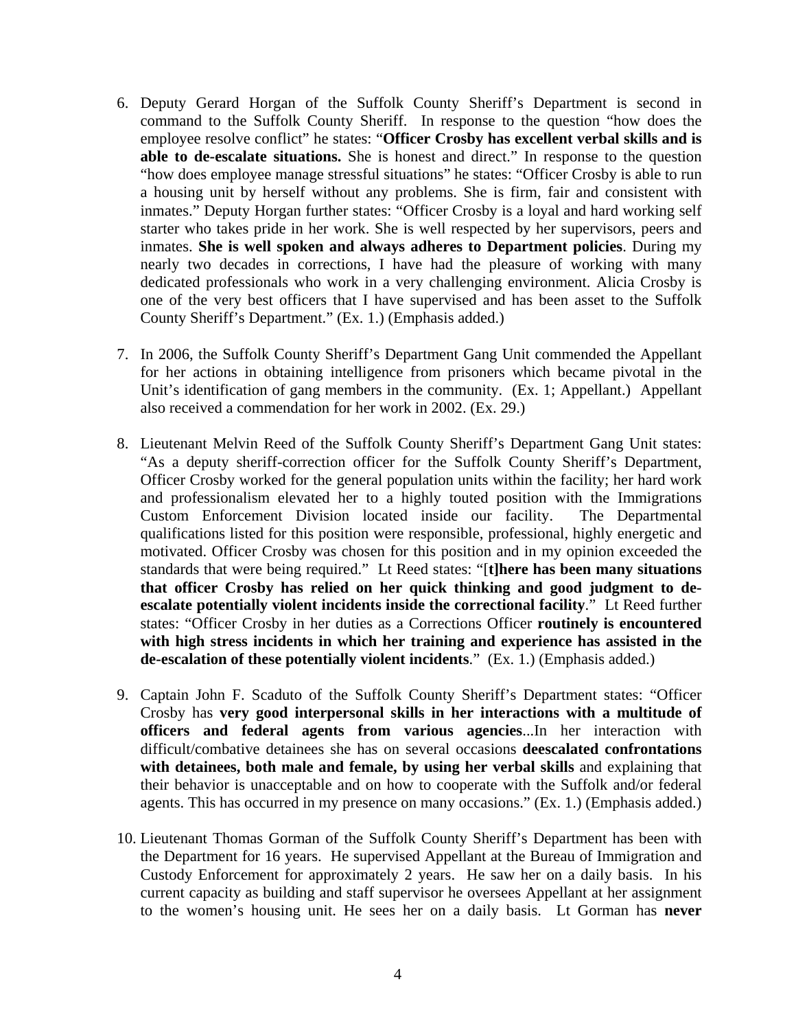6. Deputy Gerard Horgan of the Suffolk County Sheriff's Department is second in command to the Suffolk County Sheriff. In response to the question "how does the employee resolve conflict" he states: "**Officer Crosby has excellent verbal skills and is able to de-escalate situations.** She is honest and direct." In response to the question "how does employee manage stressful situations" he states: "Officer Crosby is able to run a housing unit by herself without any problems. She is firm, fair and consistent with inmates." Deputy Horgan further states: "Officer Crosby is a loyal and hard working self starter who takes pride in her work. She is well respected by her supervisors, peers and inmates. **She is well spoken and always adheres to Department policies**. During my nearly two decades in corrections, I have had the pleasure of working with many dedicated professionals who work in a very challenging environment. Alicia Crosby is one of the very best officers that I have supervised and has been asset to the Suffolk County Sheriff's Department." (Ex. 1.) (Emphasis added.)

7. In 2006, the Suffolk County Sheriff's Department Gang Unit commended the Appellant for her actions in obtaining intelligence from prisoners which became pivotal in the Unit's identification of gang members in the community. (Ex. 1; Appellant.) Appellant also received a commendation for her work in 2002. (Ex. 29.)

8. Lieutenant Melvin Reed of the Suffolk County Sheriff's Department Gang Unit states: "As a deputy sheriff-correction officer for the Suffolk County Sheriff's Department, Officer Crosby worked for the general population units within the facility; her hard work and professionalism elevated her to a highly touted position with the Immigrations Custom Enforcement Division located inside our facility. The Departmental qualifications listed for this position were responsible, professional, highly energetic and motivated. Officer Crosby was chosen for this position and in my opinion exceeded the standards that were being required." Lt Reed states: "[**t]here has been many situations that officer Crosby has relied on her quick thinking and good judgment to de-escalate potentially violent incidents inside the correctional facility**." Lt Reed further states: "Officer Crosby in her duties as a Corrections Officer **routinely is encountered with high stress incidents in which her training and experience has assisted in the de-escalation of these potentially violent incidents**." (Ex. 1.) (Emphasis added.)

9. Captain John F. Scaduto of the Suffolk County Sheriff's Department states: "Officer Crosby has **very good interpersonal skills in her interactions with a multitude of officers and federal agents from various agencies**...In her interaction with difficult/combative detainees she has on several occasions **deescalated confrontations with detainees, both male and female, by using her verbal skills** and explaining that their behavior is unacceptable and on how to cooperate with the Suffolk and/or federal agents. This has occurred in my presence on many occasions." (Ex. 1.) (Emphasis added.)

10. Lieutenant Thomas Gorman of the Suffolk County Sheriff's Department has been with the Department for 16 years. He supervised Appellant at the Bureau of Immigration and Custody Enforcement for approximately 2 years. He saw her on a daily basis. In his current capacity as building and staff supervisor he oversees Appellant at her assignment to the women's housing unit. He sees her on a daily basis. Lt Gorman has **never**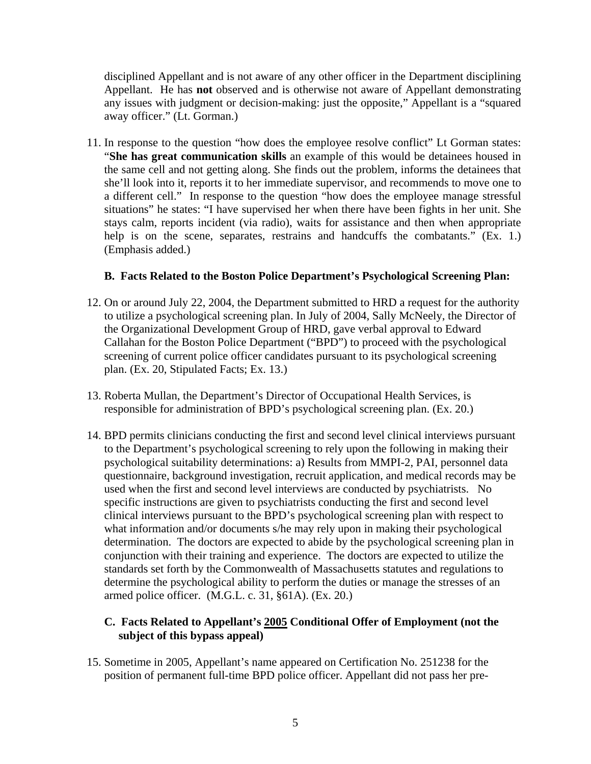disciplined Appellant and is not aware of any other officer in the Department disciplining Appellant. He has **not** observed and is otherwise not aware of Appellant demonstrating any issues with judgment or decision-making: just the opposite," Appellant is a "squared away officer." (Lt. Gorman.)

11. In response to the question "how does the employee resolve conflict" Lt Gorman states: "**She has great communication skills** an example of this would be detainees housed in the same cell and not getting along. She finds out the problem, informs the detainees that she'll look into it, reports it to her immediate supervisor, and recommends to move one to a different cell." In response to the question "how does the employee manage stressful situations" he states: "I have supervised her when there have been fights in her unit. She stays calm, reports incident (via radio), waits for assistance and then when appropriate help is on the scene, separates, restrains and handcuffs the combatants." (Ex. 1.) (Emphasis added.)

### B. Facts Related to the Boston Police Department's Psychological Screening Plan:

12. On or around July 22, 2004, the Department submitted to HRD a request for the authority to utilize a psychological screening plan. In July of 2004, Sally McNeely, the Director of the Organizational Development Group of HRD, gave verbal approval to Edward Callahan for the Boston Police Department ("BPD") to proceed with the psychological screening of current police officer candidates pursuant to its psychological screening plan. (Ex. 20, Stipulated Facts; Ex. 13.)

13. Roberta Mullan, the Department's Director of Occupational Health Services, is responsible for administration of BPD's psychological screening plan. (Ex. 20.)

14. BPD permits clinicians conducting the first and second level clinical interviews pursuant to the Department's psychological screening to rely upon the following in making their psychological suitability determinations: a) Results from MMPI-2, PAI, personnel data questionnaire, background investigation, recruit application, and medical records may be used when the first and second level interviews are conducted by psychiatrists. No specific instructions are given to psychiatrists conducting the first and second level clinical interviews pursuant to the BPD's psychological screening plan with respect to what information and/or documents s/he may rely upon in making their psychological determination. The doctors are expected to abide by the psychological screening plan in conjunction with their training and experience. The doctors are expected to utilize the standards set forth by the Commonwealth of Massachusetts statutes and regulations to determine the psychological ability to perform the duties or manage the stresses of an armed police officer. (M.G.L. c. 31, §61A). (Ex. 20.)

### C. Facts Related to Appellant's <u>2005</u> Conditional Offer of Employment (not the subject of this bypass appeal)

15. Sometime in 2005, Appellant's name appeared on Certification No. 251238 for the position of permanent full-time BPD police officer. Appellant did not pass her pre-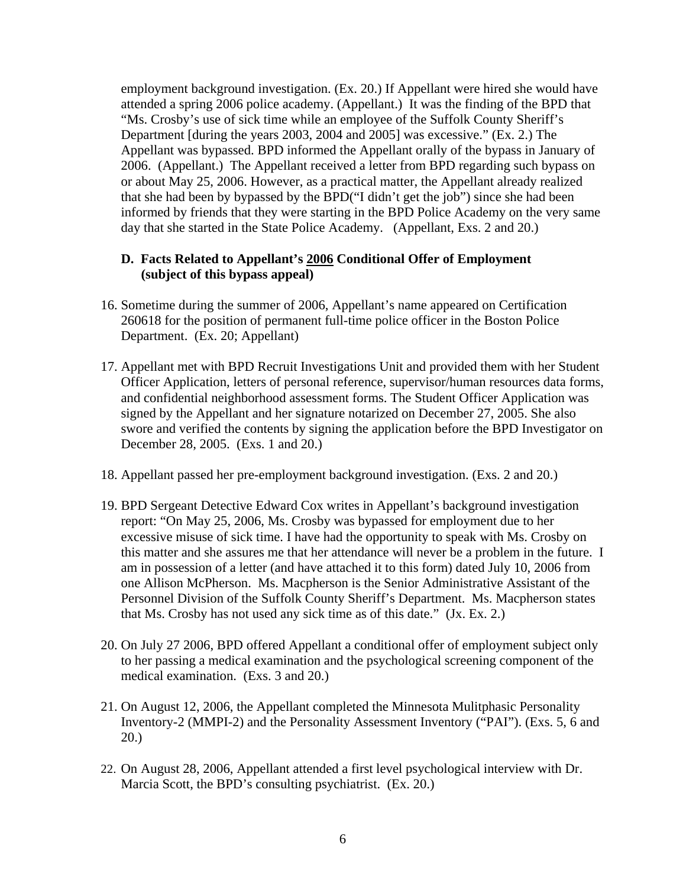employment background investigation. (Ex. 20.) If Appellant were hired she would have attended a spring 2006 police academy. (Appellant.) It was the finding of the BPD that "Ms. Crosby's use of sick time while an employee of the Suffolk County Sheriff's Department [during the years 2003, 2004 and 2005] was excessive." (Ex. 2.) The Appellant was bypassed. BPD informed the Appellant orally of the bypass in January of 2006. (Appellant.) The Appellant received a letter from BPD regarding such bypass on or about May 25, 2006. However, as a practical matter, the Appellant already realized that she had been by bypassed by the BPD("I didn't get the job") since she had been informed by friends that they were starting in the BPD Police Academy on the very same day that she started in the State Police Academy. (Appellant, Exs. 2 and 20.)

### D. Facts Related to Appellant's 2006 Conditional Offer of Employment (subject of this bypass appeal)

16. Sometime during the summer of 2006, Appellant's name appeared on Certification 260618 for the position of permanent full-time police officer in the Boston Police Department. (Ex. 20; Appellant)

17. Appellant met with BPD Recruit Investigations Unit and provided them with her Student Officer Application, letters of personal reference, supervisor/human resources data forms, and confidential neighborhood assessment forms. The Student Officer Application was signed by the Appellant and her signature notarized on December 27, 2005. She also swore and verified the contents by signing the application before the BPD Investigator on December 28, 2005. (Exs. 1 and 20.)

18. Appellant passed her pre-employment background investigation. (Exs. 2 and 20.)

19. BPD Sergeant Detective Edward Cox writes in Appellant's background investigation report: "On May 25, 2006, Ms. Crosby was bypassed for employment due to her excessive misuse of sick time. I have had the opportunity to speak with Ms. Crosby on this matter and she assures me that her attendance will never be a problem in the future. I am in possession of a letter (and have attached it to this form) dated July 10, 2006 from one Allison McPherson. Ms. Macpherson is the Senior Administrative Assistant of the Personnel Division of the Suffolk County Sheriff's Department. Ms. Macpherson states that Ms. Crosby has not used any sick time as of this date." (Jx. Ex. 2.)

20. On July 27 2006, BPD offered Appellant a conditional offer of employment subject only to her passing a medical examination and the psychological screening component of the medical examination. (Exs. 3 and 20.)

21. On August 12, 2006, the Appellant completed the Minnesota Mulitphasic Personality Inventory-2 (MMPI-2) and the Personality Assessment Inventory ("PAI"). (Exs. 5, 6 and 20.)

22. On August 28, 2006, Appellant attended a first level psychological interview with Dr. Marcia Scott, the BPD's consulting psychiatrist. (Ex. 20.)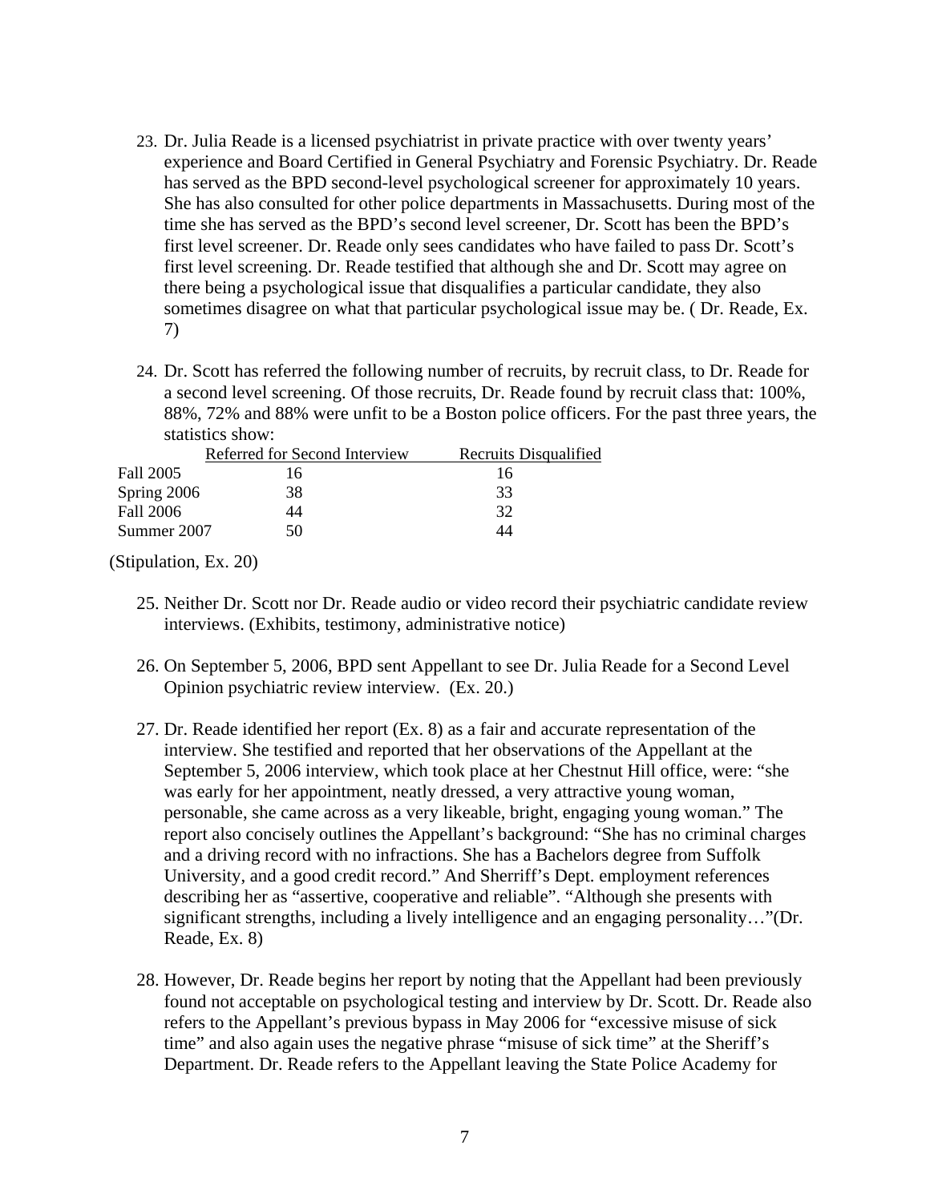23. Dr. Julia Reade is a licensed psychiatrist in private practice with over twenty years' experience and Board Certified in General Psychiatry and Forensic Psychiatry. Dr. Reade has served as the BPD second-level psychological screener for approximately 10 years. She has also consulted for other police departments in Massachusetts. During most of the time she has served as the BPD's second level screener, Dr. Scott has been the BPD's first level screener. Dr. Reade only sees candidates who have failed to pass Dr. Scott's first level screening. Dr. Reade testified that although she and Dr. Scott may agree on there being a psychological issue that disqualifies a particular candidate, they also sometimes disagree on what that particular psychological issue may be. ( Dr. Reade, Ex. 7)

24. Dr. Scott has referred the following number of recruits, by recruit class, to Dr. Reade for a second level screening. Of those recruits, Dr. Reade found by recruit class that: 100%, 88%, 72% and 88% were unfit to be a Boston police officers. For the past three years, the statistics show:

| | Referred for Second Interview | Recruits Disqualified |
|---|---|---|
| Fall 2005 | 16 | 16 |
| Spring 2006 | 38 | 33 |
| Fall 2006 | 44 | 32 |
| Summer 2007 | 50 | 44 |

(Stipulation, Ex. 20)

25. Neither Dr. Scott nor Dr. Reade audio or video record their psychiatric candidate review interviews. (Exhibits, testimony, administrative notice)

26. On September 5, 2006, BPD sent Appellant to see Dr. Julia Reade for a Second Level Opinion psychiatric review interview. (Ex. 20.)

27. Dr. Reade identified her report (Ex. 8) as a fair and accurate representation of the interview. She testified and reported that her observations of the Appellant at the September 5, 2006 interview, which took place at her Chestnut Hill office, were: "she was early for her appointment, neatly dressed, a very attractive young woman, personable, she came across as a very likeable, bright, engaging young woman." The report also concisely outlines the Appellant's background: "She has no criminal charges and a driving record with no infractions. She has a Bachelors degree from Suffolk University, and a good credit record." And Sherriff's Dept. employment references describing her as "assertive, cooperative and reliable". "Although she presents with significant strengths, including a lively intelligence and an engaging personality…"(Dr. Reade, Ex. 8)

28. However, Dr. Reade begins her report by noting that the Appellant had been previously found not acceptable on psychological testing and interview by Dr. Scott. Dr. Reade also refers to the Appellant's previous bypass in May 2006 for "excessive misuse of sick time" and also again uses the negative phrase "misuse of sick time" at the Sheriff's Department. Dr. Reade refers to the Appellant leaving the State Police Academy for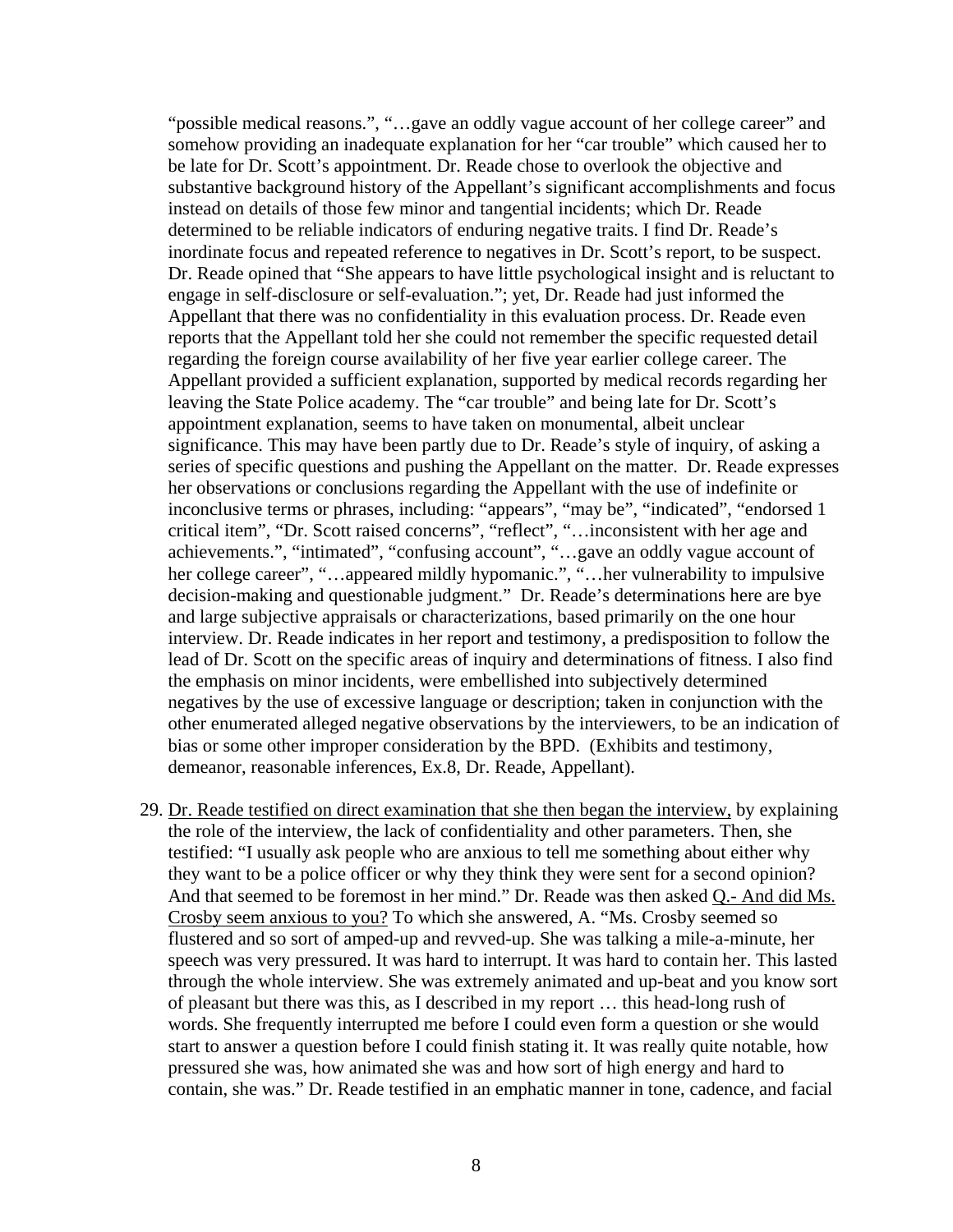"possible medical reasons.", "…gave an oddly vague account of her college career" and somehow providing an inadequate explanation for her "car trouble" which caused her to be late for Dr. Scott's appointment. Dr. Reade chose to overlook the objective and substantive background history of the Appellant's significant accomplishments and focus instead on details of those few minor and tangential incidents; which Dr. Reade determined to be reliable indicators of enduring negative traits. I find Dr. Reade's inordinate focus and repeated reference to negatives in Dr. Scott's report, to be suspect. Dr. Reade opined that "She appears to have little psychological insight and is reluctant to engage in self-disclosure or self-evaluation."; yet, Dr. Reade had just informed the Appellant that there was no confidentiality in this evaluation process. Dr. Reade even reports that the Appellant told her she could not remember the specific requested detail regarding the foreign course availability of her five year earlier college career. The Appellant provided a sufficient explanation, supported by medical records regarding her leaving the State Police academy. The "car trouble" and being late for Dr. Scott's appointment explanation, seems to have taken on monumental, albeit unclear significance. This may have been partly due to Dr. Reade's style of inquiry, of asking a series of specific questions and pushing the Appellant on the matter. Dr. Reade expresses her observations or conclusions regarding the Appellant with the use of indefinite or inconclusive terms or phrases, including: "appears", "may be", "indicated", "endorsed 1 critical item", "Dr. Scott raised concerns", "reflect", "…inconsistent with her age and achievements.", "intimated", "confusing account", "…gave an oddly vague account of her college career", "…appeared mildly hypomanic.", "…her vulnerability to impulsive decision-making and questionable judgment." Dr. Reade's determinations here are bye and large subjective appraisals or characterizations, based primarily on the one hour interview. Dr. Reade indicates in her report and testimony, a predisposition to follow the lead of Dr. Scott on the specific areas of inquiry and determinations of fitness. I also find the emphasis on minor incidents, were embellished into subjectively determined negatives by the use of excessive language or description; taken in conjunction with the other enumerated alleged negative observations by the interviewers, to be an indication of bias or some other improper consideration by the BPD. (Exhibits and testimony, demeanor, reasonable inferences, Ex.8, Dr. Reade, Appellant).

29. Dr. Reade testified on direct examination that she then began the interview, by explaining the role of the interview, the lack of confidentiality and other parameters. Then, she testified: "I usually ask people who are anxious to tell me something about either why they want to be a police officer or why they think they were sent for a second opinion? And that seemed to be foremost in her mind." Dr. Reade was then asked Q.- And did Ms. Crosby seem anxious to you? To which she answered, A. "Ms. Crosby seemed so flustered and so sort of amped-up and revved-up. She was talking a mile-a-minute, her speech was very pressured. It was hard to interrupt. It was hard to contain her. This lasted through the whole interview. She was extremely animated and up-beat and you know sort of pleasant but there was this, as I described in my report … this head-long rush of words. She frequently interrupted me before I could even form a question or she would start to answer a question before I could finish stating it. It was really quite notable, how pressured she was, how animated she was and how sort of high energy and hard to contain, she was." Dr. Reade testified in an emphatic manner in tone, cadence, and facial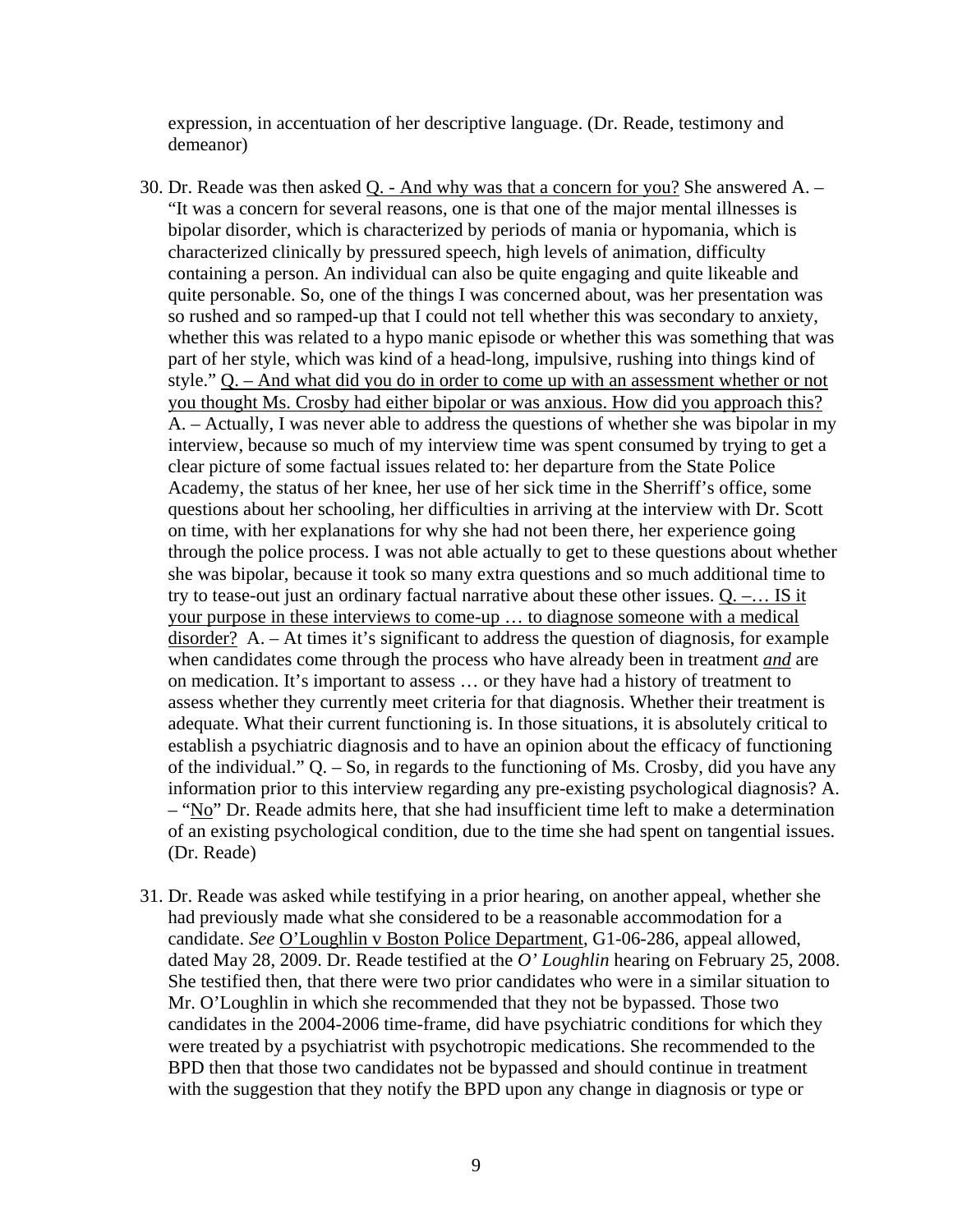expression, in accentuation of her descriptive language. (Dr. Reade, testimony and demeanor)

30. Dr. Reade was then asked <u>Q. - And why was that a concern for you?</u> She answered A. – "It was a concern for several reasons, one is that one of the major mental illnesses is bipolar disorder, which is characterized by periods of mania or hypomania, which is characterized clinically by pressured speech, high levels of animation, difficulty containing a person. An individual can also be quite engaging and quite likeable and quite personable. So, one of the things I was concerned about, was her presentation was so rushed and so ramped-up that I could not tell whether this was secondary to anxiety, whether this was related to a hypo manic episode or whether this was something that was part of her style, which was kind of a head-long, impulsive, rushing into things kind of style." <u>Q. – And what did you do in order to come up with an assessment whether or not you thought Ms. Crosby had either bipolar or was anxious. How did you approach this?</u> A. – Actually, I was never able to address the questions of whether she was bipolar in my interview, because so much of my interview time was spent consumed by trying to get a clear picture of some factual issues related to: her departure from the State Police Academy, the status of her knee, her use of her sick time in the Sherriff's office, some questions about her schooling, her difficulties in arriving at the interview with Dr. Scott on time, with her explanations for why she had not been there, her experience going through the police process. I was not able actually to get to these questions about whether she was bipolar, because it took so many extra questions and so much additional time to try to tease-out just an ordinary factual narrative about these other issues. <u>Q. –… IS it your purpose in these interviews to come-up … to diagnose someone with a medical disorder?</u> A. – At times it's significant to address the question of diagnosis, for example when candidates come through the process who have already been in treatment <u>*and*</u> are on medication. It's important to assess … or they have had a history of treatment to assess whether they currently meet criteria for that diagnosis. Whether their treatment is adequate. What their current functioning is. In those situations, it is absolutely critical to establish a psychiatric diagnosis and to have an opinion about the efficacy of functioning of the individual." Q. – So, in regards to the functioning of Ms. Crosby, did you have any information prior to this interview regarding any pre-existing psychological diagnosis? A. – "<u>No</u>" Dr. Reade admits here, that she had insufficient time left to make a determination of an existing psychological condition, due to the time she had spent on tangential issues. (Dr. Reade)

31. Dr. Reade was asked while testifying in a prior hearing, on another appeal, whether she had previously made what she considered to be a reasonable accommodation for a candidate. *See* <u>O'Loughlin v Boston Police Department</u>, G1-06-286, appeal allowed, dated May 28, 2009. Dr. Reade testified at the *O' Loughlin* hearing on February 25, 2008. She testified then, that there were two prior candidates who were in a similar situation to Mr. O'Loughlin in which she recommended that they not be bypassed. Those two candidates in the 2004-2006 time-frame, did have psychiatric conditions for which they were treated by a psychiatrist with psychotropic medications. She recommended to the BPD then that those two candidates not be bypassed and should continue in treatment with the suggestion that they notify the BPD upon any change in diagnosis or type or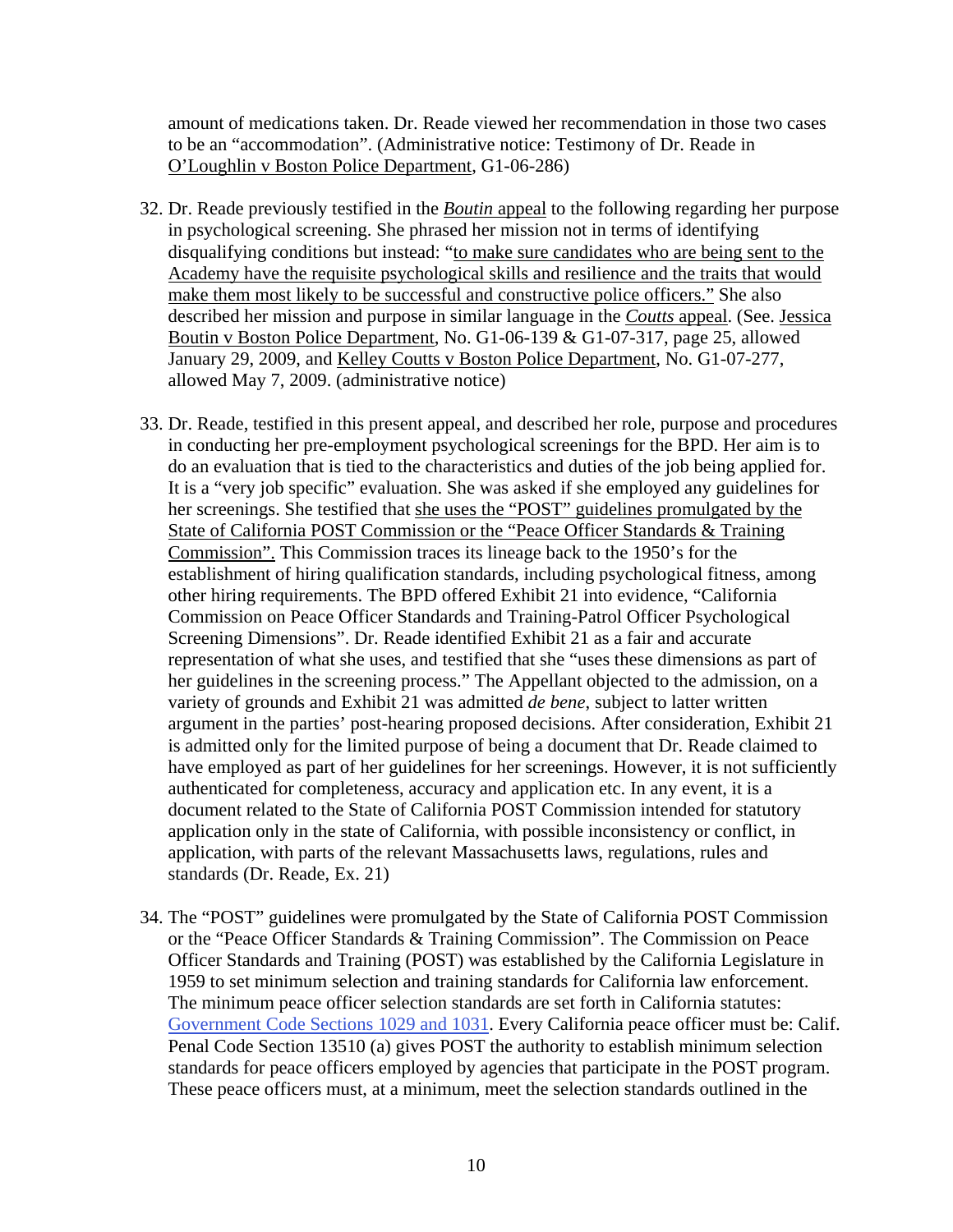amount of medications taken. Dr. Reade viewed her recommendation in those two cases to be an "accommodation". (Administrative notice: Testimony of Dr. Reade in O'Loughlin v Boston Police Department, G1-06-286)

32. Dr. Reade previously testified in the *Boutin* appeal to the following regarding her purpose in psychological screening. She phrased her mission not in terms of identifying disqualifying conditions but instead: "to make sure candidates who are being sent to the Academy have the requisite psychological skills and resilience and the traits that would make them most likely to be successful and constructive police officers." She also described her mission and purpose in similar language in the *Coutts* appeal. (See. Jessica Boutin v Boston Police Department, No. G1-06-139 & G1-07-317, page 25, allowed January 29, 2009, and Kelley Coutts v Boston Police Department, No. G1-07-277, allowed May 7, 2009. (administrative notice)

33. Dr. Reade, testified in this present appeal, and described her role, purpose and procedures in conducting her pre-employment psychological screenings for the BPD. Her aim is to do an evaluation that is tied to the characteristics and duties of the job being applied for. It is a "very job specific" evaluation. She was asked if she employed any guidelines for her screenings. She testified that she uses the "POST" guidelines promulgated by the State of California POST Commission or the "Peace Officer Standards & Training Commission". This Commission traces its lineage back to the 1950's for the establishment of hiring qualification standards, including psychological fitness, among other hiring requirements. The BPD offered Exhibit 21 into evidence, "California Commission on Peace Officer Standards and Training-Patrol Officer Psychological Screening Dimensions". Dr. Reade identified Exhibit 21 as a fair and accurate representation of what she uses, and testified that she "uses these dimensions as part of her guidelines in the screening process." The Appellant objected to the admission, on a variety of grounds and Exhibit 21 was admitted *de bene*, subject to latter written argument in the parties' post-hearing proposed decisions. After consideration, Exhibit 21 is admitted only for the limited purpose of being a document that Dr. Reade claimed to have employed as part of her guidelines for her screenings. However, it is not sufficiently authenticated for completeness, accuracy and application etc. In any event, it is a document related to the State of California POST Commission intended for statutory application only in the state of California, with possible inconsistency or conflict, in application, with parts of the relevant Massachusetts laws, regulations, rules and standards (Dr. Reade, Ex. 21)

34. The "POST" guidelines were promulgated by the State of California POST Commission or the "Peace Officer Standards & Training Commission". The Commission on Peace Officer Standards and Training (POST) was established by the California Legislature in 1959 to set minimum selection and training standards for California law enforcement. The minimum peace officer selection standards are set forth in California statutes: Government Code Sections 1029 and 1031. Every California peace officer must be: Calif. Penal Code Section 13510 (a) gives POST the authority to establish minimum selection standards for peace officers employed by agencies that participate in the POST program. These peace officers must, at a minimum, meet the selection standards outlined in the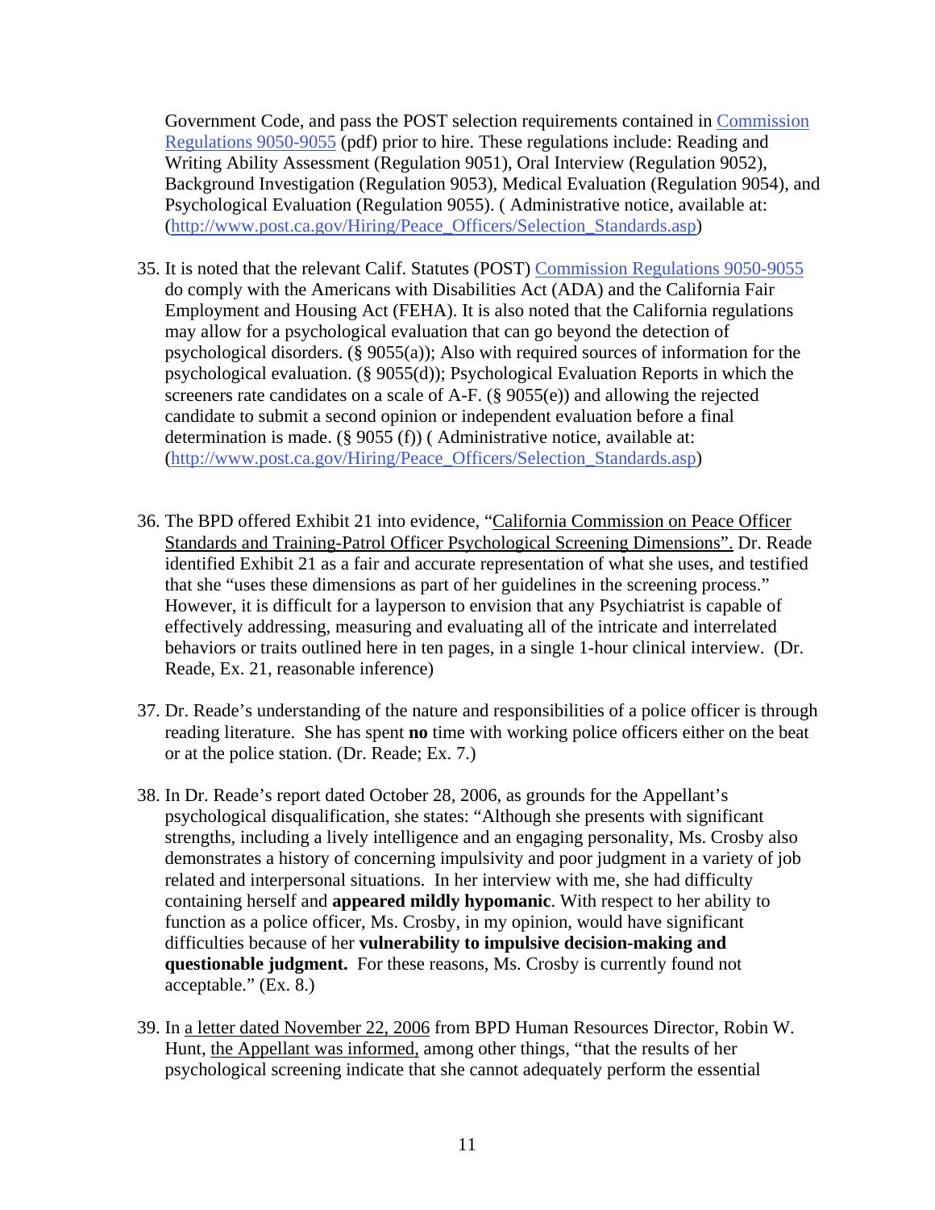Government Code, and pass the POST selection requirements contained in Commission Regulations 9050-9055 (pdf) prior to hire. These regulations include: Reading and Writing Ability Assessment (Regulation 9051), Oral Interview (Regulation 9052), Background Investigation (Regulation 9053), Medical Evaluation (Regulation 9054), and Psychological Evaluation (Regulation 9055). ( Administrative notice, available at: (http://www.post.ca.gov/Hiring/Peace_Officers/Selection_Standards.asp)

35. It is noted that the relevant Calif. Statutes (POST) Commission Regulations 9050-9055 do comply with the Americans with Disabilities Act (ADA) and the California Fair Employment and Housing Act (FEHA). It is also noted that the California regulations may allow for a psychological evaluation that can go beyond the detection of psychological disorders. (§ 9055(a)); Also with required sources of information for the psychological evaluation. (§ 9055(d)); Psychological Evaluation Reports in which the screeners rate candidates on a scale of A-F. (§ 9055(e)) and allowing the rejected candidate to submit a second opinion or independent evaluation before a final determination is made. (§ 9055 (f)) ( Administrative notice, available at: (http://www.post.ca.gov/Hiring/Peace_Officers/Selection_Standards.asp)

36. The BPD offered Exhibit 21 into evidence, "California Commission on Peace Officer Standards and Training-Patrol Officer Psychological Screening Dimensions". Dr. Reade identified Exhibit 21 as a fair and accurate representation of what she uses, and testified that she "uses these dimensions as part of her guidelines in the screening process." However, it is difficult for a layperson to envision that any Psychiatrist is capable of effectively addressing, measuring and evaluating all of the intricate and interrelated behaviors or traits outlined here in ten pages, in a single 1-hour clinical interview. (Dr. Reade, Ex. 21, reasonable inference)

37. Dr. Reade's understanding of the nature and responsibilities of a police officer is through reading literature. She has spent **no** time with working police officers either on the beat or at the police station. (Dr. Reade; Ex. 7.)

38. In Dr. Reade's report dated October 28, 2006, as grounds for the Appellant's psychological disqualification, she states: "Although she presents with significant strengths, including a lively intelligence and an engaging personality, Ms. Crosby also demonstrates a history of concerning impulsivity and poor judgment in a variety of job related and interpersonal situations. In her interview with me, she had difficulty containing herself and **appeared mildly hypomanic**. With respect to her ability to function as a police officer, Ms. Crosby, in my opinion, would have significant difficulties because of her **vulnerability to impulsive decision-making and questionable judgment.** For these reasons, Ms. Crosby is currently found not acceptable." (Ex. 8.)

39. In a letter dated November 22, 2006 from BPD Human Resources Director, Robin W. Hunt, the Appellant was informed, among other things, "that the results of her psychological screening indicate that she cannot adequately perform the essential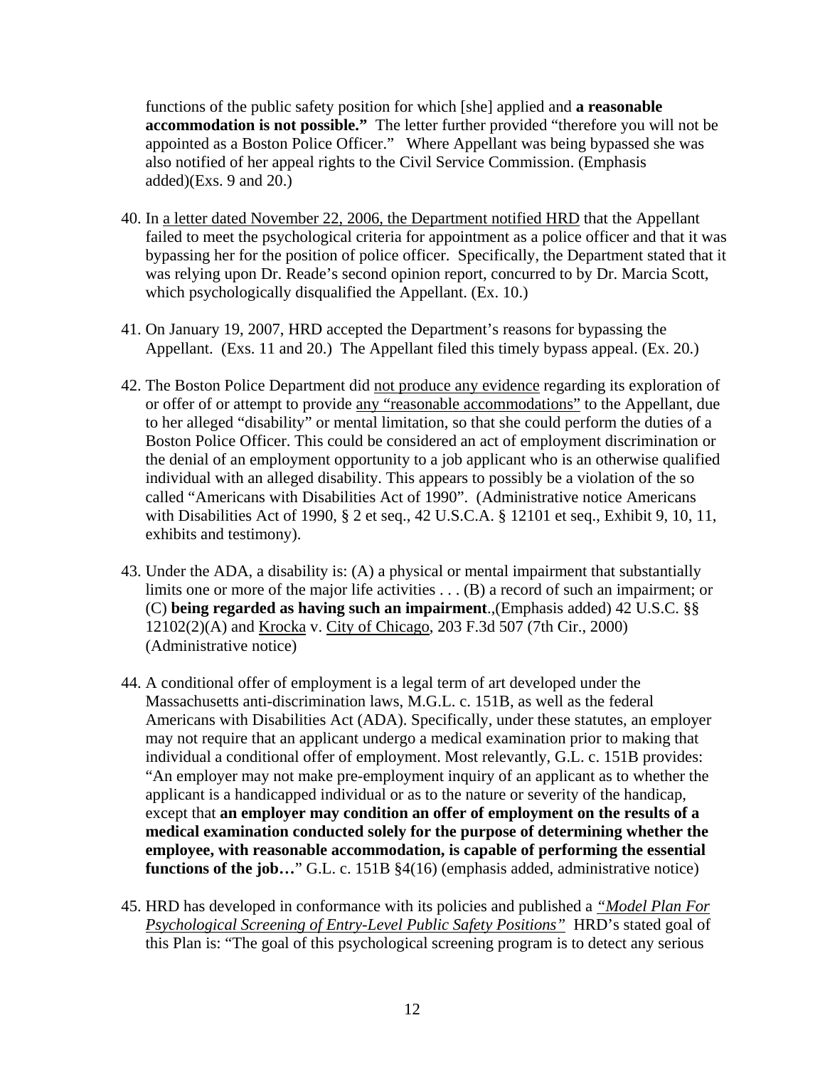functions of the public safety position for which [she] applied and **a reasonable accommodation is not possible."** The letter further provided "therefore you will not be appointed as a Boston Police Officer." Where Appellant was being bypassed she was also notified of her appeal rights to the Civil Service Commission. (Emphasis added)(Exs. 9 and 20.)

40. In <u>a letter dated November 22, 2006, the Department notified HRD</u> that the Appellant failed to meet the psychological criteria for appointment as a police officer and that it was bypassing her for the position of police officer. Specifically, the Department stated that it was relying upon Dr. Reade's second opinion report, concurred to by Dr. Marcia Scott, which psychologically disqualified the Appellant. (Ex. 10.)

41. On January 19, 2007, HRD accepted the Department's reasons for bypassing the Appellant. (Exs. 11 and 20.) The Appellant filed this timely bypass appeal. (Ex. 20.)

42. The Boston Police Department did <u>not produce any evidence</u> regarding its exploration of or offer of or attempt to provide <u>any "reasonable accommodations"</u> to the Appellant, due to her alleged "disability" or mental limitation, so that she could perform the duties of a Boston Police Officer. This could be considered an act of employment discrimination or the denial of an employment opportunity to a job applicant who is an otherwise qualified individual with an alleged disability. This appears to possibly be a violation of the so called "Americans with Disabilities Act of 1990". (Administrative notice Americans with Disabilities Act of 1990, § 2 et seq., 42 U.S.C.A. § 12101 et seq., Exhibit 9, 10, 11, exhibits and testimony).

43. Under the ADA, a disability is: (A) a physical or mental impairment that substantially limits one or more of the major life activities . . . (B) a record of such an impairment; or (C) **being regarded as having such an impairment**.,(Emphasis added) 42 U.S.C. §§ 12102(2)(A) and <u>Krocka</u> v. <u>City of Chicago</u>, 203 F.3d 507 (7th Cir., 2000) (Administrative notice)

44. A conditional offer of employment is a legal term of art developed under the Massachusetts anti-discrimination laws, M.G.L. c. 151B, as well as the federal Americans with Disabilities Act (ADA). Specifically, under these statutes, an employer may not require that an applicant undergo a medical examination prior to making that individual a conditional offer of employment. Most relevantly, G.L. c. 151B provides: "An employer may not make pre-employment inquiry of an applicant as to whether the applicant is a handicapped individual or as to the nature or severity of the handicap, except that **an employer may condition an offer of employment on the results of a medical examination conducted solely for the purpose of determining whether the employee, with reasonable accommodation, is capable of performing the essential functions of the job…**" G.L. c. 151B §4(16) (emphasis added, administrative notice)

45. HRD has developed in conformance with its policies and published a <u>*"Model Plan For Psychological Screening of Entry-Level Public Safety Positions"*</u> HRD's stated goal of this Plan is: "The goal of this psychological screening program is to detect any serious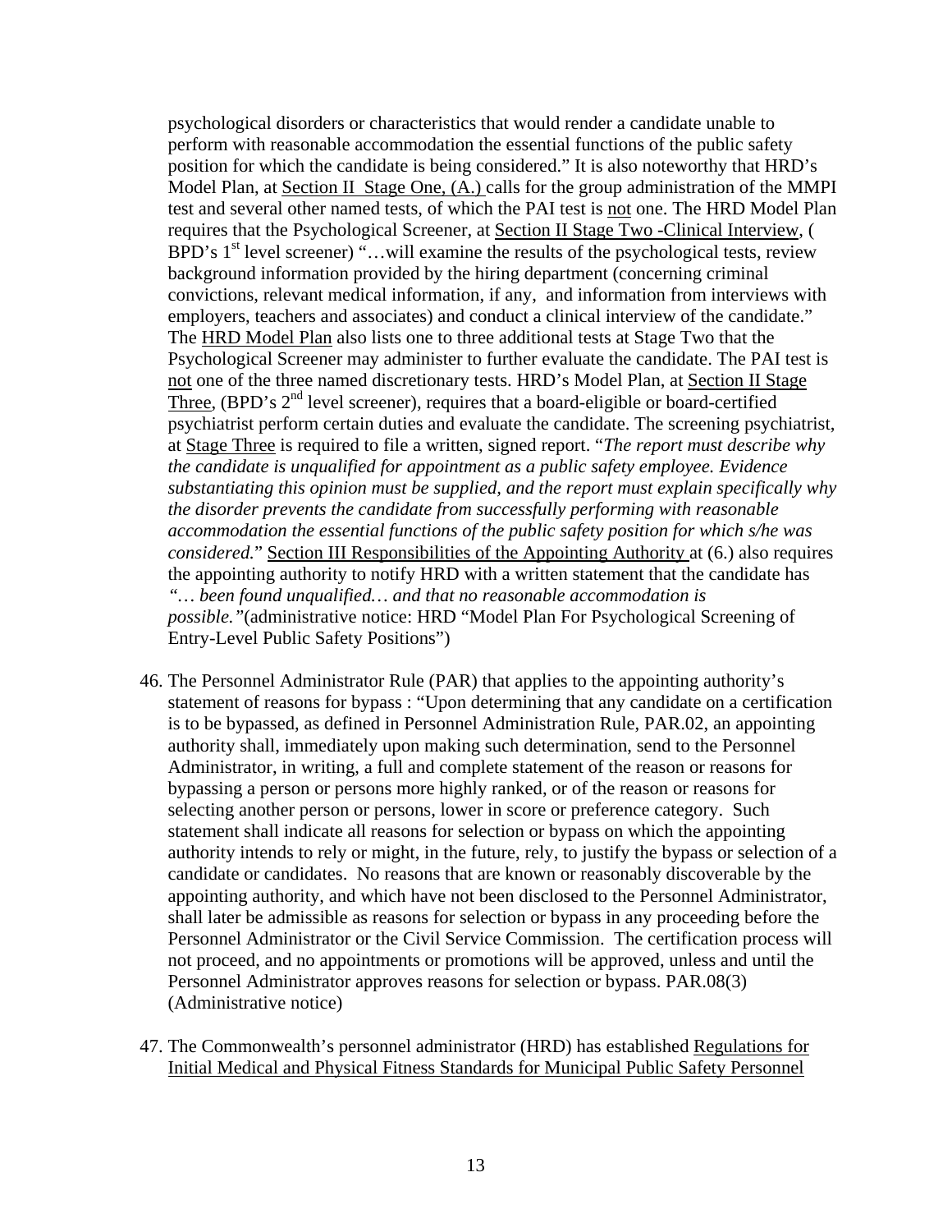psychological disorders or characteristics that would render a candidate unable to perform with reasonable accommodation the essential functions of the public safety position for which the candidate is being considered." It is also noteworthy that HRD's Model Plan, at Section II Stage One, (A.) calls for the group administration of the MMPI test and several other named tests, of which the PAI test is not one. The HRD Model Plan requires that the Psychological Screener, at Section II Stage Two -Clinical Interview, ( BPD's 1st level screener) "…will examine the results of the psychological tests, review background information provided by the hiring department (concerning criminal convictions, relevant medical information, if any, and information from interviews with employers, teachers and associates) and conduct a clinical interview of the candidate." The HRD Model Plan also lists one to three additional tests at Stage Two that the Psychological Screener may administer to further evaluate the candidate. The PAI test is not one of the three named discretionary tests. HRD's Model Plan, at Section II Stage Three, (BPD's 2nd level screener), requires that a board-eligible or board-certified psychiatrist perform certain duties and evaluate the candidate. The screening psychiatrist, at Stage Three is required to file a written, signed report. "*The report must describe why the candidate is unqualified for appointment as a public safety employee. Evidence substantiating this opinion must be supplied, and the report must explain specifically why the disorder prevents the candidate from successfully performing with reasonable accommodation the essential functions of the public safety position for which s/he was considered.*" Section III Responsibilities of the Appointing Authority at (6.) also requires the appointing authority to notify HRD with a written statement that the candidate has *"… been found unqualified… and that no reasonable accommodation is possible."*(administrative notice: HRD "Model Plan For Psychological Screening of Entry-Level Public Safety Positions")

46. The Personnel Administrator Rule (PAR) that applies to the appointing authority's statement of reasons for bypass : "Upon determining that any candidate on a certification is to be bypassed, as defined in Personnel Administration Rule, PAR.02, an appointing authority shall, immediately upon making such determination, send to the Personnel Administrator, in writing, a full and complete statement of the reason or reasons for bypassing a person or persons more highly ranked, or of the reason or reasons for selecting another person or persons, lower in score or preference category. Such statement shall indicate all reasons for selection or bypass on which the appointing authority intends to rely or might, in the future, rely, to justify the bypass or selection of a candidate or candidates. No reasons that are known or reasonably discoverable by the appointing authority, and which have not been disclosed to the Personnel Administrator, shall later be admissible as reasons for selection or bypass in any proceeding before the Personnel Administrator or the Civil Service Commission. The certification process will not proceed, and no appointments or promotions will be approved, unless and until the Personnel Administrator approves reasons for selection or bypass. PAR.08(3) (Administrative notice)

47. The Commonwealth's personnel administrator (HRD) has established Regulations for Initial Medical and Physical Fitness Standards for Municipal Public Safety Personnel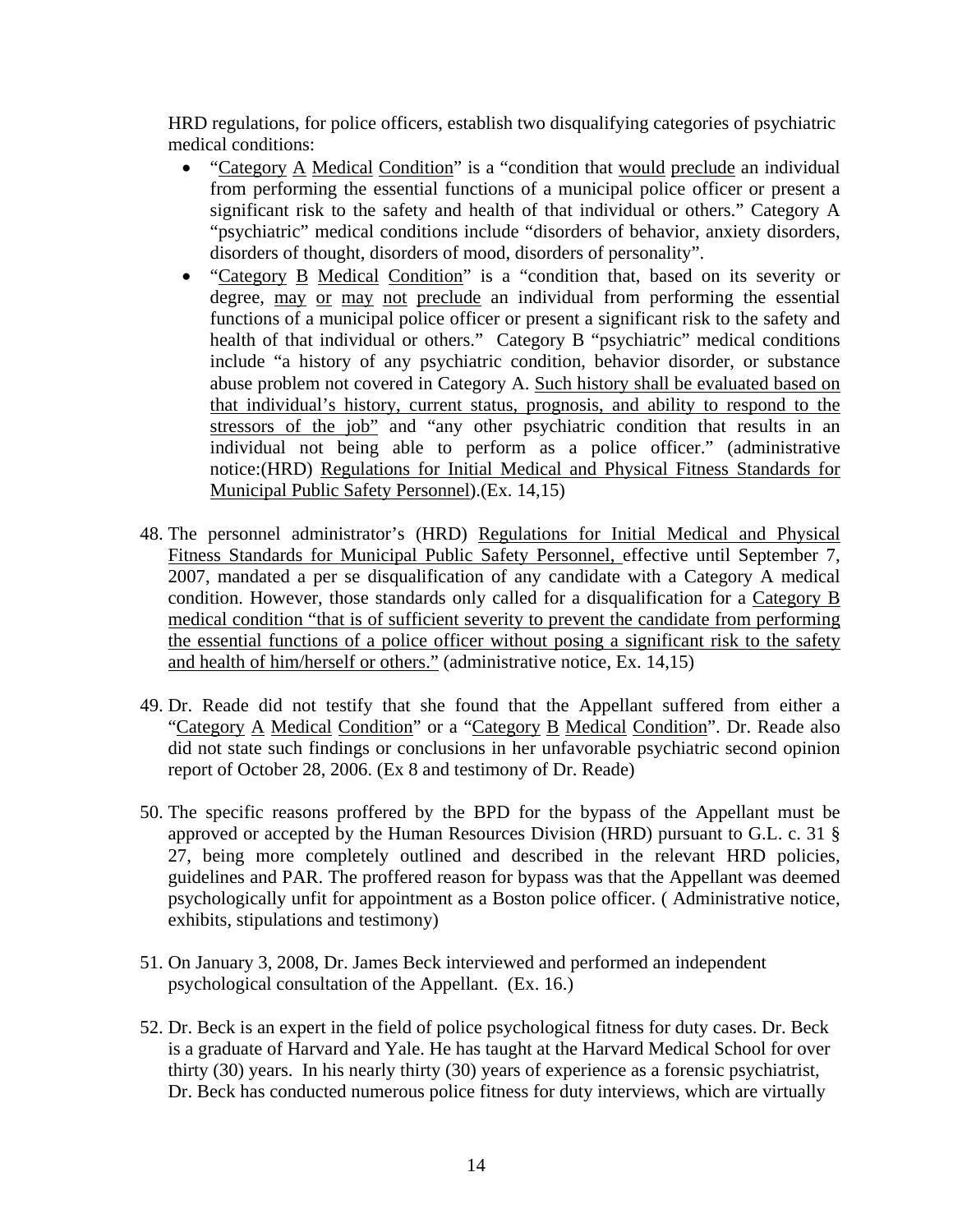HRD regulations, for police officers, establish two disqualifying categories of psychiatric medical conditions:

- "Category A Medical Condition" is a "condition that would preclude an individual from performing the essential functions of a municipal police officer or present a significant risk to the safety and health of that individual or others." Category A "psychiatric" medical conditions include "disorders of behavior, anxiety disorders, disorders of thought, disorders of mood, disorders of personality".
- "Category B Medical Condition" is a "condition that, based on its severity or degree, may or may not preclude an individual from performing the essential functions of a municipal police officer or present a significant risk to the safety and health of that individual or others." Category B "psychiatric" medical conditions include "a history of any psychiatric condition, behavior disorder, or substance abuse problem not covered in Category A. Such history shall be evaluated based on that individual's history, current status, prognosis, and ability to respond to the stressors of the job" and "any other psychiatric condition that results in an individual not being able to perform as a police officer." (administrative notice:(HRD) Regulations for Initial Medical and Physical Fitness Standards for Municipal Public Safety Personnel).(Ex. 14,15)

48. The personnel administrator's (HRD) Regulations for Initial Medical and Physical Fitness Standards for Municipal Public Safety Personnel, effective until September 7, 2007, mandated a per se disqualification of any candidate with a Category A medical condition. However, those standards only called for a disqualification for a Category B medical condition "that is of sufficient severity to prevent the candidate from performing the essential functions of a police officer without posing a significant risk to the safety and health of him/herself or others." (administrative notice, Ex. 14,15)

49. Dr. Reade did not testify that she found that the Appellant suffered from either a "Category A Medical Condition" or a "Category B Medical Condition". Dr. Reade also did not state such findings or conclusions in her unfavorable psychiatric second opinion report of October 28, 2006. (Ex 8 and testimony of Dr. Reade)

50. The specific reasons proffered by the BPD for the bypass of the Appellant must be approved or accepted by the Human Resources Division (HRD) pursuant to G.L. c. 31 § 27, being more completely outlined and described in the relevant HRD policies, guidelines and PAR. The proffered reason for bypass was that the Appellant was deemed psychologically unfit for appointment as a Boston police officer. ( Administrative notice, exhibits, stipulations and testimony)

51. On January 3, 2008, Dr. James Beck interviewed and performed an independent psychological consultation of the Appellant. (Ex. 16.)

52. Dr. Beck is an expert in the field of police psychological fitness for duty cases. Dr. Beck is a graduate of Harvard and Yale. He has taught at the Harvard Medical School for over thirty (30) years. In his nearly thirty (30) years of experience as a forensic psychiatrist, Dr. Beck has conducted numerous police fitness for duty interviews, which are virtually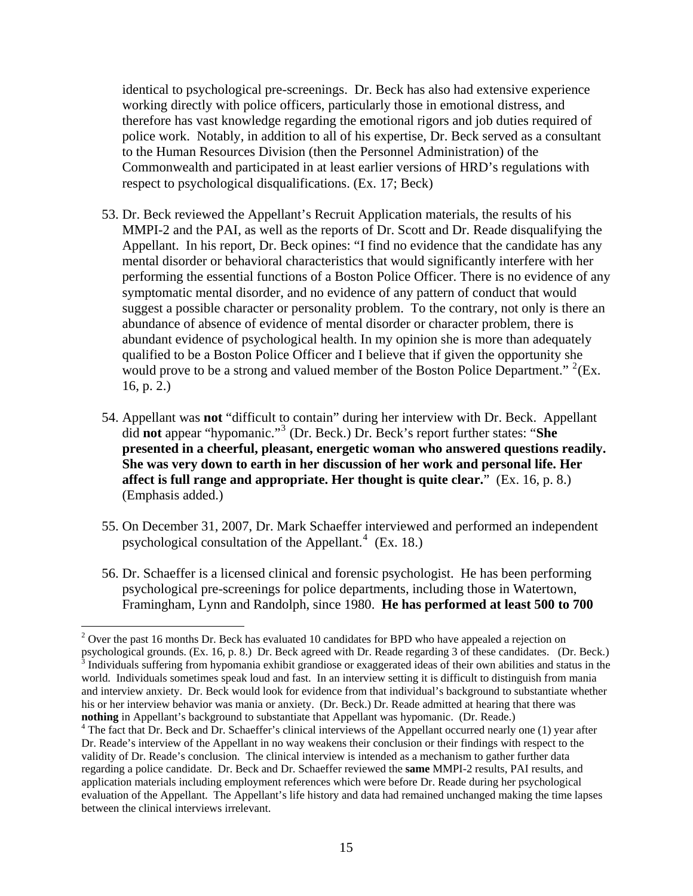identical to psychological pre-screenings. Dr. Beck has also had extensive experience working directly with police officers, particularly those in emotional distress, and therefore has vast knowledge regarding the emotional rigors and job duties required of police work. Notably, in addition to all of his expertise, Dr. Beck served as a consultant to the Human Resources Division (then the Personnel Administration) of the Commonwealth and participated in at least earlier versions of HRD's regulations with respect to psychological disqualifications. (Ex. 17; Beck)

53. Dr. Beck reviewed the Appellant's Recruit Application materials, the results of his MMPI-2 and the PAI, as well as the reports of Dr. Scott and Dr. Reade disqualifying the Appellant. In his report, Dr. Beck opines: "I find no evidence that the candidate has any mental disorder or behavioral characteristics that would significantly interfere with her performing the essential functions of a Boston Police Officer. There is no evidence of any symptomatic mental disorder, and no evidence of any pattern of conduct that would suggest a possible character or personality problem. To the contrary, not only is there an abundance of absence of evidence of mental disorder or character problem, there is abundant evidence of psychological health. In my opinion she is more than adequately qualified to be a Boston Police Officer and I believe that if given the opportunity she would prove to be a strong and valued member of the Boston Police Department." [2](Ex. 16, p. 2.)

54. Appellant was **not** "difficult to contain" during her interview with Dr. Beck. Appellant did **not** appear "hypomanic."[3] (Dr. Beck.) Dr. Beck's report further states: "**She presented in a cheerful, pleasant, energetic woman who answered questions readily. She was very down to earth in her discussion of her work and personal life. Her affect is full range and appropriate. Her thought is quite clear.**" (Ex. 16, p. 8.) (Emphasis added.)

55. On December 31, 2007, Dr. Mark Schaeffer interviewed and performed an independent psychological consultation of the Appellant.[4] (Ex. 18.)

56. Dr. Schaeffer is a licensed clinical and forensic psychologist. He has been performing psychological pre-screenings for police departments, including those in Watertown, Framingham, Lynn and Randolph, since 1980. **He has performed at least 500 to 700**

---

[2] Over the past 16 months Dr. Beck has evaluated 10 candidates for BPD who have appealed a rejection on psychological grounds. (Ex. 16, p. 8.) Dr. Beck agreed with Dr. Reade regarding 3 of these candidates. (Dr. Beck.)

[3] Individuals suffering from hypomania exhibit grandiose or exaggerated ideas of their own abilities and status in the world. Individuals sometimes speak loud and fast. In an interview setting it is difficult to distinguish from mania and interview anxiety. Dr. Beck would look for evidence from that individual's background to substantiate whether his or her interview behavior was mania or anxiety. (Dr. Beck.) Dr. Reade admitted at hearing that there was **nothing** in Appellant's background to substantiate that Appellant was hypomanic. (Dr. Reade.)

[4] The fact that Dr. Beck and Dr. Schaeffer's clinical interviews of the Appellant occurred nearly one (1) year after Dr. Reade's interview of the Appellant in no way weakens their conclusion or their findings with respect to the validity of Dr. Reade's conclusion. The clinical interview is intended as a mechanism to gather further data regarding a police candidate. Dr. Beck and Dr. Schaeffer reviewed the **same** MMPI-2 results, PAI results, and application materials including employment references which were before Dr. Reade during her psychological evaluation of the Appellant. The Appellant's life history and data had remained unchanged making the time lapses between the clinical interviews irrelevant.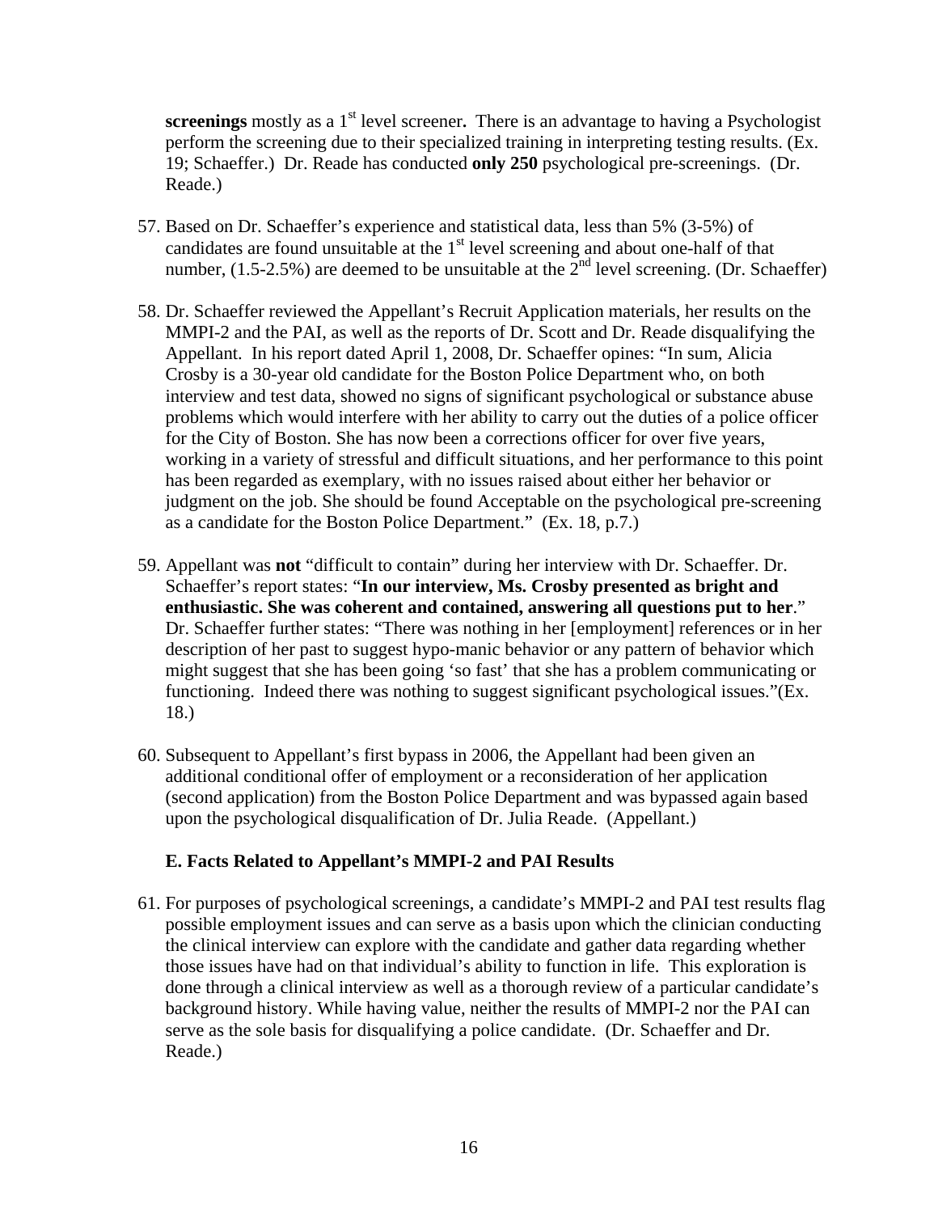**screenings** mostly as a 1st level screener**.** There is an advantage to having a Psychologist perform the screening due to their specialized training in interpreting testing results. (Ex. 19; Schaeffer.) Dr. Reade has conducted **only 250** psychological pre-screenings. (Dr. Reade.)

57. Based on Dr. Schaeffer's experience and statistical data, less than 5% (3-5%) of candidates are found unsuitable at the 1st level screening and about one-half of that number, (1.5-2.5%) are deemed to be unsuitable at the 2nd level screening. (Dr. Schaeffer)

58. Dr. Schaeffer reviewed the Appellant's Recruit Application materials, her results on the MMPI-2 and the PAI, as well as the reports of Dr. Scott and Dr. Reade disqualifying the Appellant. In his report dated April 1, 2008, Dr. Schaeffer opines: "In sum, Alicia Crosby is a 30-year old candidate for the Boston Police Department who, on both interview and test data, showed no signs of significant psychological or substance abuse problems which would interfere with her ability to carry out the duties of a police officer for the City of Boston. She has now been a corrections officer for over five years, working in a variety of stressful and difficult situations, and her performance to this point has been regarded as exemplary, with no issues raised about either her behavior or judgment on the job. She should be found Acceptable on the psychological pre-screening as a candidate for the Boston Police Department." (Ex. 18, p.7.)

59. Appellant was **not** "difficult to contain" during her interview with Dr. Schaeffer. Dr. Schaeffer's report states: "**In our interview, Ms. Crosby presented as bright and enthusiastic. She was coherent and contained, answering all questions put to her**." Dr. Schaeffer further states: "There was nothing in her [employment] references or in her description of her past to suggest hypo-manic behavior or any pattern of behavior which might suggest that she has been going 'so fast' that she has a problem communicating or functioning. Indeed there was nothing to suggest significant psychological issues."(Ex. 18.)

60. Subsequent to Appellant's first bypass in 2006, the Appellant had been given an additional conditional offer of employment or a reconsideration of her application (second application) from the Boston Police Department and was bypassed again based upon the psychological disqualification of Dr. Julia Reade. (Appellant.)

### E. Facts Related to Appellant's MMPI-2 and PAI Results

61. For purposes of psychological screenings, a candidate's MMPI-2 and PAI test results flag possible employment issues and can serve as a basis upon which the clinician conducting the clinical interview can explore with the candidate and gather data regarding whether those issues have had on that individual's ability to function in life. This exploration is done through a clinical interview as well as a thorough review of a particular candidate's background history. While having value, neither the results of MMPI-2 nor the PAI can serve as the sole basis for disqualifying a police candidate. (Dr. Schaeffer and Dr. Reade.)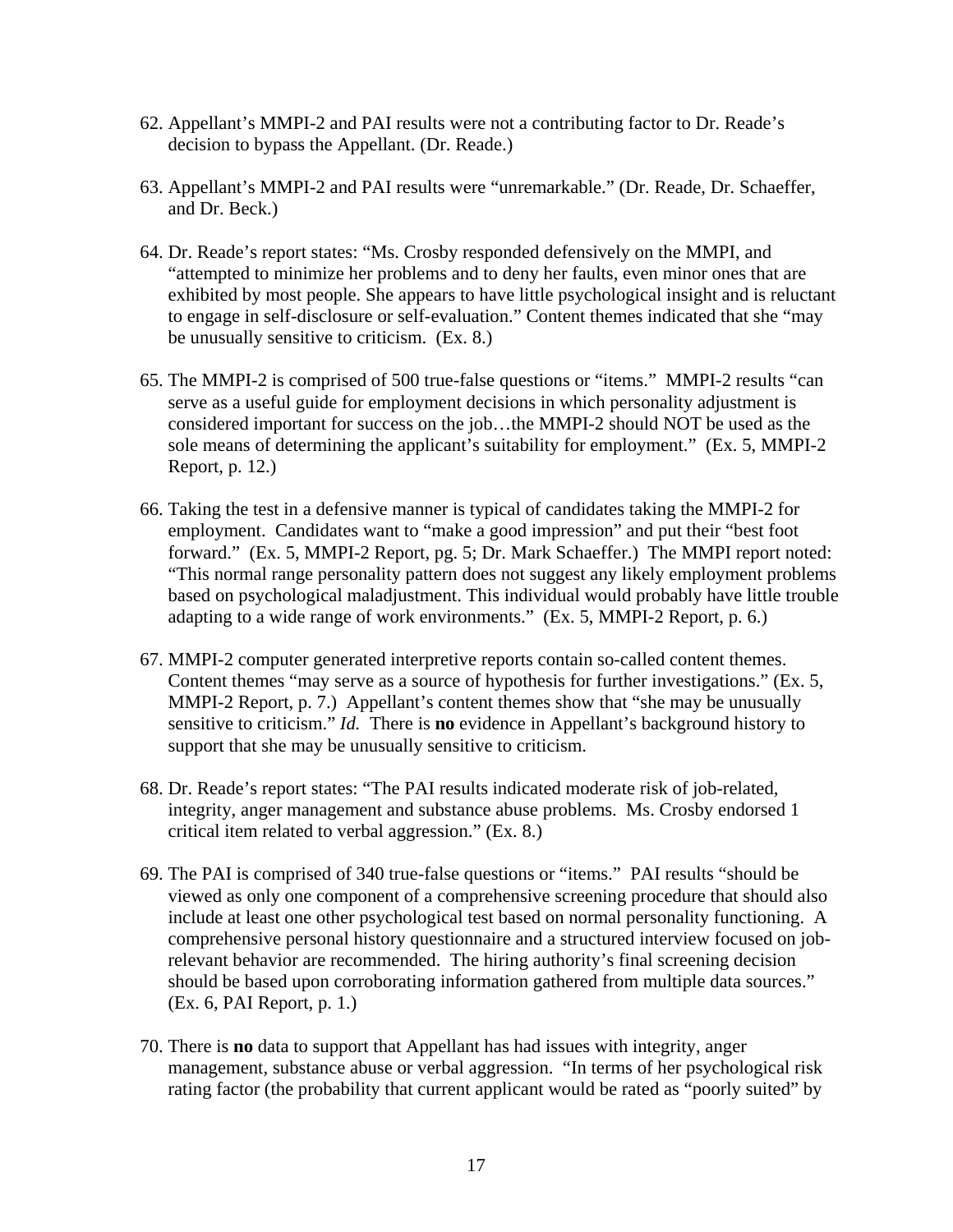62. Appellant's MMPI-2 and PAI results were not a contributing factor to Dr. Reade's decision to bypass the Appellant. (Dr. Reade.)

63. Appellant's MMPI-2 and PAI results were "unremarkable." (Dr. Reade, Dr. Schaeffer, and Dr. Beck.)

64. Dr. Reade's report states: "Ms. Crosby responded defensively on the MMPI, and "attempted to minimize her problems and to deny her faults, even minor ones that are exhibited by most people. She appears to have little psychological insight and is reluctant to engage in self-disclosure or self-evaluation." Content themes indicated that she "may be unusually sensitive to criticism. (Ex. 8.)

65. The MMPI-2 is comprised of 500 true-false questions or "items." MMPI-2 results "can serve as a useful guide for employment decisions in which personality adjustment is considered important for success on the job…the MMPI-2 should NOT be used as the sole means of determining the applicant's suitability for employment." (Ex. 5, MMPI-2 Report, p. 12.)

66. Taking the test in a defensive manner is typical of candidates taking the MMPI-2 for employment. Candidates want to "make a good impression" and put their "best foot forward." (Ex. 5, MMPI-2 Report, pg. 5; Dr. Mark Schaeffer.) The MMPI report noted: "This normal range personality pattern does not suggest any likely employment problems based on psychological maladjustment. This individual would probably have little trouble adapting to a wide range of work environments." (Ex. 5, MMPI-2 Report, p. 6.)

67. MMPI-2 computer generated interpretive reports contain so-called content themes. Content themes "may serve as a source of hypothesis for further investigations." (Ex. 5, MMPI-2 Report, p. 7.) Appellant's content themes show that "she may be unusually sensitive to criticism." *Id.* There is **no** evidence in Appellant's background history to support that she may be unusually sensitive to criticism.

68. Dr. Reade's report states: "The PAI results indicated moderate risk of job-related, integrity, anger management and substance abuse problems. Ms. Crosby endorsed 1 critical item related to verbal aggression." (Ex. 8.)

69. The PAI is comprised of 340 true-false questions or "items." PAI results "should be viewed as only one component of a comprehensive screening procedure that should also include at least one other psychological test based on normal personality functioning. A comprehensive personal history questionnaire and a structured interview focused on job-relevant behavior are recommended. The hiring authority's final screening decision should be based upon corroborating information gathered from multiple data sources." (Ex. 6, PAI Report, p. 1.)

70. There is **no** data to support that Appellant has had issues with integrity, anger management, substance abuse or verbal aggression. "In terms of her psychological risk rating factor (the probability that current applicant would be rated as "poorly suited" by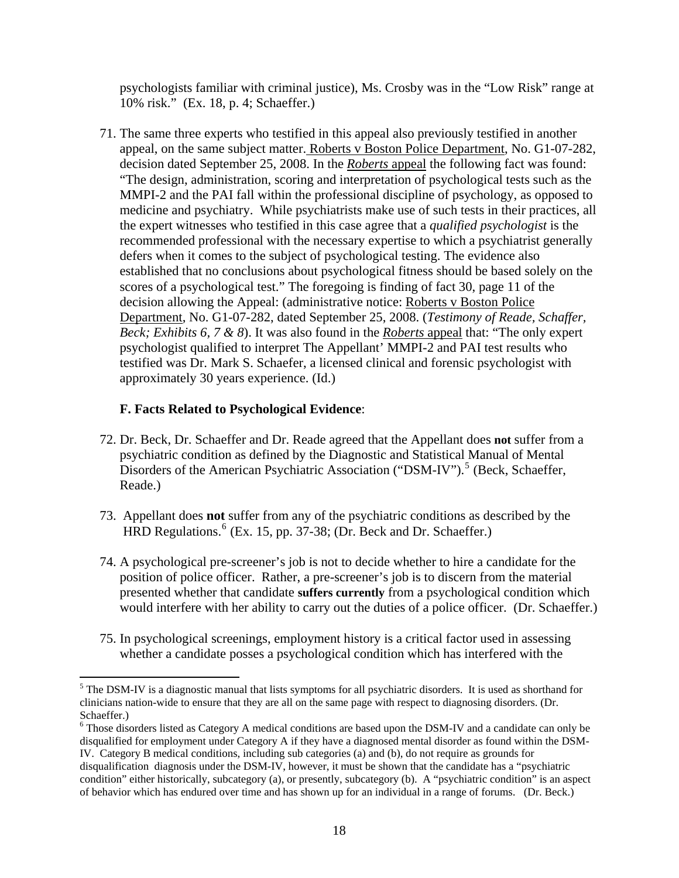psychologists familiar with criminal justice), Ms. Crosby was in the "Low Risk" range at 10% risk." (Ex. 18, p. 4; Schaeffer.)

71. The same three experts who testified in this appeal also previously testified in another appeal, on the same subject matter. Roberts v Boston Police Department, No. G1-07-282, decision dated September 25, 2008. In the ***Roberts* appeal** the following fact was found: "The design, administration, scoring and interpretation of psychological tests such as the MMPI-2 and the PAI fall within the professional discipline of psychology, as opposed to medicine and psychiatry. While psychiatrists make use of such tests in their practices, all the expert witnesses who testified in this case agree that a *qualified psychologist* is the recommended professional with the necessary expertise to which a psychiatrist generally defers when it comes to the subject of psychological testing. The evidence also established that no conclusions about psychological fitness should be based solely on the scores of a psychological test." The foregoing is finding of fact 30, page 11 of the decision allowing the Appeal: (administrative notice: Roberts v Boston Police Department, No. G1-07-282, dated September 25, 2008. (*Testimony of Reade, Schaffer, Beck; Exhibits 6, 7 & 8*). It was also found in the ***Roberts* appeal** that: "The only expert psychologist qualified to interpret The Appellant' MMPI-2 and PAI test results who testified was Dr. Mark S. Schaefer, a licensed clinical and forensic psychologist with approximately 30 years experience. (Id.)

**F. Facts Related to Psychological Evidence**:

72. Dr. Beck, Dr. Schaeffer and Dr. Reade agreed that the Appellant does **not** suffer from a psychiatric condition as defined by the Diagnostic and Statistical Manual of Mental Disorders of the American Psychiatric Association ("DSM-IV").[5] (Beck, Schaeffer, Reade.)

73. Appellant does **not** suffer from any of the psychiatric conditions as described by the HRD Regulations.[6] (Ex. 15, pp. 37-38; (Dr. Beck and Dr. Schaeffer.)

74. A psychological pre-screener's job is not to decide whether to hire a candidate for the position of police officer. Rather, a pre-screener's job is to discern from the material presented whether that candidate **suffers currently** from a psychological condition which would interfere with her ability to carry out the duties of a police officer. (Dr. Schaeffer.)

75. In psychological screenings, employment history is a critical factor used in assessing whether a candidate posses a psychological condition which has interfered with the

---

[5] The DSM-IV is a diagnostic manual that lists symptoms for all psychiatric disorders. It is used as shorthand for clinicians nation-wide to ensure that they are all on the same page with respect to diagnosing disorders. (Dr. Schaeffer.)

[6] Those disorders listed as Category A medical conditions are based upon the DSM-IV and a candidate can only be disqualified for employment under Category A if they have a diagnosed mental disorder as found within the DSM-IV. Category B medical conditions, including sub categories (a) and (b), do not require as grounds for disqualification diagnosis under the DSM-IV, however, it must be shown that the candidate has a "psychiatric condition" either historically, subcategory (a), or presently, subcategory (b). A "psychiatric condition" is an aspect of behavior which has endured over time and has shown up for an individual in a range of forums. (Dr. Beck.)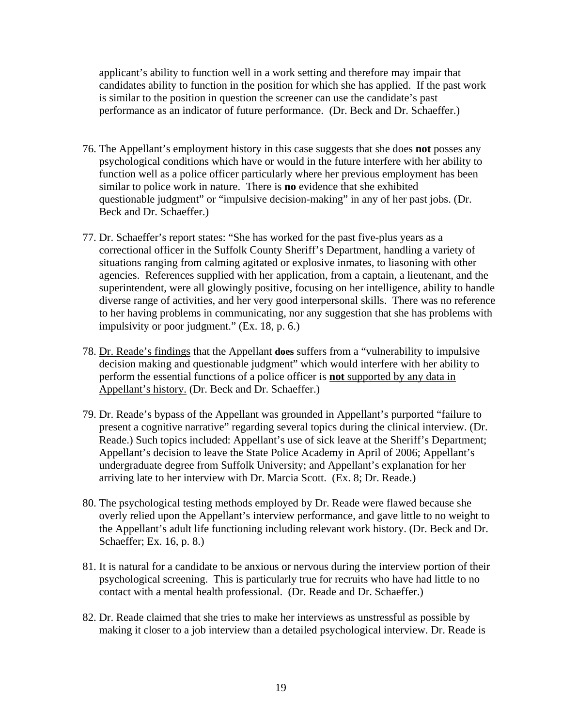applicant's ability to function well in a work setting and therefore may impair that candidates ability to function in the position for which she has applied. If the past work is similar to the position in question the screener can use the candidate's past performance as an indicator of future performance. (Dr. Beck and Dr. Schaeffer.)

76. The Appellant's employment history in this case suggests that she does **not** posses any psychological conditions which have or would in the future interfere with her ability to function well as a police officer particularly where her previous employment has been similar to police work in nature. There is **no** evidence that she exhibited questionable judgment" or "impulsive decision-making" in any of her past jobs. (Dr. Beck and Dr. Schaeffer.)

77. Dr. Schaeffer's report states: "She has worked for the past five-plus years as a correctional officer in the Suffolk County Sheriff's Department, handling a variety of situations ranging from calming agitated or explosive inmates, to liasoning with other agencies. References supplied with her application, from a captain, a lieutenant, and the superintendent, were all glowingly positive, focusing on her intelligence, ability to handle diverse range of activities, and her very good interpersonal skills. There was no reference to her having problems in communicating, nor any suggestion that she has problems with impulsivity or poor judgment." (Ex. 18, p. 6.)

78. <u>Dr. Reade's findings</u> that the Appellant **does** suffers from a "vulnerability to impulsive decision making and questionable judgment" which would interfere with her ability to perform the essential functions of a police officer is <u>**not** supported by any data in Appellant's history.</u> (Dr. Beck and Dr. Schaeffer.)

79. Dr. Reade's bypass of the Appellant was grounded in Appellant's purported "failure to present a cognitive narrative" regarding several topics during the clinical interview. (Dr. Reade.) Such topics included: Appellant's use of sick leave at the Sheriff's Department; Appellant's decision to leave the State Police Academy in April of 2006; Appellant's undergraduate degree from Suffolk University; and Appellant's explanation for her arriving late to her interview with Dr. Marcia Scott. (Ex. 8; Dr. Reade.)

80. The psychological testing methods employed by Dr. Reade were flawed because she overly relied upon the Appellant's interview performance, and gave little to no weight to the Appellant's adult life functioning including relevant work history. (Dr. Beck and Dr. Schaeffer; Ex. 16, p. 8.)

81. It is natural for a candidate to be anxious or nervous during the interview portion of their psychological screening. This is particularly true for recruits who have had little to no contact with a mental health professional. (Dr. Reade and Dr. Schaeffer.)

82. Dr. Reade claimed that she tries to make her interviews as unstressful as possible by making it closer to a job interview than a detailed psychological interview. Dr. Reade is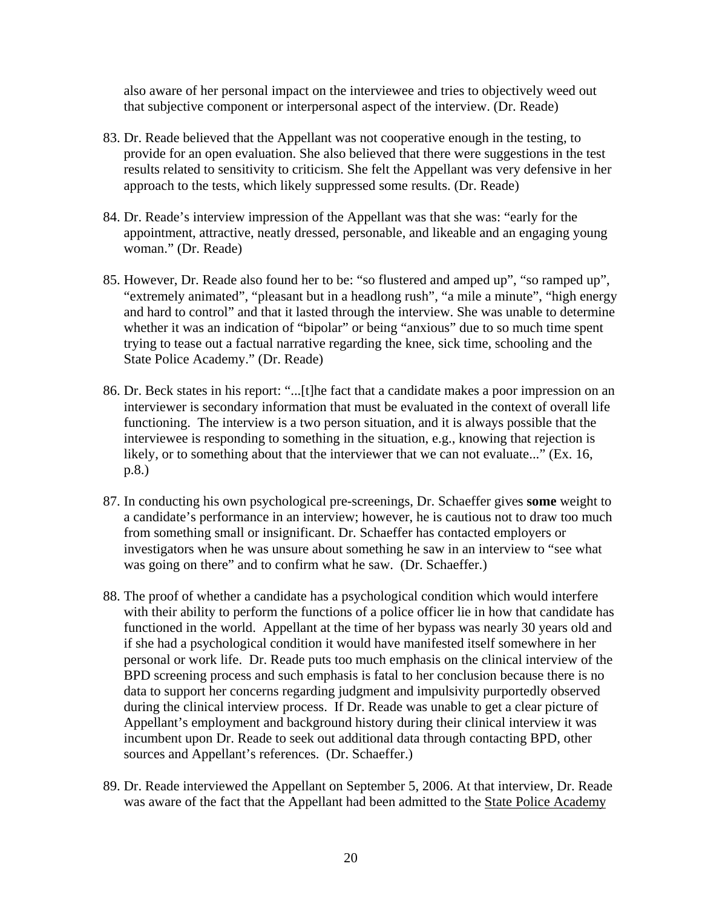also aware of her personal impact on the interviewee and tries to objectively weed out that subjective component or interpersonal aspect of the interview. (Dr. Reade)

83. Dr. Reade believed that the Appellant was not cooperative enough in the testing, to provide for an open evaluation. She also believed that there were suggestions in the test results related to sensitivity to criticism. She felt the Appellant was very defensive in her approach to the tests, which likely suppressed some results. (Dr. Reade)

84. Dr. Reade's interview impression of the Appellant was that she was: "early for the appointment, attractive, neatly dressed, personable, and likeable and an engaging young woman." (Dr. Reade)

85. However, Dr. Reade also found her to be: "so flustered and amped up", "so ramped up", "extremely animated", "pleasant but in a headlong rush", "a mile a minute", "high energy and hard to control" and that it lasted through the interview. She was unable to determine whether it was an indication of "bipolar" or being "anxious" due to so much time spent trying to tease out a factual narrative regarding the knee, sick time, schooling and the State Police Academy." (Dr. Reade)

86. Dr. Beck states in his report: "...[t]he fact that a candidate makes a poor impression on an interviewer is secondary information that must be evaluated in the context of overall life functioning. The interview is a two person situation, and it is always possible that the interviewee is responding to something in the situation, e.g., knowing that rejection is likely, or to something about that the interviewer that we can not evaluate..." (Ex. 16, p.8.)

87. In conducting his own psychological pre-screenings, Dr. Schaeffer gives **some** weight to a candidate's performance in an interview; however, he is cautious not to draw too much from something small or insignificant. Dr. Schaeffer has contacted employers or investigators when he was unsure about something he saw in an interview to "see what was going on there" and to confirm what he saw. (Dr. Schaeffer.)

88. The proof of whether a candidate has a psychological condition which would interfere with their ability to perform the functions of a police officer lie in how that candidate has functioned in the world. Appellant at the time of her bypass was nearly 30 years old and if she had a psychological condition it would have manifested itself somewhere in her personal or work life. Dr. Reade puts too much emphasis on the clinical interview of the BPD screening process and such emphasis is fatal to her conclusion because there is no data to support her concerns regarding judgment and impulsivity purportedly observed during the clinical interview process. If Dr. Reade was unable to get a clear picture of Appellant's employment and background history during their clinical interview it was incumbent upon Dr. Reade to seek out additional data through contacting BPD, other sources and Appellant's references. (Dr. Schaeffer.)

89. Dr. Reade interviewed the Appellant on September 5, 2006. At that interview, Dr. Reade was aware of the fact that the Appellant had been admitted to the State Police Academy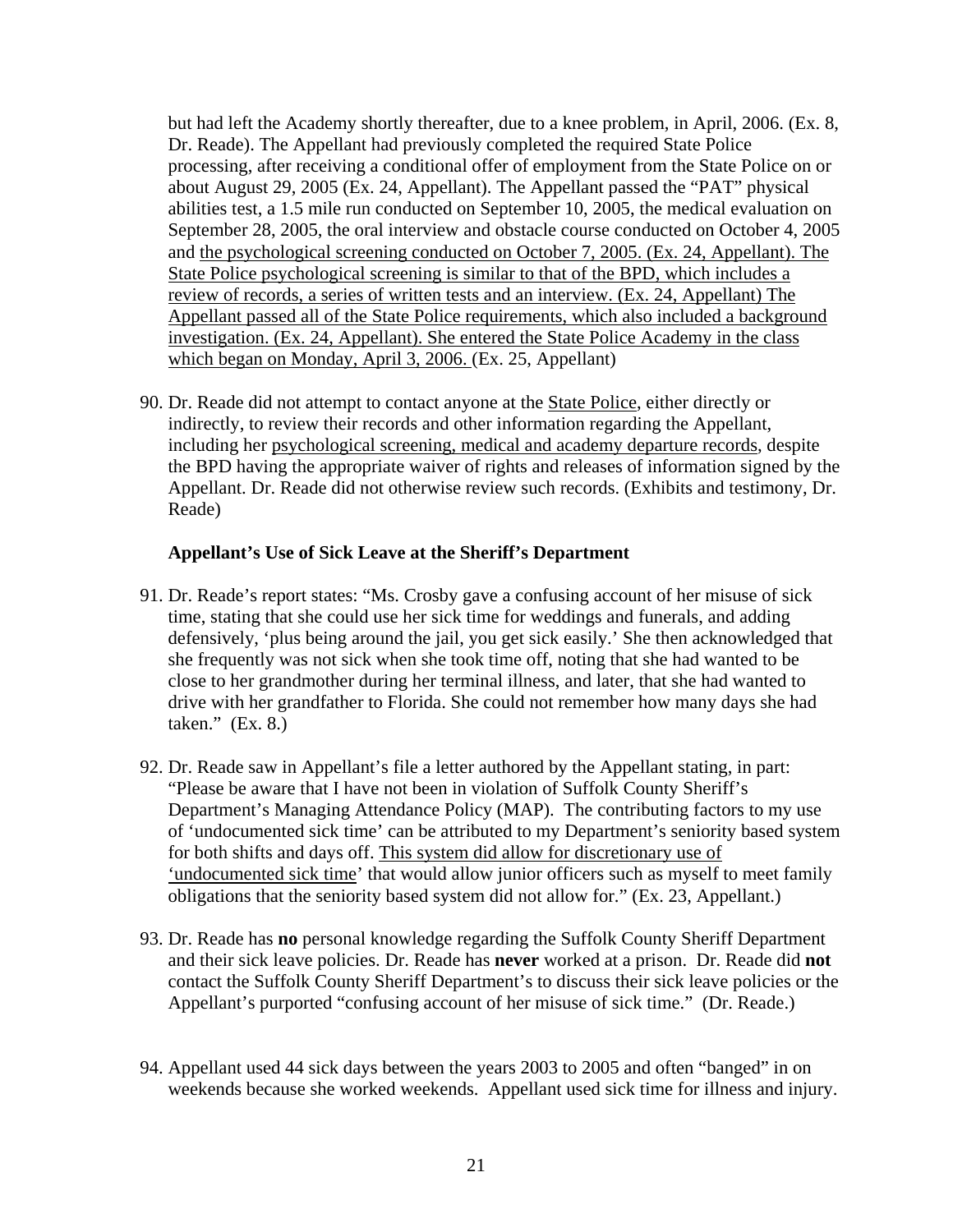but had left the Academy shortly thereafter, due to a knee problem, in April, 2006. (Ex. 8, Dr. Reade). The Appellant had previously completed the required State Police processing, after receiving a conditional offer of employment from the State Police on or about August 29, 2005 (Ex. 24, Appellant). The Appellant passed the "PAT" physical abilities test, a 1.5 mile run conducted on September 10, 2005, the medical evaluation on September 28, 2005, the oral interview and obstacle course conducted on October 4, 2005 and <u>the psychological screening conducted on October 7, 2005. (Ex. 24, Appellant). The State Police psychological screening is similar to that of the BPD, which includes a review of records, a series of written tests and an interview. (Ex. 24, Appellant) The Appellant passed all of the State Police requirements, which also included a background investigation. (Ex. 24, Appellant). She entered the State Police Academy in the class which began on Monday, April 3, 2006.</u> (Ex. 25, Appellant)

90. Dr. Reade did not attempt to contact anyone at the <u>State Police</u>, either directly or indirectly, to review their records and other information regarding the Appellant, including her <u>psychological screening, medical and academy departure records</u>, despite the BPD having the appropriate waiver of rights and releases of information signed by the Appellant. Dr. Reade did not otherwise review such records. (Exhibits and testimony, Dr. Reade)

**Appellant's Use of Sick Leave at the Sheriff's Department**

91. Dr. Reade's report states: "Ms. Crosby gave a confusing account of her misuse of sick time, stating that she could use her sick time for weddings and funerals, and adding defensively, 'plus being around the jail, you get sick easily.' She then acknowledged that she frequently was not sick when she took time off, noting that she had wanted to be close to her grandmother during her terminal illness, and later, that she had wanted to drive with her grandfather to Florida. She could not remember how many days she had taken." (Ex. 8.)

92. Dr. Reade saw in Appellant's file a letter authored by the Appellant stating, in part: "Please be aware that I have not been in violation of Suffolk County Sheriff's Department's Managing Attendance Policy (MAP). The contributing factors to my use of 'undocumented sick time' can be attributed to my Department's seniority based system for both shifts and days off. <u>This system did allow for discretionary use of 'undocumented sick time</u>' that would allow junior officers such as myself to meet family obligations that the seniority based system did not allow for." (Ex. 23, Appellant.)

93. Dr. Reade has **no** personal knowledge regarding the Suffolk County Sheriff Department and their sick leave policies. Dr. Reade has **never** worked at a prison. Dr. Reade did **not** contact the Suffolk County Sheriff Department's to discuss their sick leave policies or the Appellant's purported "confusing account of her misuse of sick time." (Dr. Reade.)

94. Appellant used 44 sick days between the years 2003 to 2005 and often "banged" in on weekends because she worked weekends. Appellant used sick time for illness and injury.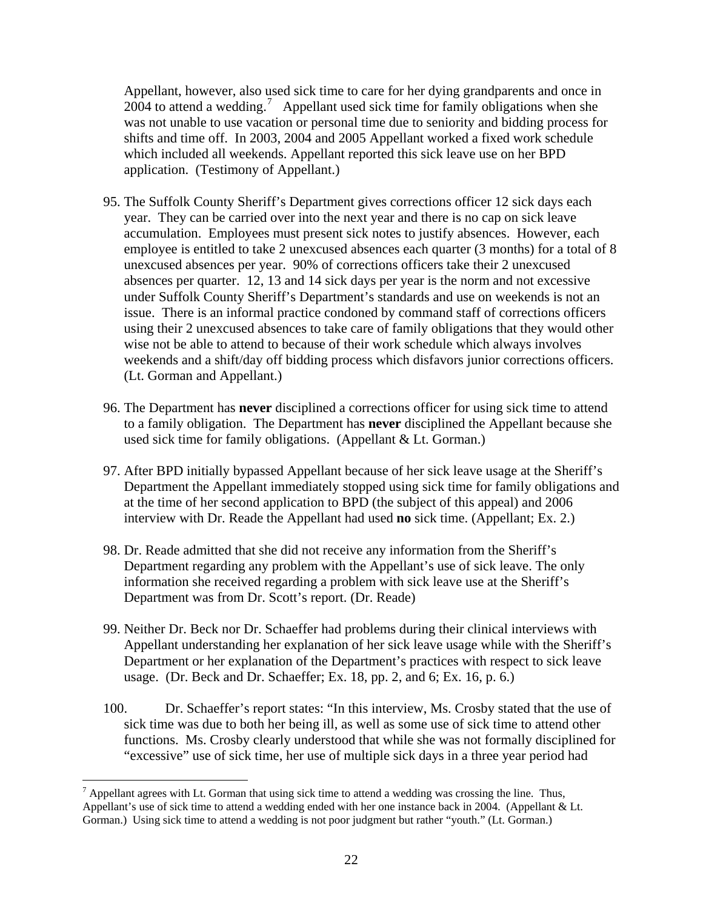Appellant, however, also used sick time to care for her dying grandparents and once in 2004 to attend a wedding.[7] Appellant used sick time for family obligations when she was not unable to use vacation or personal time due to seniority and bidding process for shifts and time off. In 2003, 2004 and 2005 Appellant worked a fixed work schedule which included all weekends. Appellant reported this sick leave use on her BPD application. (Testimony of Appellant.)

95. The Suffolk County Sheriff's Department gives corrections officer 12 sick days each year. They can be carried over into the next year and there is no cap on sick leave accumulation. Employees must present sick notes to justify absences. However, each employee is entitled to take 2 unexcused absences each quarter (3 months) for a total of 8 unexcused absences per year. 90% of corrections officers take their 2 unexcused absences per quarter. 12, 13 and 14 sick days per year is the norm and not excessive under Suffolk County Sheriff's Department's standards and use on weekends is not an issue. There is an informal practice condoned by command staff of corrections officers using their 2 unexcused absences to take care of family obligations that they would other wise not be able to attend to because of their work schedule which always involves weekends and a shift/day off bidding process which disfavors junior corrections officers. (Lt. Gorman and Appellant.)

96. The Department has **never** disciplined a corrections officer for using sick time to attend to a family obligation. The Department has **never** disciplined the Appellant because she used sick time for family obligations. (Appellant & Lt. Gorman.)

97. After BPD initially bypassed Appellant because of her sick leave usage at the Sheriff's Department the Appellant immediately stopped using sick time for family obligations and at the time of her second application to BPD (the subject of this appeal) and 2006 interview with Dr. Reade the Appellant had used **no** sick time. (Appellant; Ex. 2.)

98. Dr. Reade admitted that she did not receive any information from the Sheriff's Department regarding any problem with the Appellant's use of sick leave. The only information she received regarding a problem with sick leave use at the Sheriff's Department was from Dr. Scott's report. (Dr. Reade)

99. Neither Dr. Beck nor Dr. Schaeffer had problems during their clinical interviews with Appellant understanding her explanation of her sick leave usage while with the Sheriff's Department or her explanation of the Department's practices with respect to sick leave usage. (Dr. Beck and Dr. Schaeffer; Ex. 18, pp. 2, and 6; Ex. 16, p. 6.)

100. Dr. Schaeffer's report states: "In this interview, Ms. Crosby stated that the use of sick time was due to both her being ill, as well as some use of sick time to attend other functions. Ms. Crosby clearly understood that while she was not formally disciplined for "excessive" use of sick time, her use of multiple sick days in a three year period had

[7] Appellant agrees with Lt. Gorman that using sick time to attend a wedding was crossing the line. Thus, Appellant's use of sick time to attend a wedding ended with her one instance back in 2004. (Appellant & Lt. Gorman.) Using sick time to attend a wedding is not poor judgment but rather "youth." (Lt. Gorman.)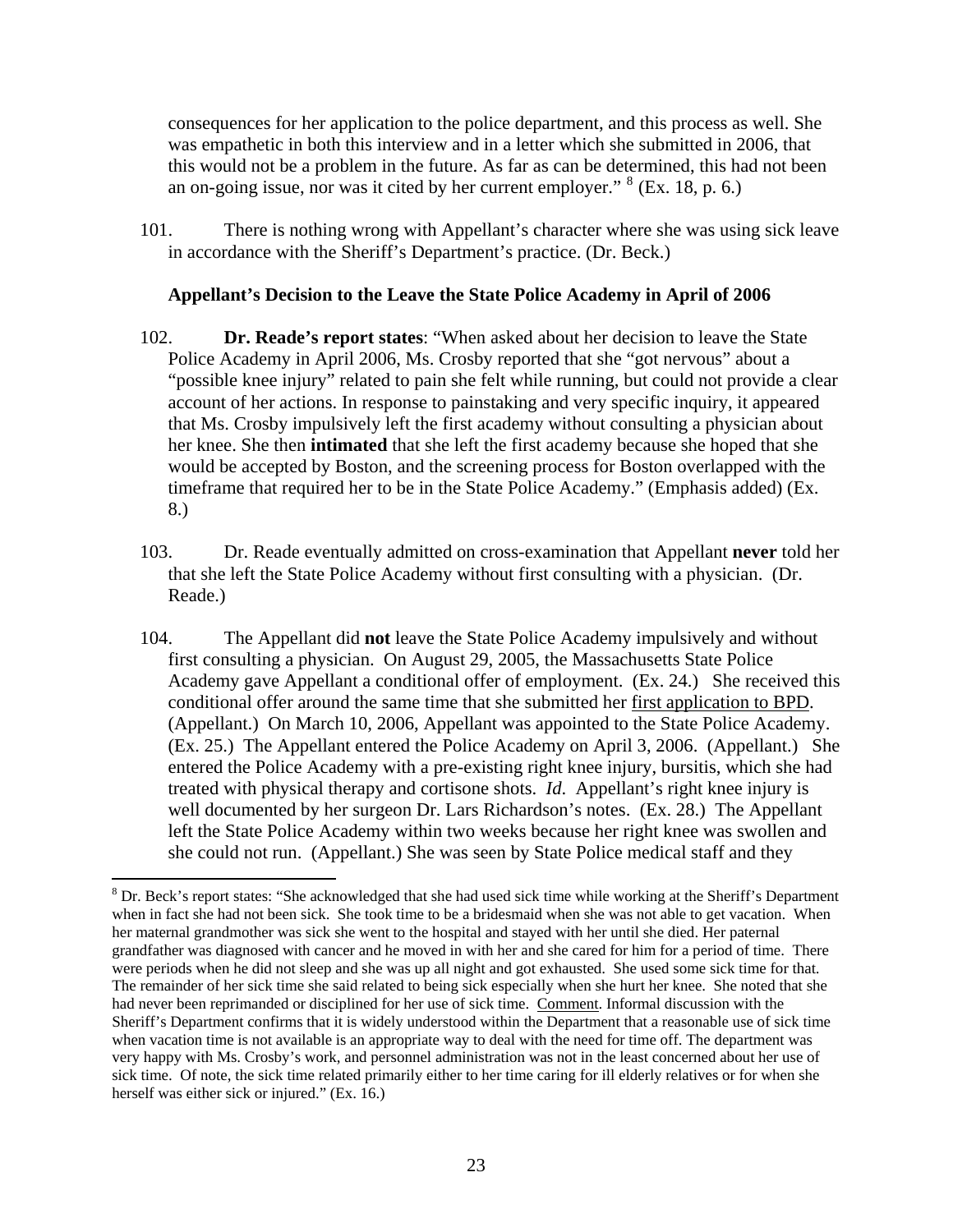consequences for her application to the police department, and this process as well. She was empathetic in both this interview and in a letter which she submitted in 2006, that this would not be a problem in the future. As far as can be determined, this had not been an on-going issue, nor was it cited by her current employer." [8] (Ex. 18, p. 6.)

101. There is nothing wrong with Appellant's character where she was using sick leave in accordance with the Sheriff's Department's practice. (Dr. Beck.)

**Appellant's Decision to the Leave the State Police Academy in April of 2006**

102. **Dr. Reade's report states**: "When asked about her decision to leave the State Police Academy in April 2006, Ms. Crosby reported that she "got nervous" about a "possible knee injury" related to pain she felt while running, but could not provide a clear account of her actions. In response to painstaking and very specific inquiry, it appeared that Ms. Crosby impulsively left the first academy without consulting a physician about her knee. She then **intimated** that she left the first academy because she hoped that she would be accepted by Boston, and the screening process for Boston overlapped with the timeframe that required her to be in the State Police Academy." (Emphasis added) (Ex. 8.)

103. Dr. Reade eventually admitted on cross-examination that Appellant **never** told her that she left the State Police Academy without first consulting with a physician. (Dr. Reade.)

104. The Appellant did **not** leave the State Police Academy impulsively and without first consulting a physician. On August 29, 2005, the Massachusetts State Police Academy gave Appellant a conditional offer of employment. (Ex. 24.) She received this conditional offer around the same time that she submitted her first application to BPD. (Appellant.) On March 10, 2006, Appellant was appointed to the State Police Academy. (Ex. 25.) The Appellant entered the Police Academy on April 3, 2006. (Appellant.) She entered the Police Academy with a pre-existing right knee injury, bursitis, which she had treated with physical therapy and cortisone shots. *Id*. Appellant's right knee injury is well documented by her surgeon Dr. Lars Richardson's notes. (Ex. 28.) The Appellant left the State Police Academy within two weeks because her right knee was swollen and she could not run. (Appellant.) She was seen by State Police medical staff and they

---

[8] Dr. Beck's report states: "She acknowledged that she had used sick time while working at the Sheriff's Department when in fact she had not been sick. She took time to be a bridesmaid when she was not able to get vacation. When her maternal grandmother was sick she went to the hospital and stayed with her until she died. Her paternal grandfather was diagnosed with cancer and he moved in with her and she cared for him for a period of time. There were periods when he did not sleep and she was up all night and got exhausted. She used some sick time for that. The remainder of her sick time she said related to being sick especially when she hurt her knee. She noted that she had never been reprimanded or disciplined for her use of sick time. Comment. Informal discussion with the Sheriff's Department confirms that it is widely understood within the Department that a reasonable use of sick time when vacation time is not available is an appropriate way to deal with the need for time off. The department was very happy with Ms. Crosby's work, and personnel administration was not in the least concerned about her use of sick time. Of note, the sick time related primarily either to her time caring for ill elderly relatives or for when she herself was either sick or injured." (Ex. 16.)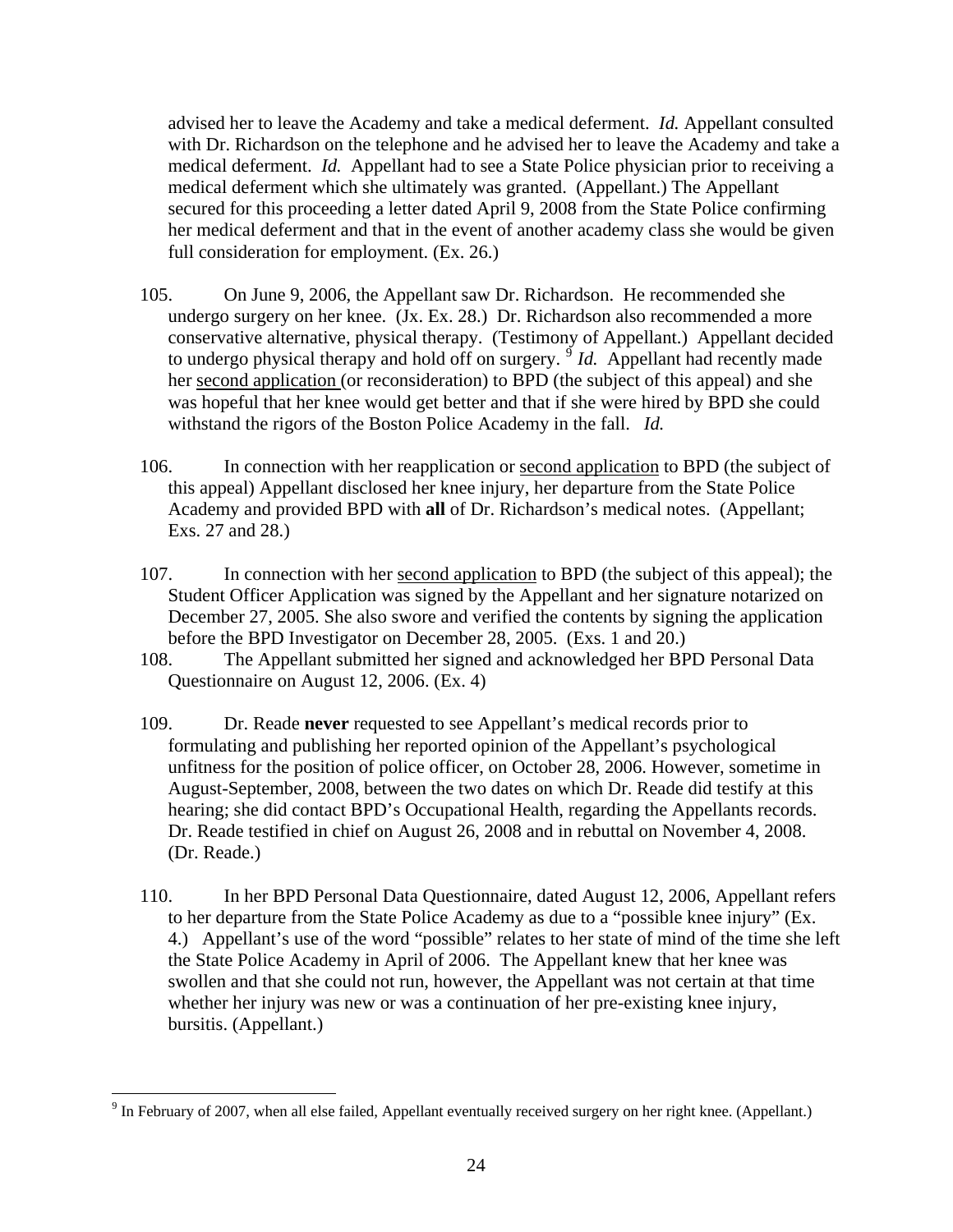advised her to leave the Academy and take a medical deferment. *Id.* Appellant consulted with Dr. Richardson on the telephone and he advised her to leave the Academy and take a medical deferment. *Id.* Appellant had to see a State Police physician prior to receiving a medical deferment which she ultimately was granted. (Appellant.) The Appellant secured for this proceeding a letter dated April 9, 2008 from the State Police confirming her medical deferment and that in the event of another academy class she would be given full consideration for employment. (Ex. 26.)

105. On June 9, 2006, the Appellant saw Dr. Richardson. He recommended she undergo surgery on her knee. (Jx. Ex. 28.) Dr. Richardson also recommended a more conservative alternative, physical therapy. (Testimony of Appellant.) Appellant decided to undergo physical therapy and hold off on surgery. [9] *Id.* Appellant had recently made her <u>second application</u> (or reconsideration) to BPD (the subject of this appeal) and she was hopeful that her knee would get better and that if she were hired by BPD she could withstand the rigors of the Boston Police Academy in the fall. *Id.*

106. In connection with her reapplication or <u>second application</u> to BPD (the subject of this appeal) Appellant disclosed her knee injury, her departure from the State Police Academy and provided BPD with **all** of Dr. Richardson's medical notes. (Appellant; Exs. 27 and 28.)

107. In connection with her <u>second application</u> to BPD (the subject of this appeal); the Student Officer Application was signed by the Appellant and her signature notarized on December 27, 2005. She also swore and verified the contents by signing the application before the BPD Investigator on December 28, 2005. (Exs. 1 and 20.)

108. The Appellant submitted her signed and acknowledged her BPD Personal Data Questionnaire on August 12, 2006. (Ex. 4)

109. Dr. Reade **never** requested to see Appellant's medical records prior to formulating and publishing her reported opinion of the Appellant's psychological unfitness for the position of police officer, on October 28, 2006. However, sometime in August-September, 2008, between the two dates on which Dr. Reade did testify at this hearing; she did contact BPD's Occupational Health, regarding the Appellants records. Dr. Reade testified in chief on August 26, 2008 and in rebuttal on November 4, 2008. (Dr. Reade.)

110. In her BPD Personal Data Questionnaire, dated August 12, 2006, Appellant refers to her departure from the State Police Academy as due to a "possible knee injury" (Ex. 4.) Appellant's use of the word "possible" relates to her state of mind of the time she left the State Police Academy in April of 2006. The Appellant knew that her knee was swollen and that she could not run, however, the Appellant was not certain at that time whether her injury was new or was a continuation of her pre-existing knee injury, bursitis. (Appellant.)

---

[9] In February of 2007, when all else failed, Appellant eventually received surgery on her right knee. (Appellant.)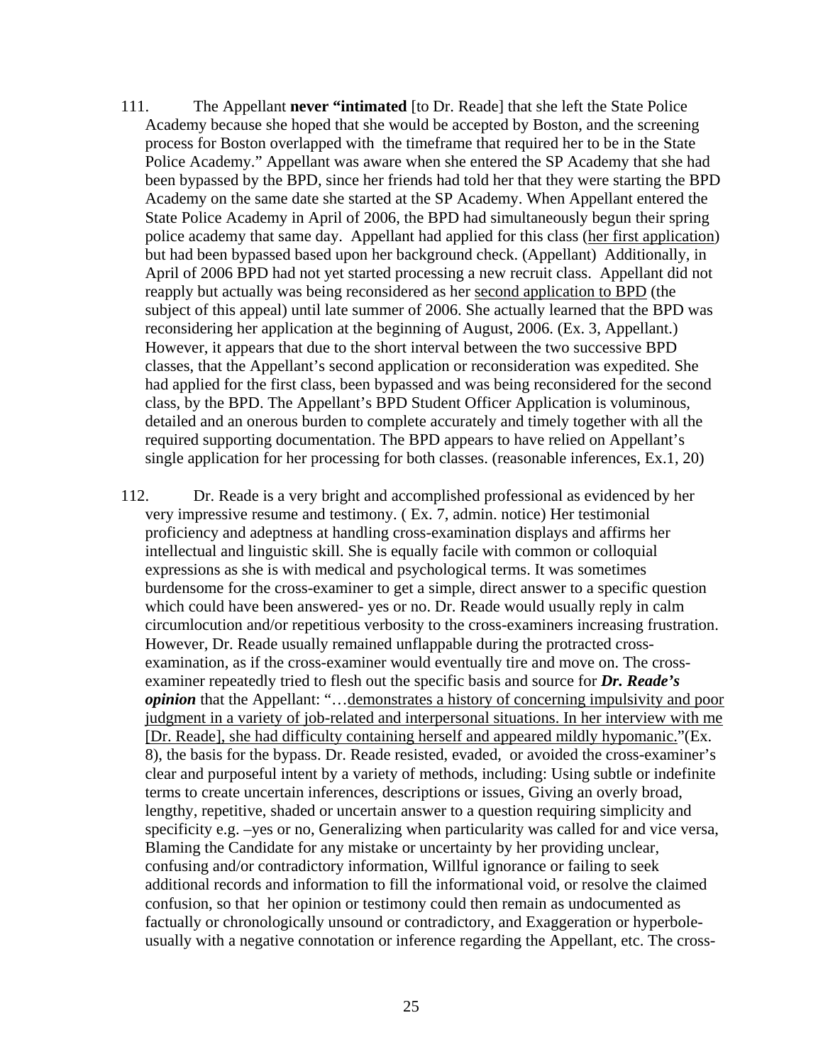111. The Appellant **never "intimated** [to Dr. Reade] that she left the State Police Academy because she hoped that she would be accepted by Boston, and the screening process for Boston overlapped with the timeframe that required her to be in the State Police Academy." Appellant was aware when she entered the SP Academy that she had been bypassed by the BPD, since her friends had told her that they were starting the BPD Academy on the same date she started at the SP Academy. When Appellant entered the State Police Academy in April of 2006, the BPD had simultaneously begun their spring police academy that same day. Appellant had applied for this class (her first application) but had been bypassed based upon her background check. (Appellant) Additionally, in April of 2006 BPD had not yet started processing a new recruit class. Appellant did not reapply but actually was being reconsidered as her second application to BPD (the subject of this appeal) until late summer of 2006. She actually learned that the BPD was reconsidering her application at the beginning of August, 2006. (Ex. 3, Appellant.) However, it appears that due to the short interval between the two successive BPD classes, that the Appellant's second application or reconsideration was expedited. She had applied for the first class, been bypassed and was being reconsidered for the second class, by the BPD. The Appellant's BPD Student Officer Application is voluminous, detailed and an onerous burden to complete accurately and timely together with all the required supporting documentation. The BPD appears to have relied on Appellant's single application for her processing for both classes. (reasonable inferences, Ex.1, 20)

112. Dr. Reade is a very bright and accomplished professional as evidenced by her very impressive resume and testimony. ( Ex. 7, admin. notice) Her testimonial proficiency and adeptness at handling cross-examination displays and affirms her intellectual and linguistic skill. She is equally facile with common or colloquial expressions as she is with medical and psychological terms. It was sometimes burdensome for the cross-examiner to get a simple, direct answer to a specific question which could have been answered- yes or no. Dr. Reade would usually reply in calm circumlocution and/or repetitious verbosity to the cross-examiners increasing frustration. However, Dr. Reade usually remained unflappable during the protracted cross-examination, as if the cross-examiner would eventually tire and move on. The cross-examiner repeatedly tried to flesh out the specific basis and source for ***Dr. Reade's opinion*** that the Appellant: "…demonstrates a history of concerning impulsivity and poor judgment in a variety of job-related and interpersonal situations. In her interview with me [Dr. Reade], she had difficulty containing herself and appeared mildly hypomanic."(Ex. 8), the basis for the bypass. Dr. Reade resisted, evaded, or avoided the cross-examiner's clear and purposeful intent by a variety of methods, including: Using subtle or indefinite terms to create uncertain inferences, descriptions or issues, Giving an overly broad, lengthy, repetitive, shaded or uncertain answer to a question requiring simplicity and specificity e.g. –yes or no, Generalizing when particularity was called for and vice versa, Blaming the Candidate for any mistake or uncertainty by her providing unclear, confusing and/or contradictory information, Willful ignorance or failing to seek additional records and information to fill the informational void, or resolve the claimed confusion, so that her opinion or testimony could then remain as undocumented as factually or chronologically unsound or contradictory, and Exaggeration or hyperbole- usually with a negative connotation or inference regarding the Appellant, etc. The cross-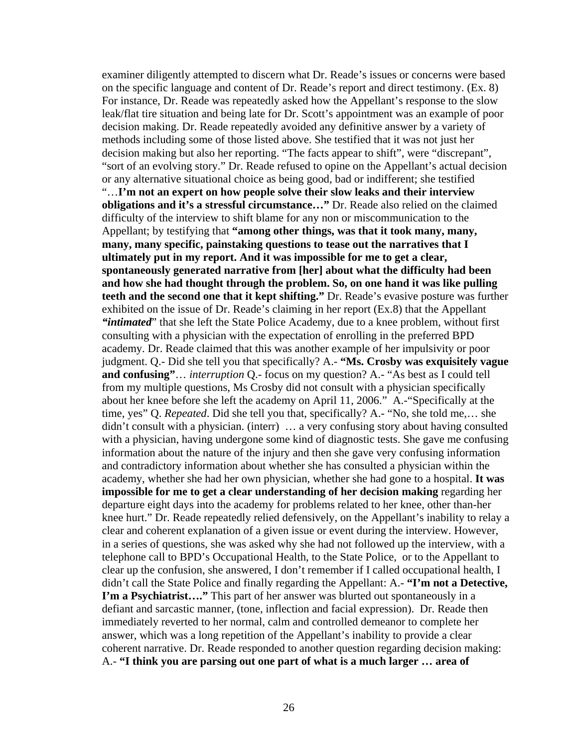examiner diligently attempted to discern what Dr. Reade's issues or concerns were based on the specific language and content of Dr. Reade's report and direct testimony. (Ex. 8) For instance, Dr. Reade was repeatedly asked how the Appellant's response to the slow leak/flat tire situation and being late for Dr. Scott's appointment was an example of poor decision making. Dr. Reade repeatedly avoided any definitive answer by a variety of methods including some of those listed above. She testified that it was not just her decision making but also her reporting. "The facts appear to shift", were "discrepant", "sort of an evolving story." Dr. Reade refused to opine on the Appellant's actual decision or any alternative situational choice as being good, bad or indifferent; she testified "…**I'm not an expert on how people solve their slow leaks and their interview obligations and it's a stressful circumstance…"** Dr. Reade also relied on the claimed difficulty of the interview to shift blame for any non or miscommunication to the Appellant; by testifying that **"among other things, was that it took many, many, many, many specific, painstaking questions to tease out the narratives that I ultimately put in my report. And it was impossible for me to get a clear, spontaneously generated narrative from [her] about what the difficulty had been and how she had thought through the problem. So, on one hand it was like pulling teeth and the second one that it kept shifting."** Dr. Reade's evasive posture was further exhibited on the issue of Dr. Reade's claiming in her report (Ex.8) that the Appellant ***"intimated***" that she left the State Police Academy, due to a knee problem, without first consulting with a physician with the expectation of enrolling in the preferred BPD academy. Dr. Reade claimed that this was another example of her impulsivity or poor judgment. Q.- Did she tell you that specifically? A.- **"Ms. Crosby was exquisitely vague and confusing"**… *interruption* Q.- focus on my question? A.- "As best as I could tell from my multiple questions, Ms Crosby did not consult with a physician specifically about her knee before she left the academy on April 11, 2006." A.-"Specifically at the time, yes" Q. *Repeated*. Did she tell you that, specifically? A.- "No, she told me,… she didn't consult with a physician. (interr) … a very confusing story about having consulted with a physician, having undergone some kind of diagnostic tests. She gave me confusing information about the nature of the injury and then she gave very confusing information and contradictory information about whether she has consulted a physician within the academy, whether she had her own physician, whether she had gone to a hospital. **It was impossible for me to get a clear understanding of her decision making** regarding her departure eight days into the academy for problems related to her knee, other than-her knee hurt." Dr. Reade repeatedly relied defensively, on the Appellant's inability to relay a clear and coherent explanation of a given issue or event during the interview. However, in a series of questions, she was asked why she had not followed up the interview, with a telephone call to BPD's Occupational Health, to the State Police, or to the Appellant to clear up the confusion, she answered, I don't remember if I called occupational health, I didn't call the State Police and finally regarding the Appellant: A.- **"I'm not a Detective, I'm a Psychiatrist…."** This part of her answer was blurted out spontaneously in a defiant and sarcastic manner, (tone, inflection and facial expression). Dr. Reade then immediately reverted to her normal, calm and controlled demeanor to complete her answer, which was a long repetition of the Appellant's inability to provide a clear coherent narrative. Dr. Reade responded to another question regarding decision making: A.- **"I think you are parsing out one part of what is a much larger … area of**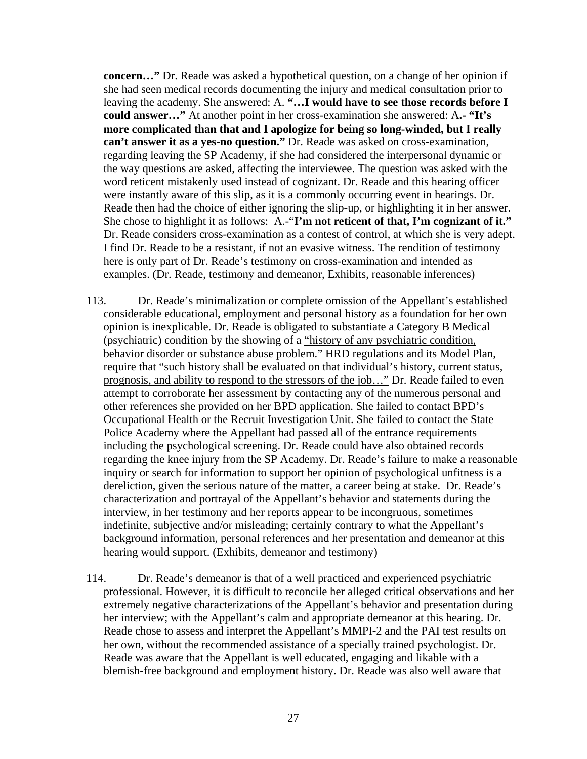**concern…"** Dr. Reade was asked a hypothetical question, on a change of her opinion if she had seen medical records documenting the injury and medical consultation prior to leaving the academy. She answered: A. **"…I would have to see those records before I could answer…"** At another point in her cross-examination she answered: A**.- "It's more complicated than that and I apologize for being so long-winded, but I really can't answer it as a yes-no question."** Dr. Reade was asked on cross-examination, regarding leaving the SP Academy, if she had considered the interpersonal dynamic or the way questions are asked, affecting the interviewee. The question was asked with the word reticent mistakenly used instead of cognizant. Dr. Reade and this hearing officer were instantly aware of this slip, as it is a commonly occurring event in hearings. Dr. Reade then had the choice of either ignoring the slip-up, or highlighting it in her answer. She chose to highlight it as follows: A.-"**I'm not reticent of that, I'm cognizant of it."** Dr. Reade considers cross-examination as a contest of control, at which she is very adept. I find Dr. Reade to be a resistant, if not an evasive witness. The rendition of testimony here is only part of Dr. Reade's testimony on cross-examination and intended as examples. (Dr. Reade, testimony and demeanor, Exhibits, reasonable inferences)

113. Dr. Reade's minimalization or complete omission of the Appellant's established considerable educational, employment and personal history as a foundation for her own opinion is inexplicable. Dr. Reade is obligated to substantiate a Category B Medical (psychiatric) condition by the showing of a <u>"history of any psychiatric condition, behavior disorder or substance abuse problem."</u> HRD regulations and its Model Plan, require that "<u>such history shall be evaluated on that individual's history, current status, prognosis, and ability to respond to the stressors of the job…"</u> Dr. Reade failed to even attempt to corroborate her assessment by contacting any of the numerous personal and other references she provided on her BPD application. She failed to contact BPD's Occupational Health or the Recruit Investigation Unit. She failed to contact the State Police Academy where the Appellant had passed all of the entrance requirements including the psychological screening. Dr. Reade could have also obtained records regarding the knee injury from the SP Academy. Dr. Reade's failure to make a reasonable inquiry or search for information to support her opinion of psychological unfitness is a dereliction, given the serious nature of the matter, a career being at stake. Dr. Reade's characterization and portrayal of the Appellant's behavior and statements during the interview, in her testimony and her reports appear to be incongruous, sometimes indefinite, subjective and/or misleading; certainly contrary to what the Appellant's background information, personal references and her presentation and demeanor at this hearing would support. (Exhibits, demeanor and testimony)

114. Dr. Reade's demeanor is that of a well practiced and experienced psychiatric professional. However, it is difficult to reconcile her alleged critical observations and her extremely negative characterizations of the Appellant's behavior and presentation during her interview; with the Appellant's calm and appropriate demeanor at this hearing. Dr. Reade chose to assess and interpret the Appellant's MMPI-2 and the PAI test results on her own, without the recommended assistance of a specially trained psychologist. Dr. Reade was aware that the Appellant is well educated, engaging and likable with a blemish-free background and employment history. Dr. Reade was also well aware that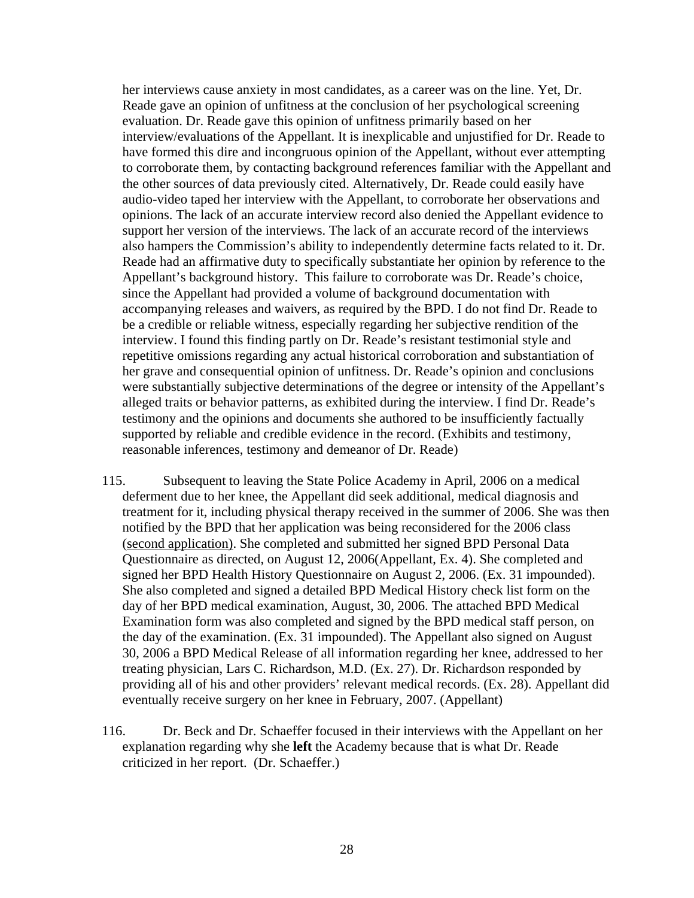her interviews cause anxiety in most candidates, as a career was on the line. Yet, Dr. Reade gave an opinion of unfitness at the conclusion of her psychological screening evaluation. Dr. Reade gave this opinion of unfitness primarily based on her interview/evaluations of the Appellant. It is inexplicable and unjustified for Dr. Reade to have formed this dire and incongruous opinion of the Appellant, without ever attempting to corroborate them, by contacting background references familiar with the Appellant and the other sources of data previously cited. Alternatively, Dr. Reade could easily have audio-video taped her interview with the Appellant, to corroborate her observations and opinions. The lack of an accurate interview record also denied the Appellant evidence to support her version of the interviews. The lack of an accurate record of the interviews also hampers the Commission's ability to independently determine facts related to it. Dr. Reade had an affirmative duty to specifically substantiate her opinion by reference to the Appellant's background history. This failure to corroborate was Dr. Reade's choice, since the Appellant had provided a volume of background documentation with accompanying releases and waivers, as required by the BPD. I do not find Dr. Reade to be a credible or reliable witness, especially regarding her subjective rendition of the interview. I found this finding partly on Dr. Reade's resistant testimonial style and repetitive omissions regarding any actual historical corroboration and substantiation of her grave and consequential opinion of unfitness. Dr. Reade's opinion and conclusions were substantially subjective determinations of the degree or intensity of the Appellant's alleged traits or behavior patterns, as exhibited during the interview. I find Dr. Reade's testimony and the opinions and documents she authored to be insufficiently factually supported by reliable and credible evidence in the record. (Exhibits and testimony, reasonable inferences, testimony and demeanor of Dr. Reade)

115. Subsequent to leaving the State Police Academy in April, 2006 on a medical deferment due to her knee, the Appellant did seek additional, medical diagnosis and treatment for it, including physical therapy received in the summer of 2006. She was then notified by the BPD that her application was being reconsidered for the 2006 class (<u>second application</u>). She completed and submitted her signed BPD Personal Data Questionnaire as directed, on August 12, 2006(Appellant, Ex. 4). She completed and signed her BPD Health History Questionnaire on August 2, 2006. (Ex. 31 impounded). She also completed and signed a detailed BPD Medical History check list form on the day of her BPD medical examination, August, 30, 2006. The attached BPD Medical Examination form was also completed and signed by the BPD medical staff person, on the day of the examination. (Ex. 31 impounded). The Appellant also signed on August 30, 2006 a BPD Medical Release of all information regarding her knee, addressed to her treating physician, Lars C. Richardson, M.D. (Ex. 27). Dr. Richardson responded by providing all of his and other providers' relevant medical records. (Ex. 28). Appellant did eventually receive surgery on her knee in February, 2007. (Appellant)

116. Dr. Beck and Dr. Schaeffer focused in their interviews with the Appellant on her explanation regarding why she **left** the Academy because that is what Dr. Reade criticized in her report. (Dr. Schaeffer.)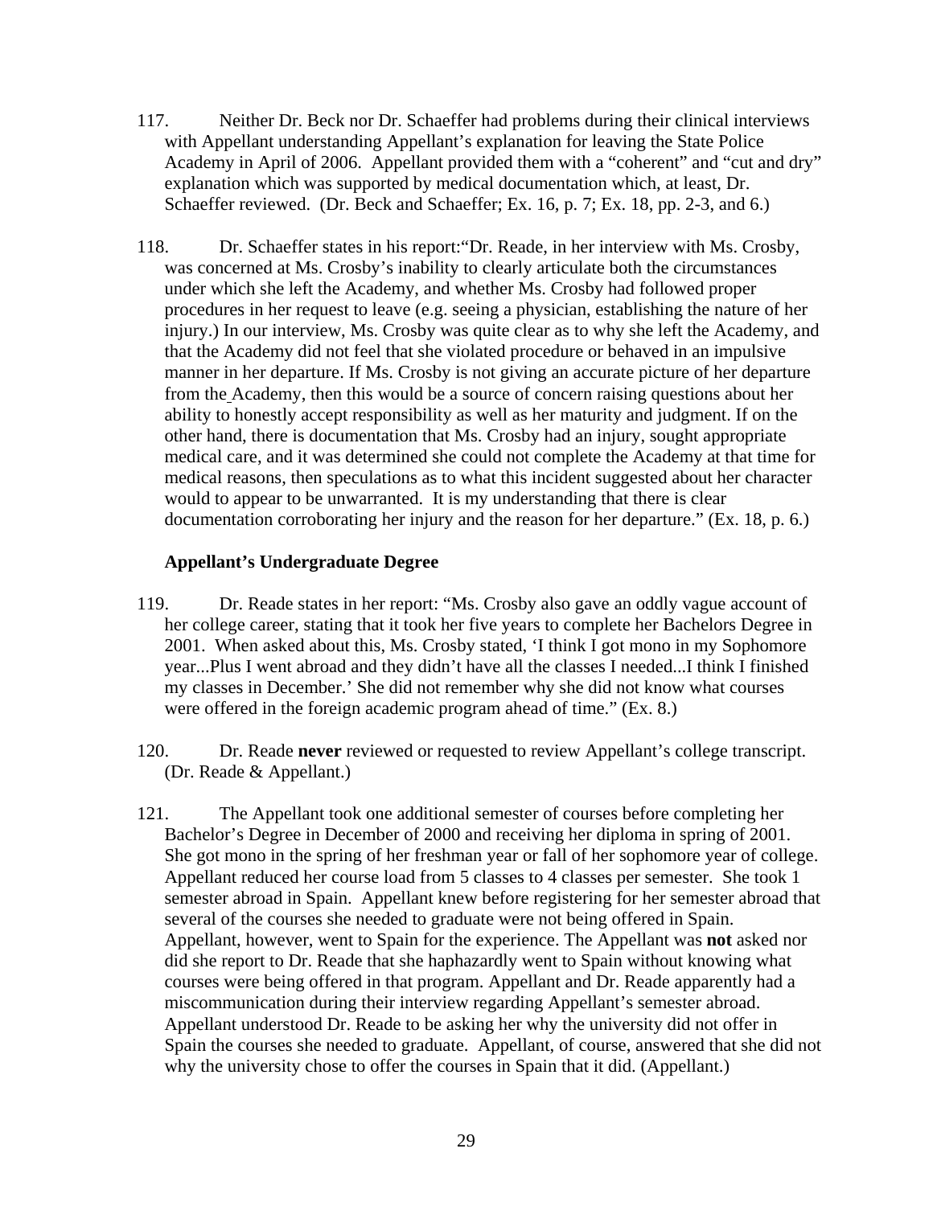117. Neither Dr. Beck nor Dr. Schaeffer had problems during their clinical interviews with Appellant understanding Appellant's explanation for leaving the State Police Academy in April of 2006. Appellant provided them with a "coherent" and "cut and dry" explanation which was supported by medical documentation which, at least, Dr. Schaeffer reviewed. (Dr. Beck and Schaeffer; Ex. 16, p. 7; Ex. 18, pp. 2-3, and 6.)

118. Dr. Schaeffer states in his report:"Dr. Reade, in her interview with Ms. Crosby, was concerned at Ms. Crosby's inability to clearly articulate both the circumstances under which she left the Academy, and whether Ms. Crosby had followed proper procedures in her request to leave (e.g. seeing a physician, establishing the nature of her injury.) In our interview, Ms. Crosby was quite clear as to why she left the Academy, and that the Academy did not feel that she violated procedure or behaved in an impulsive manner in her departure. If Ms. Crosby is not giving an accurate picture of her departure from the Academy, then this would be a source of concern raising questions about her ability to honestly accept responsibility as well as her maturity and judgment. If on the other hand, there is documentation that Ms. Crosby had an injury, sought appropriate medical care, and it was determined she could not complete the Academy at that time for medical reasons, then speculations as to what this incident suggested about her character would to appear to be unwarranted. It is my understanding that there is clear documentation corroborating her injury and the reason for her departure." (Ex. 18, p. 6.)

**Appellant's Undergraduate Degree**

119. Dr. Reade states in her report: "Ms. Crosby also gave an oddly vague account of her college career, stating that it took her five years to complete her Bachelors Degree in 2001. When asked about this, Ms. Crosby stated, 'I think I got mono in my Sophomore year...Plus I went abroad and they didn't have all the classes I needed...I think I finished my classes in December.' She did not remember why she did not know what courses were offered in the foreign academic program ahead of time." (Ex. 8.)

120. Dr. Reade **never** reviewed or requested to review Appellant's college transcript. (Dr. Reade & Appellant.)

121. The Appellant took one additional semester of courses before completing her Bachelor's Degree in December of 2000 and receiving her diploma in spring of 2001. She got mono in the spring of her freshman year or fall of her sophomore year of college. Appellant reduced her course load from 5 classes to 4 classes per semester. She took 1 semester abroad in Spain. Appellant knew before registering for her semester abroad that several of the courses she needed to graduate were not being offered in Spain. Appellant, however, went to Spain for the experience. The Appellant was **not** asked nor did she report to Dr. Reade that she haphazardly went to Spain without knowing what courses were being offered in that program. Appellant and Dr. Reade apparently had a miscommunication during their interview regarding Appellant's semester abroad. Appellant understood Dr. Reade to be asking her why the university did not offer in Spain the courses she needed to graduate. Appellant, of course, answered that she did not why the university chose to offer the courses in Spain that it did. (Appellant.)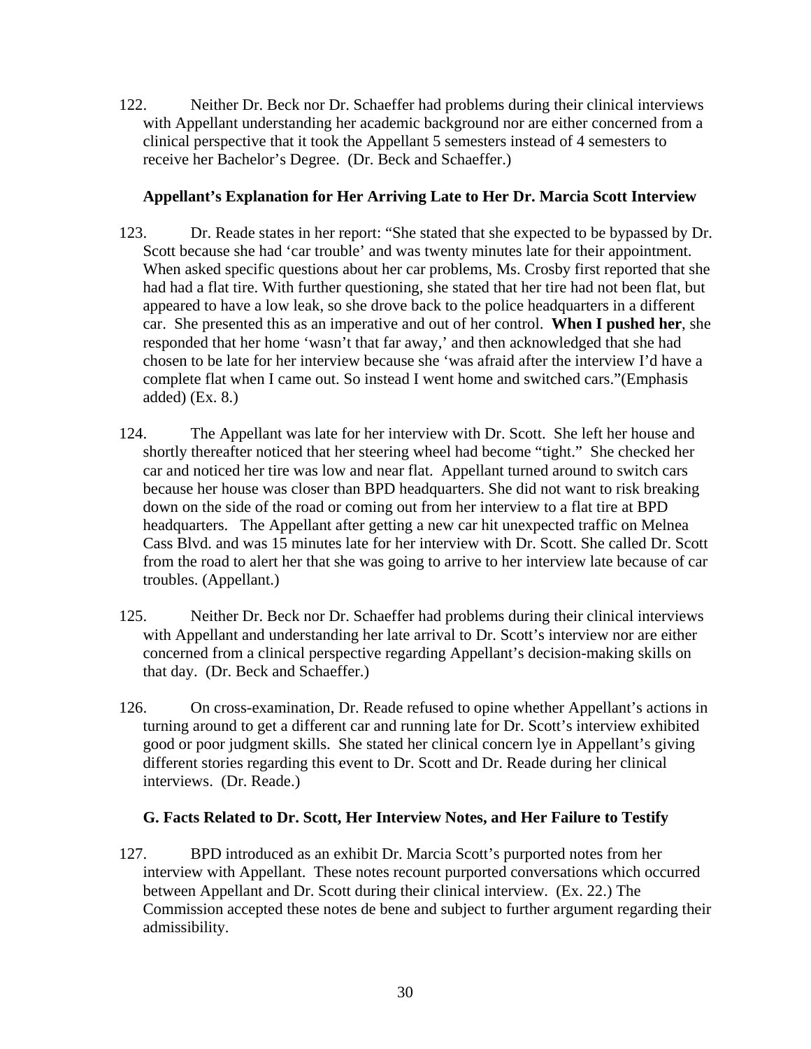122. Neither Dr. Beck nor Dr. Schaeffer had problems during their clinical interviews with Appellant understanding her academic background nor are either concerned from a clinical perspective that it took the Appellant 5 semesters instead of 4 semesters to receive her Bachelor's Degree. (Dr. Beck and Schaeffer.)

**Appellant's Explanation for Her Arriving Late to Her Dr. Marcia Scott Interview**

123. Dr. Reade states in her report: "She stated that she expected to be bypassed by Dr. Scott because she had 'car trouble' and was twenty minutes late for their appointment. When asked specific questions about her car problems, Ms. Crosby first reported that she had had a flat tire. With further questioning, she stated that her tire had not been flat, but appeared to have a low leak, so she drove back to the police headquarters in a different car. She presented this as an imperative and out of her control. **When I pushed her**, she responded that her home 'wasn't that far away,' and then acknowledged that she had chosen to be late for her interview because she 'was afraid after the interview I'd have a complete flat when I came out. So instead I went home and switched cars."(Emphasis added) (Ex. 8.)

124. The Appellant was late for her interview with Dr. Scott. She left her house and shortly thereafter noticed that her steering wheel had become "tight." She checked her car and noticed her tire was low and near flat. Appellant turned around to switch cars because her house was closer than BPD headquarters. She did not want to risk breaking down on the side of the road or coming out from her interview to a flat tire at BPD headquarters. The Appellant after getting a new car hit unexpected traffic on Melnea Cass Blvd. and was 15 minutes late for her interview with Dr. Scott. She called Dr. Scott from the road to alert her that she was going to arrive to her interview late because of car troubles. (Appellant.)

125. Neither Dr. Beck nor Dr. Schaeffer had problems during their clinical interviews with Appellant and understanding her late arrival to Dr. Scott's interview nor are either concerned from a clinical perspective regarding Appellant's decision-making skills on that day. (Dr. Beck and Schaeffer.)

126. On cross-examination, Dr. Reade refused to opine whether Appellant's actions in turning around to get a different car and running late for Dr. Scott's interview exhibited good or poor judgment skills. She stated her clinical concern lye in Appellant's giving different stories regarding this event to Dr. Scott and Dr. Reade during her clinical interviews. (Dr. Reade.)

**G. Facts Related to Dr. Scott, Her Interview Notes, and Her Failure to Testify**

127. BPD introduced as an exhibit Dr. Marcia Scott's purported notes from her interview with Appellant. These notes recount purported conversations which occurred between Appellant and Dr. Scott during their clinical interview. (Ex. 22.) The Commission accepted these notes de bene and subject to further argument regarding their admissibility.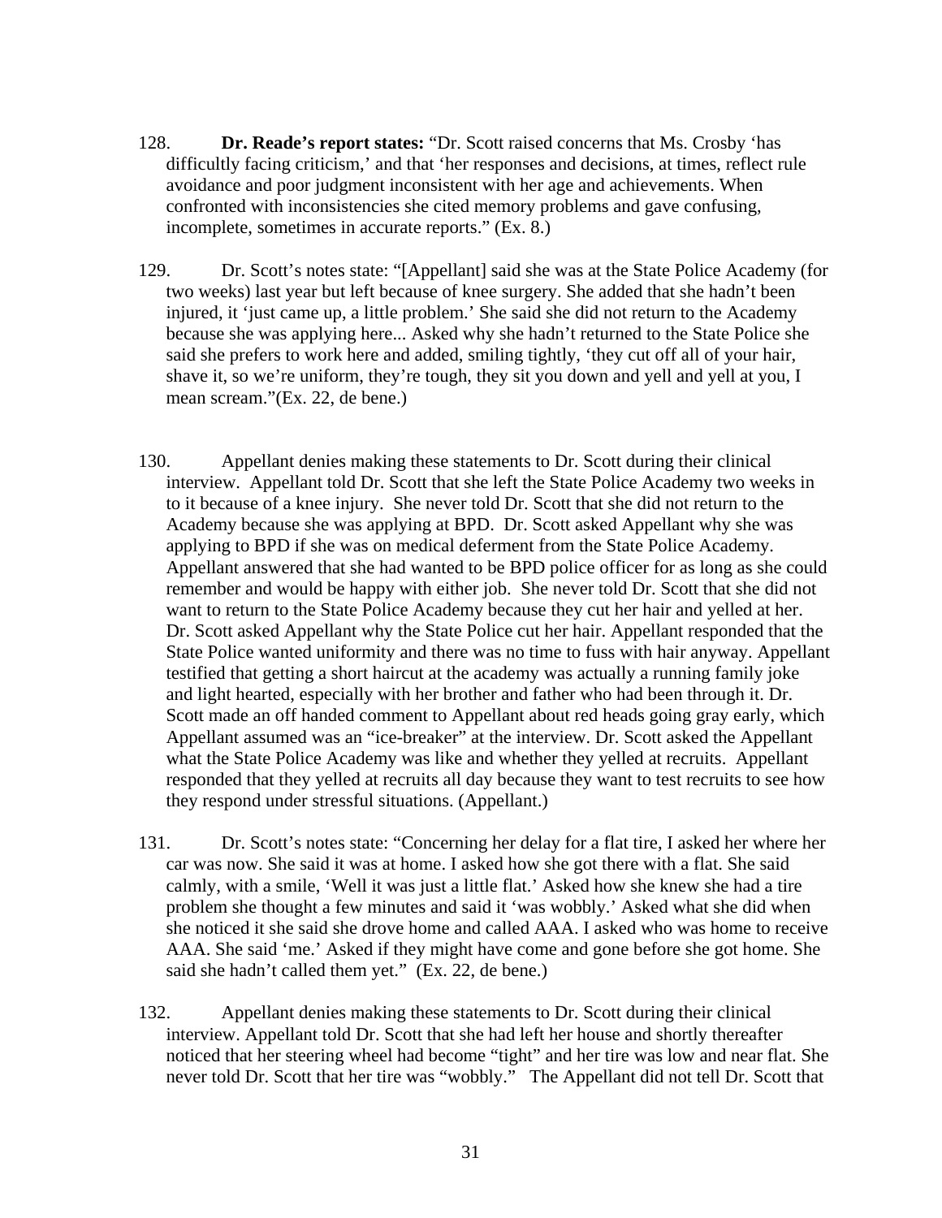128. **Dr. Reade's report states:** "Dr. Scott raised concerns that Ms. Crosby 'has difficultly facing criticism,' and that 'her responses and decisions, at times, reflect rule avoidance and poor judgment inconsistent with her age and achievements. When confronted with inconsistencies she cited memory problems and gave confusing, incomplete, sometimes in accurate reports." (Ex. 8.)

129. Dr. Scott's notes state: "[Appellant] said she was at the State Police Academy (for two weeks) last year but left because of knee surgery. She added that she hadn't been injured, it 'just came up, a little problem.' She said she did not return to the Academy because she was applying here... Asked why she hadn't returned to the State Police she said she prefers to work here and added, smiling tightly, 'they cut off all of your hair, shave it, so we're uniform, they're tough, they sit you down and yell and yell at you, I mean scream."(Ex. 22, de bene.)

130. Appellant denies making these statements to Dr. Scott during their clinical interview. Appellant told Dr. Scott that she left the State Police Academy two weeks in to it because of a knee injury. She never told Dr. Scott that she did not return to the Academy because she was applying at BPD. Dr. Scott asked Appellant why she was applying to BPD if she was on medical deferment from the State Police Academy. Appellant answered that she had wanted to be BPD police officer for as long as she could remember and would be happy with either job. She never told Dr. Scott that she did not want to return to the State Police Academy because they cut her hair and yelled at her. Dr. Scott asked Appellant why the State Police cut her hair. Appellant responded that the State Police wanted uniformity and there was no time to fuss with hair anyway. Appellant testified that getting a short haircut at the academy was actually a running family joke and light hearted, especially with her brother and father who had been through it. Dr. Scott made an off handed comment to Appellant about red heads going gray early, which Appellant assumed was an "ice-breaker" at the interview. Dr. Scott asked the Appellant what the State Police Academy was like and whether they yelled at recruits. Appellant responded that they yelled at recruits all day because they want to test recruits to see how they respond under stressful situations. (Appellant.)

131. Dr. Scott's notes state: "Concerning her delay for a flat tire, I asked her where her car was now. She said it was at home. I asked how she got there with a flat. She said calmly, with a smile, 'Well it was just a little flat.' Asked how she knew she had a tire problem she thought a few minutes and said it 'was wobbly.' Asked what she did when she noticed it she said she drove home and called AAA. I asked who was home to receive AAA. She said 'me.' Asked if they might have come and gone before she got home. She said she hadn't called them yet." (Ex. 22, de bene.)

132. Appellant denies making these statements to Dr. Scott during their clinical interview. Appellant told Dr. Scott that she had left her house and shortly thereafter noticed that her steering wheel had become "tight" and her tire was low and near flat. She never told Dr. Scott that her tire was "wobbly." The Appellant did not tell Dr. Scott that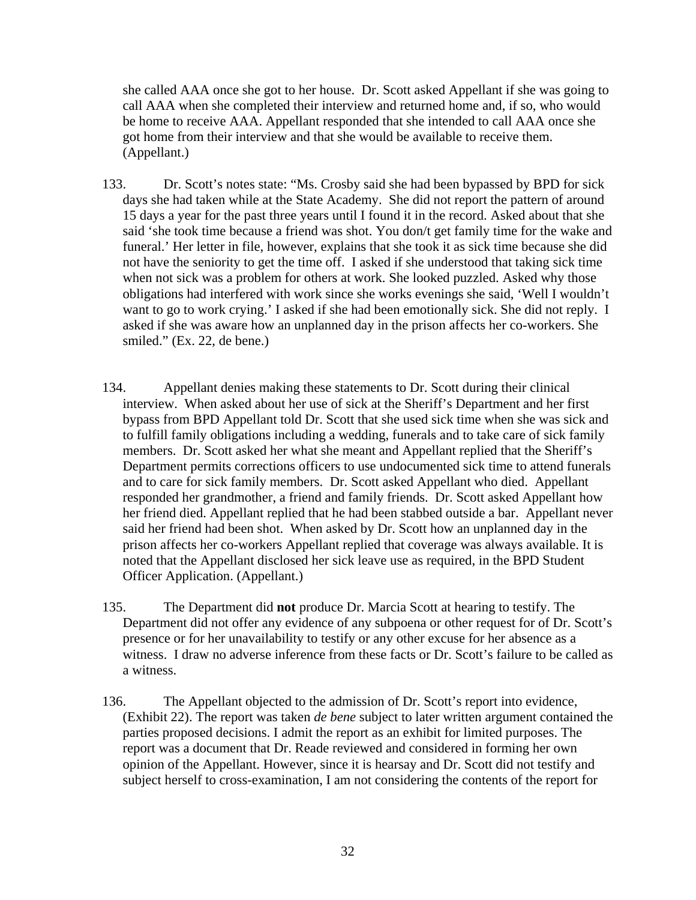she called AAA once she got to her house. Dr. Scott asked Appellant if she was going to call AAA when she completed their interview and returned home and, if so, who would be home to receive AAA. Appellant responded that she intended to call AAA once she got home from their interview and that she would be available to receive them. (Appellant.)

133. Dr. Scott's notes state: "Ms. Crosby said she had been bypassed by BPD for sick days she had taken while at the State Academy. She did not report the pattern of around 15 days a year for the past three years until I found it in the record. Asked about that she said 'she took time because a friend was shot. You don/t get family time for the wake and funeral.' Her letter in file, however, explains that she took it as sick time because she did not have the seniority to get the time off. I asked if she understood that taking sick time when not sick was a problem for others at work. She looked puzzled. Asked why those obligations had interfered with work since she works evenings she said, 'Well I wouldn't want to go to work crying.' I asked if she had been emotionally sick. She did not reply. I asked if she was aware how an unplanned day in the prison affects her co-workers. She smiled." (Ex. 22, de bene.)

134. Appellant denies making these statements to Dr. Scott during their clinical interview. When asked about her use of sick at the Sheriff's Department and her first bypass from BPD Appellant told Dr. Scott that she used sick time when she was sick and to fulfill family obligations including a wedding, funerals and to take care of sick family members. Dr. Scott asked her what she meant and Appellant replied that the Sheriff's Department permits corrections officers to use undocumented sick time to attend funerals and to care for sick family members. Dr. Scott asked Appellant who died. Appellant responded her grandmother, a friend and family friends. Dr. Scott asked Appellant how her friend died. Appellant replied that he had been stabbed outside a bar. Appellant never said her friend had been shot. When asked by Dr. Scott how an unplanned day in the prison affects her co-workers Appellant replied that coverage was always available. It is noted that the Appellant disclosed her sick leave use as required, in the BPD Student Officer Application. (Appellant.)

135. The Department did **not** produce Dr. Marcia Scott at hearing to testify. The Department did not offer any evidence of any subpoena or other request for of Dr. Scott's presence or for her unavailability to testify or any other excuse for her absence as a witness. I draw no adverse inference from these facts or Dr. Scott's failure to be called as a witness.

136. The Appellant objected to the admission of Dr. Scott's report into evidence, (Exhibit 22). The report was taken *de bene* subject to later written argument contained the parties proposed decisions. I admit the report as an exhibit for limited purposes. The report was a document that Dr. Reade reviewed and considered in forming her own opinion of the Appellant. However, since it is hearsay and Dr. Scott did not testify and subject herself to cross-examination, I am not considering the contents of the report for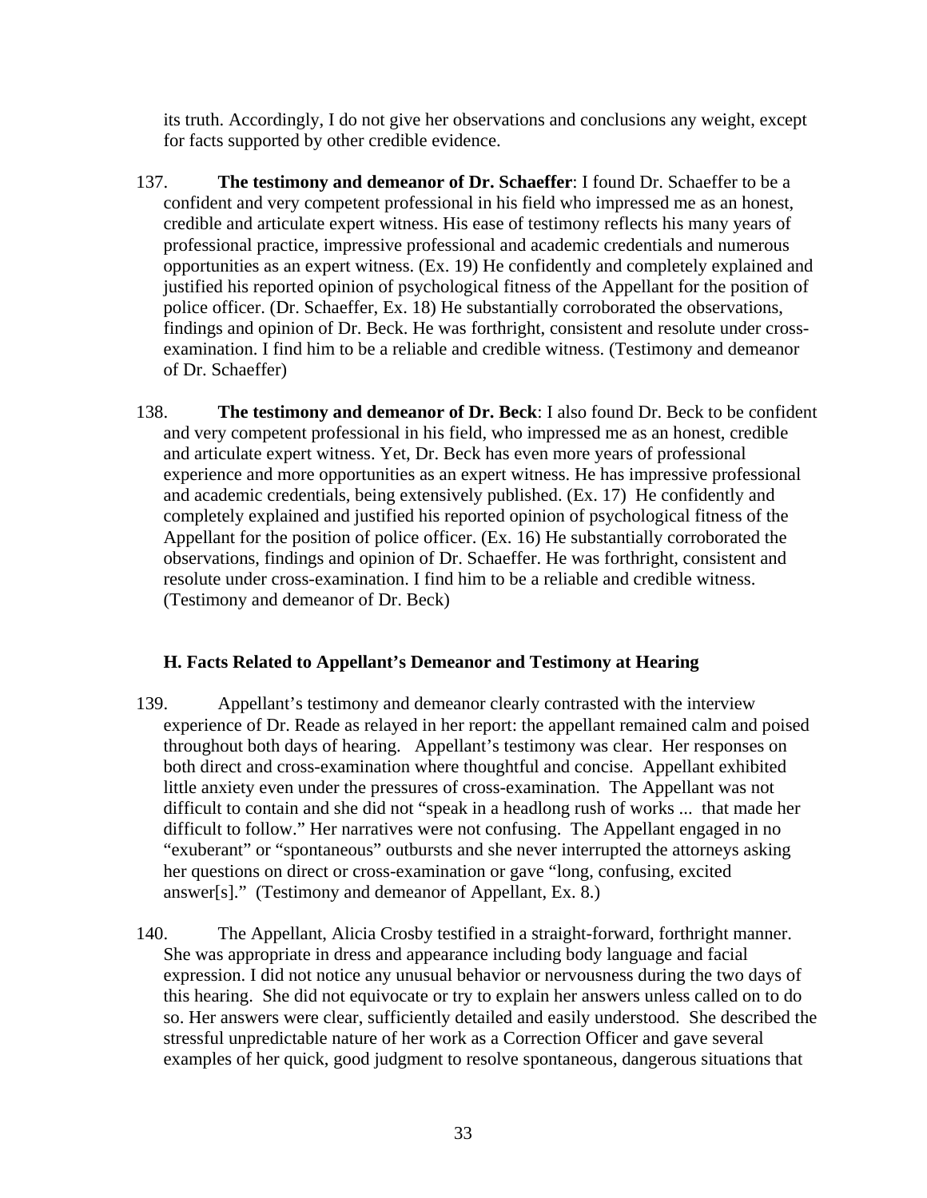its truth. Accordingly, I do not give her observations and conclusions any weight, except for facts supported by other credible evidence.

137. **The testimony and demeanor of Dr. Schaeffer**: I found Dr. Schaeffer to be a confident and very competent professional in his field who impressed me as an honest, credible and articulate expert witness. His ease of testimony reflects his many years of professional practice, impressive professional and academic credentials and numerous opportunities as an expert witness. (Ex. 19) He confidently and completely explained and justified his reported opinion of psychological fitness of the Appellant for the position of police officer. (Dr. Schaeffer, Ex. 18) He substantially corroborated the observations, findings and opinion of Dr. Beck. He was forthright, consistent and resolute under cross-examination. I find him to be a reliable and credible witness. (Testimony and demeanor of Dr. Schaeffer)

138. **The testimony and demeanor of Dr. Beck**: I also found Dr. Beck to be confident and very competent professional in his field, who impressed me as an honest, credible and articulate expert witness. Yet, Dr. Beck has even more years of professional experience and more opportunities as an expert witness. He has impressive professional and academic credentials, being extensively published. (Ex. 17) He confidently and completely explained and justified his reported opinion of psychological fitness of the Appellant for the position of police officer. (Ex. 16) He substantially corroborated the observations, findings and opinion of Dr. Schaeffer. He was forthright, consistent and resolute under cross-examination. I find him to be a reliable and credible witness. (Testimony and demeanor of Dr. Beck)

### H. Facts Related to Appellant's Demeanor and Testimony at Hearing

139. Appellant's testimony and demeanor clearly contrasted with the interview experience of Dr. Reade as relayed in her report: the appellant remained calm and poised throughout both days of hearing. Appellant's testimony was clear. Her responses on both direct and cross-examination where thoughtful and concise. Appellant exhibited little anxiety even under the pressures of cross-examination. The Appellant was not difficult to contain and she did not "speak in a headlong rush of works ... that made her difficult to follow." Her narratives were not confusing. The Appellant engaged in no "exuberant" or "spontaneous" outbursts and she never interrupted the attorneys asking her questions on direct or cross-examination or gave "long, confusing, excited answer[s]." (Testimony and demeanor of Appellant, Ex. 8.)

140. The Appellant, Alicia Crosby testified in a straight-forward, forthright manner. She was appropriate in dress and appearance including body language and facial expression. I did not notice any unusual behavior or nervousness during the two days of this hearing. She did not equivocate or try to explain her answers unless called on to do so. Her answers were clear, sufficiently detailed and easily understood. She described the stressful unpredictable nature of her work as a Correction Officer and gave several examples of her quick, good judgment to resolve spontaneous, dangerous situations that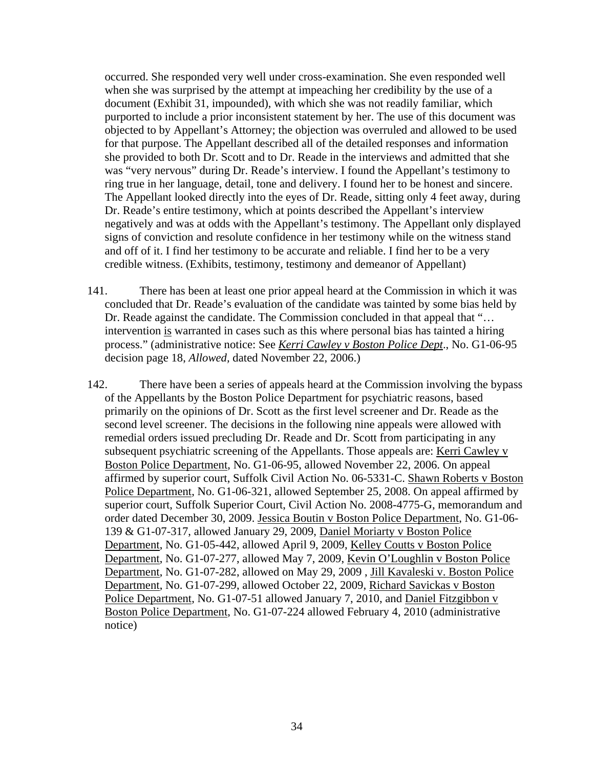occurred. She responded very well under cross-examination. She even responded well when she was surprised by the attempt at impeaching her credibility by the use of a document (Exhibit 31, impounded), with which she was not readily familiar, which purported to include a prior inconsistent statement by her. The use of this document was objected to by Appellant's Attorney; the objection was overruled and allowed to be used for that purpose. The Appellant described all of the detailed responses and information she provided to both Dr. Scott and to Dr. Reade in the interviews and admitted that she was "very nervous" during Dr. Reade's interview. I found the Appellant's testimony to ring true in her language, detail, tone and delivery. I found her to be honest and sincere. The Appellant looked directly into the eyes of Dr. Reade, sitting only 4 feet away, during Dr. Reade's entire testimony, which at points described the Appellant's interview negatively and was at odds with the Appellant's testimony. The Appellant only displayed signs of conviction and resolute confidence in her testimony while on the witness stand and off of it. I find her testimony to be accurate and reliable. I find her to be a very credible witness. (Exhibits, testimony, testimony and demeanor of Appellant)

141. There has been at least one prior appeal heard at the Commission in which it was concluded that Dr. Reade's evaluation of the candidate was tainted by some bias held by Dr. Reade against the candidate. The Commission concluded in that appeal that "… intervention <u>is</u> warranted in cases such as this where personal bias has tainted a hiring process." (administrative notice: See *<u>Kerri Cawley v Boston Police Dept</u>*., No. G1-06-95 decision page 18, *Allowed*, dated November 22, 2006.)

142. There have been a series of appeals heard at the Commission involving the bypass of the Appellants by the Boston Police Department for psychiatric reasons, based primarily on the opinions of Dr. Scott as the first level screener and Dr. Reade as the second level screener. The decisions in the following nine appeals were allowed with remedial orders issued precluding Dr. Reade and Dr. Scott from participating in any subsequent psychiatric screening of the Appellants. Those appeals are: <u>Kerri Cawley v Boston Police Department</u>, No. G1-06-95, allowed November 22, 2006. On appeal affirmed by superior court, Suffolk Civil Action No. 06-5331-C. <u>Shawn Roberts v Boston Police Department</u>, No. G1-06-321, allowed September 25, 2008. On appeal affirmed by superior court, Suffolk Superior Court, Civil Action No. 2008-4775-G, memorandum and order dated December 30, 2009. <u>Jessica Boutin v Boston Police Department</u>, No. G1-06-139 & G1-07-317, allowed January 29, 2009, <u>Daniel Moriarty v Boston Police Department</u>, No. G1-05-442, allowed April 9, 2009, <u>Kelley Coutts v Boston Police Department</u>, No. G1-07-277, allowed May 7, 2009, <u>Kevin O'Loughlin v Boston Police Department</u>, No. G1-07-282, allowed on May 29, 2009 , <u>Jill Kavaleski v. Boston Police Department</u>, No. G1-07-299, allowed October 22, 2009, <u>Richard Savickas v Boston Police Department</u>, No. G1-07-51 allowed January 7, 2010, and <u>Daniel Fitzgibbon v Boston Police Department</u>, No. G1-07-224 allowed February 4, 2010 (administrative notice)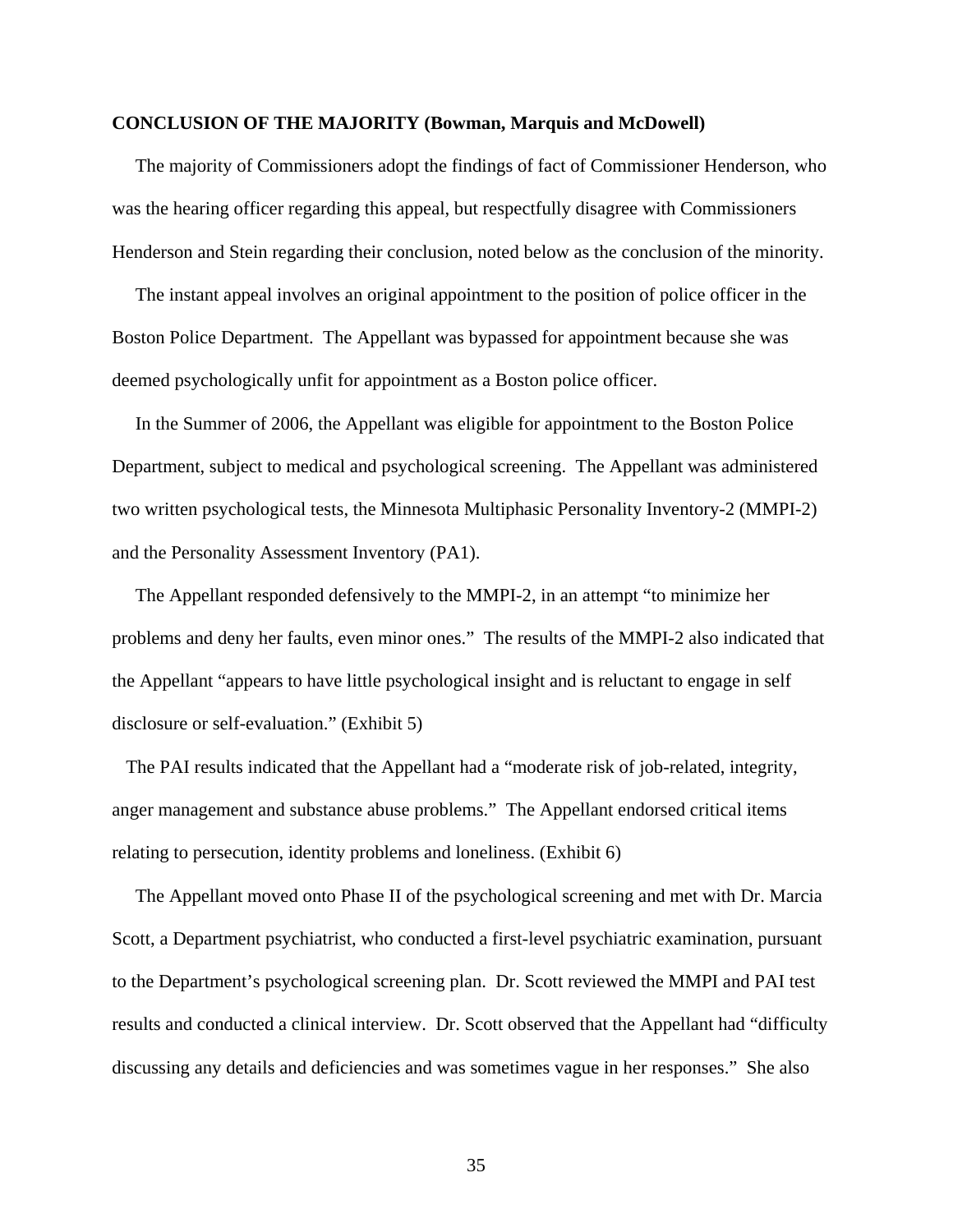**CONCLUSION OF THE MAJORITY (Bowman, Marquis and McDowell)**

The majority of Commissioners adopt the findings of fact of Commissioner Henderson, who was the hearing officer regarding this appeal, but respectfully disagree with Commissioners Henderson and Stein regarding their conclusion, noted below as the conclusion of the minority.

The instant appeal involves an original appointment to the position of police officer in the Boston Police Department. The Appellant was bypassed for appointment because she was deemed psychologically unfit for appointment as a Boston police officer.

In the Summer of 2006, the Appellant was eligible for appointment to the Boston Police Department, subject to medical and psychological screening. The Appellant was administered two written psychological tests, the Minnesota Multiphasic Personality Inventory-2 (MMPI-2) and the Personality Assessment Inventory (PA1).

The Appellant responded defensively to the MMPI-2, in an attempt "to minimize her problems and deny her faults, even minor ones." The results of the MMPI-2 also indicated that the Appellant "appears to have little psychological insight and is reluctant to engage in self disclosure or self-evaluation." (Exhibit 5)

The PAI results indicated that the Appellant had a "moderate risk of job-related, integrity, anger management and substance abuse problems." The Appellant endorsed critical items relating to persecution, identity problems and loneliness. (Exhibit 6)

The Appellant moved onto Phase II of the psychological screening and met with Dr. Marcia Scott, a Department psychiatrist, who conducted a first-level psychiatric examination, pursuant to the Department's psychological screening plan. Dr. Scott reviewed the MMPI and PAI test results and conducted a clinical interview. Dr. Scott observed that the Appellant had "difficulty discussing any details and deficiencies and was sometimes vague in her responses." She also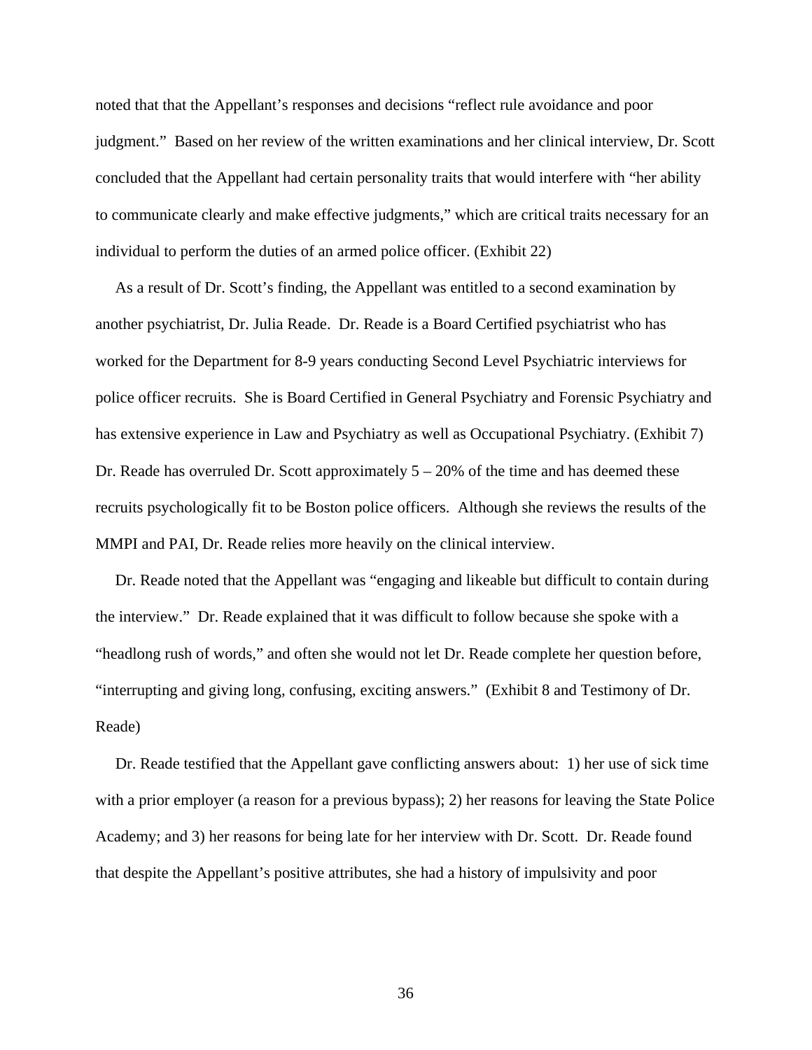noted that that the Appellant's responses and decisions "reflect rule avoidance and poor judgment." Based on her review of the written examinations and her clinical interview, Dr. Scott concluded that the Appellant had certain personality traits that would interfere with "her ability to communicate clearly and make effective judgments," which are critical traits necessary for an individual to perform the duties of an armed police officer. (Exhibit 22)

As a result of Dr. Scott's finding, the Appellant was entitled to a second examination by another psychiatrist, Dr. Julia Reade. Dr. Reade is a Board Certified psychiatrist who has worked for the Department for 8-9 years conducting Second Level Psychiatric interviews for police officer recruits. She is Board Certified in General Psychiatry and Forensic Psychiatry and has extensive experience in Law and Psychiatry as well as Occupational Psychiatry. (Exhibit 7) Dr. Reade has overruled Dr. Scott approximately 5 – 20% of the time and has deemed these recruits psychologically fit to be Boston police officers. Although she reviews the results of the MMPI and PAI, Dr. Reade relies more heavily on the clinical interview.

Dr. Reade noted that the Appellant was "engaging and likeable but difficult to contain during the interview." Dr. Reade explained that it was difficult to follow because she spoke with a "headlong rush of words," and often she would not let Dr. Reade complete her question before, "interrupting and giving long, confusing, exciting answers." (Exhibit 8 and Testimony of Dr. Reade)

Dr. Reade testified that the Appellant gave conflicting answers about: 1) her use of sick time with a prior employer (a reason for a previous bypass); 2) her reasons for leaving the State Police Academy; and 3) her reasons for being late for her interview with Dr. Scott. Dr. Reade found that despite the Appellant's positive attributes, she had a history of impulsivity and poor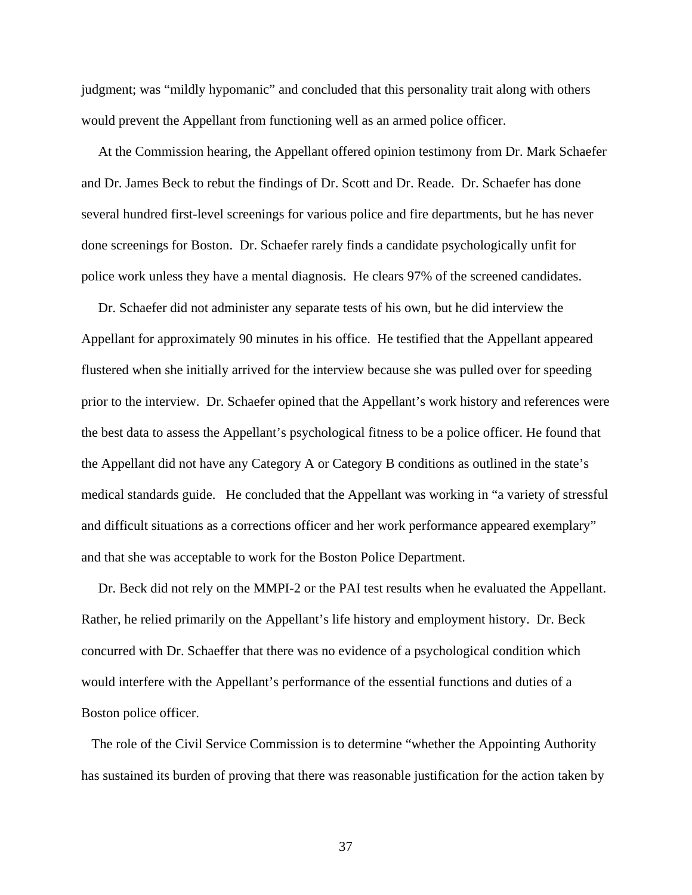judgment; was "mildly hypomanic" and concluded that this personality trait along with others would prevent the Appellant from functioning well as an armed police officer.

At the Commission hearing, the Appellant offered opinion testimony from Dr. Mark Schaefer and Dr. James Beck to rebut the findings of Dr. Scott and Dr. Reade. Dr. Schaefer has done several hundred first-level screenings for various police and fire departments, but he has never done screenings for Boston. Dr. Schaefer rarely finds a candidate psychologically unfit for police work unless they have a mental diagnosis. He clears 97% of the screened candidates.

Dr. Schaefer did not administer any separate tests of his own, but he did interview the Appellant for approximately 90 minutes in his office. He testified that the Appellant appeared flustered when she initially arrived for the interview because she was pulled over for speeding prior to the interview. Dr. Schaefer opined that the Appellant's work history and references were the best data to assess the Appellant's psychological fitness to be a police officer. He found that the Appellant did not have any Category A or Category B conditions as outlined in the state's medical standards guide. He concluded that the Appellant was working in "a variety of stressful and difficult situations as a corrections officer and her work performance appeared exemplary" and that she was acceptable to work for the Boston Police Department.

Dr. Beck did not rely on the MMPI-2 or the PAI test results when he evaluated the Appellant. Rather, he relied primarily on the Appellant's life history and employment history. Dr. Beck concurred with Dr. Schaeffer that there was no evidence of a psychological condition which would interfere with the Appellant's performance of the essential functions and duties of a Boston police officer.

The role of the Civil Service Commission is to determine "whether the Appointing Authority has sustained its burden of proving that there was reasonable justification for the action taken by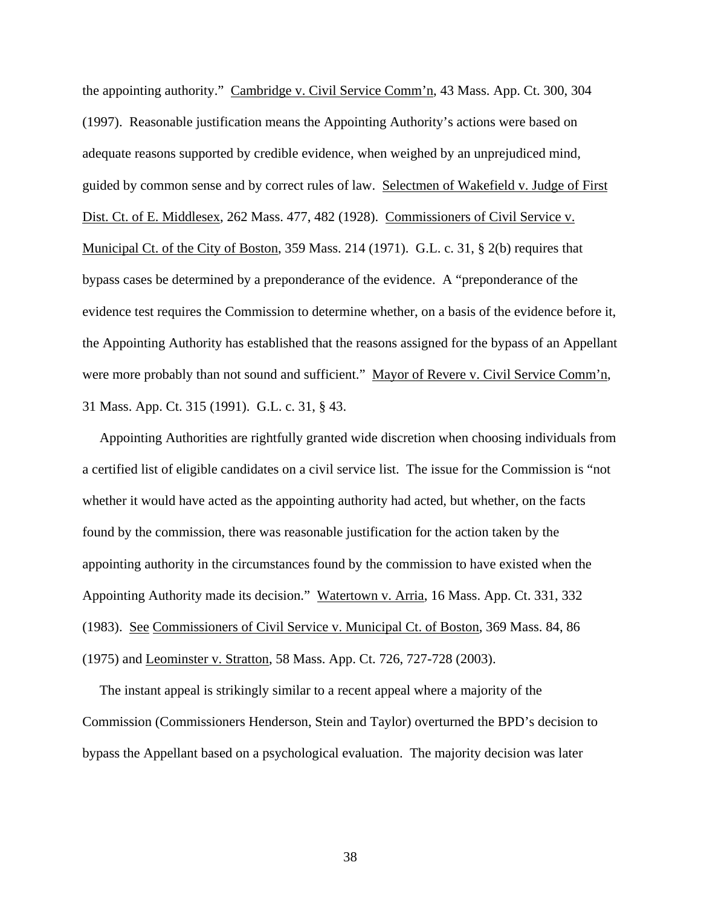the appointing authority." Cambridge v. Civil Service Comm'n, 43 Mass. App. Ct. 300, 304 (1997). Reasonable justification means the Appointing Authority's actions were based on adequate reasons supported by credible evidence, when weighed by an unprejudiced mind, guided by common sense and by correct rules of law. Selectmen of Wakefield v. Judge of First Dist. Ct. of E. Middlesex, 262 Mass. 477, 482 (1928). Commissioners of Civil Service v. Municipal Ct. of the City of Boston, 359 Mass. 214 (1971). G.L. c. 31, § 2(b) requires that bypass cases be determined by a preponderance of the evidence. A "preponderance of the evidence test requires the Commission to determine whether, on a basis of the evidence before it, the Appointing Authority has established that the reasons assigned for the bypass of an Appellant were more probably than not sound and sufficient." Mayor of Revere v. Civil Service Comm'n, 31 Mass. App. Ct. 315 (1991). G.L. c. 31, § 43.

Appointing Authorities are rightfully granted wide discretion when choosing individuals from a certified list of eligible candidates on a civil service list. The issue for the Commission is "not whether it would have acted as the appointing authority had acted, but whether, on the facts found by the commission, there was reasonable justification for the action taken by the appointing authority in the circumstances found by the commission to have existed when the Appointing Authority made its decision." Watertown v. Arria, 16 Mass. App. Ct. 331, 332 (1983). See Commissioners of Civil Service v. Municipal Ct. of Boston, 369 Mass. 84, 86 (1975) and Leominster v. Stratton, 58 Mass. App. Ct. 726, 727-728 (2003).

The instant appeal is strikingly similar to a recent appeal where a majority of the Commission (Commissioners Henderson, Stein and Taylor) overturned the BPD's decision to bypass the Appellant based on a psychological evaluation. The majority decision was later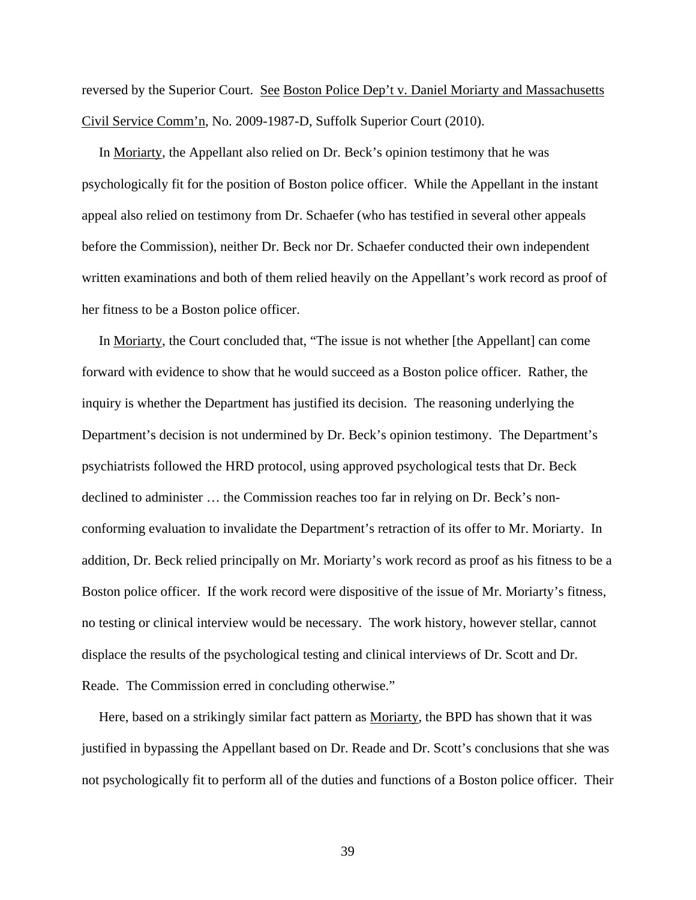reversed by the Superior Court. See Boston Police Dep't v. Daniel Moriarty and Massachusetts Civil Service Comm'n, No. 2009-1987-D, Suffolk Superior Court (2010).

In Moriarty, the Appellant also relied on Dr. Beck's opinion testimony that he was psychologically fit for the position of Boston police officer. While the Appellant in the instant appeal also relied on testimony from Dr. Schaefer (who has testified in several other appeals before the Commission), neither Dr. Beck nor Dr. Schaefer conducted their own independent written examinations and both of them relied heavily on the Appellant's work record as proof of her fitness to be a Boston police officer.

In Moriarty, the Court concluded that, "The issue is not whether [the Appellant] can come forward with evidence to show that he would succeed as a Boston police officer. Rather, the inquiry is whether the Department has justified its decision. The reasoning underlying the Department's decision is not undermined by Dr. Beck's opinion testimony. The Department's psychiatrists followed the HRD protocol, using approved psychological tests that Dr. Beck declined to administer … the Commission reaches too far in relying on Dr. Beck's non-conforming evaluation to invalidate the Department's retraction of its offer to Mr. Moriarty. In addition, Dr. Beck relied principally on Mr. Moriarty's work record as proof as his fitness to be a Boston police officer. If the work record were dispositive of the issue of Mr. Moriarty's fitness, no testing or clinical interview would be necessary. The work history, however stellar, cannot displace the results of the psychological testing and clinical interviews of Dr. Scott and Dr. Reade. The Commission erred in concluding otherwise."

Here, based on a strikingly similar fact pattern as Moriarty, the BPD has shown that it was justified in bypassing the Appellant based on Dr. Reade and Dr. Scott's conclusions that she was not psychologically fit to perform all of the duties and functions of a Boston police officer. Their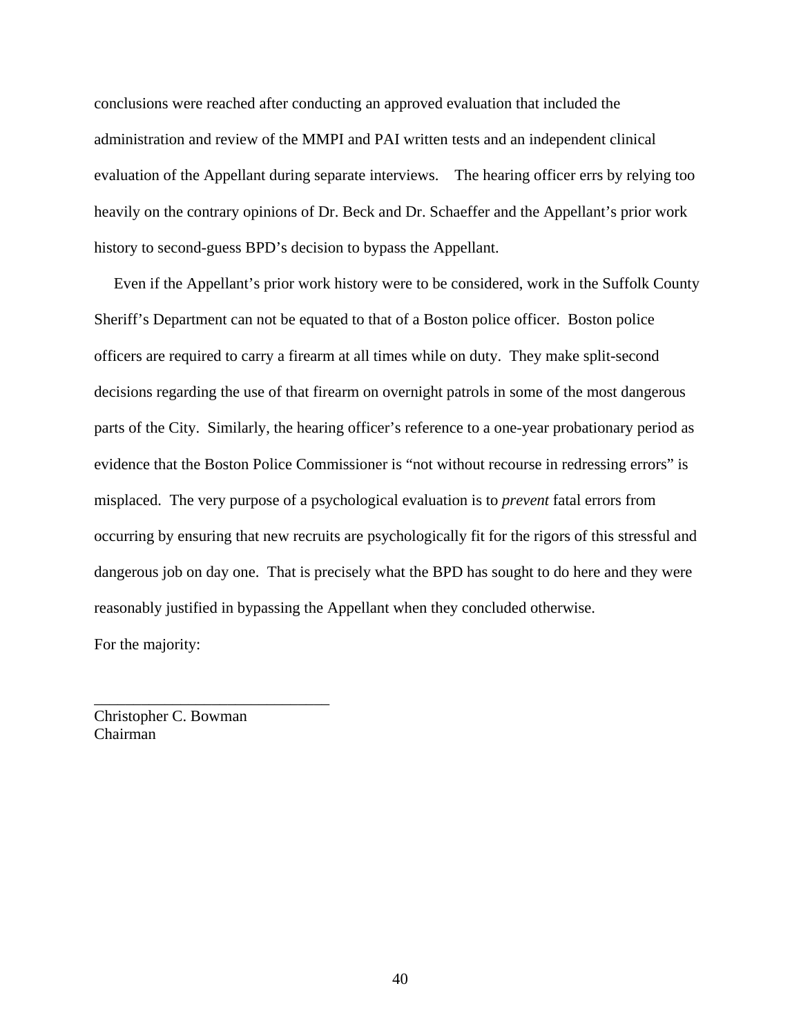conclusions were reached after conducting an approved evaluation that included the administration and review of the MMPI and PAI written tests and an independent clinical evaluation of the Appellant during separate interviews. The hearing officer errs by relying too heavily on the contrary opinions of Dr. Beck and Dr. Schaeffer and the Appellant's prior work history to second-guess BPD's decision to bypass the Appellant.

Even if the Appellant's prior work history were to be considered, work in the Suffolk County Sheriff's Department can not be equated to that of a Boston police officer. Boston police officers are required to carry a firearm at all times while on duty. They make split-second decisions regarding the use of that firearm on overnight patrols in some of the most dangerous parts of the City. Similarly, the hearing officer's reference to a one-year probationary period as evidence that the Boston Police Commissioner is "not without recourse in redressing errors" is misplaced. The very purpose of a psychological evaluation is to *prevent* fatal errors from occurring by ensuring that new recruits are psychologically fit for the rigors of this stressful and dangerous job on day one. That is precisely what the BPD has sought to do here and they were reasonably justified in bypassing the Appellant when they concluded otherwise.

For the majority:

_______________________________
Christopher C. Bowman
Chairman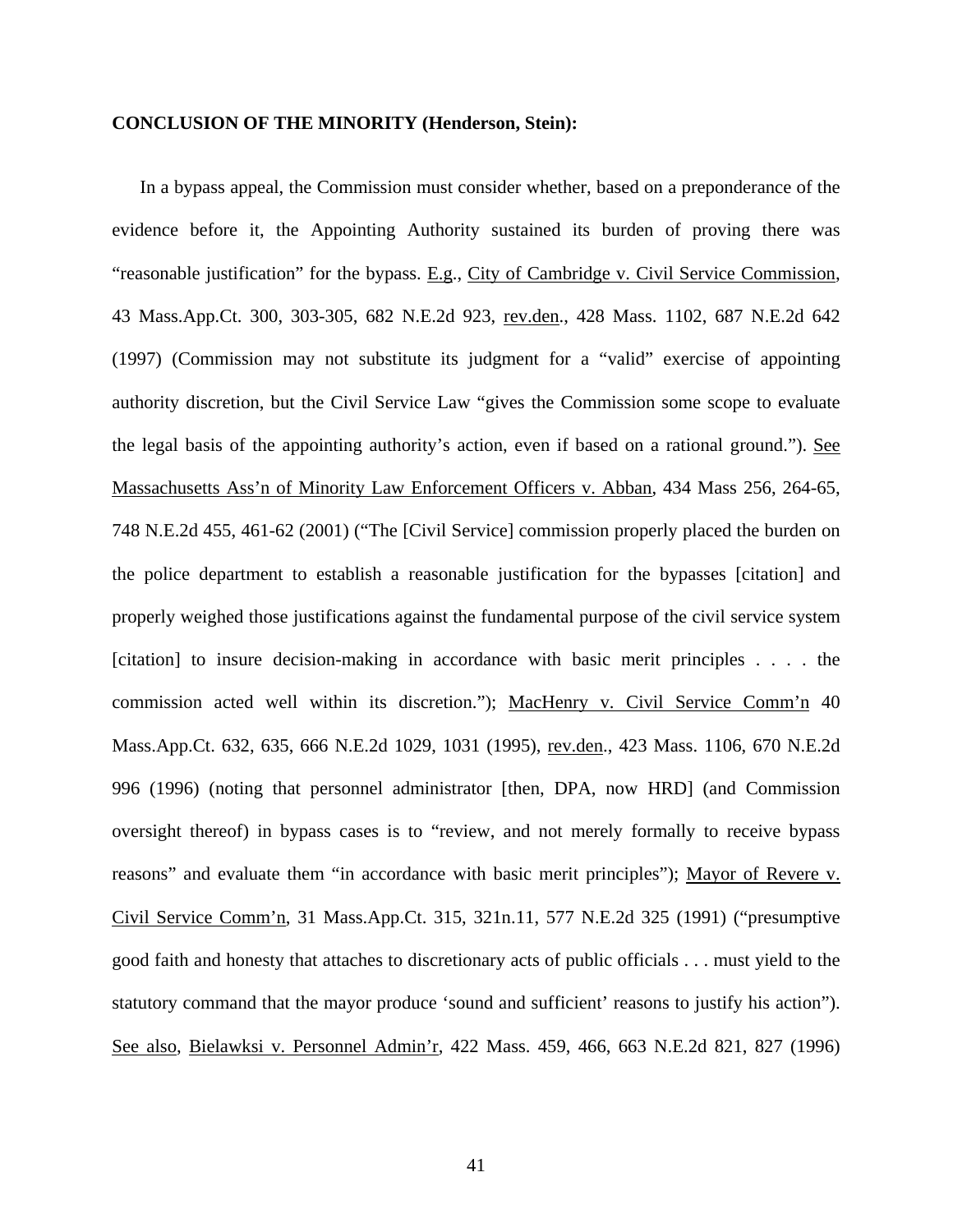**CONCLUSION OF THE MINORITY (Henderson, Stein):**

In a bypass appeal, the Commission must consider whether, based on a preponderance of the evidence before it, the Appointing Authority sustained its burden of proving there was "reasonable justification" for the bypass. E.g., City of Cambridge v. Civil Service Commission, 43 Mass.App.Ct. 300, 303-305, 682 N.E.2d 923, rev.den., 428 Mass. 1102, 687 N.E.2d 642 (1997) (Commission may not substitute its judgment for a "valid" exercise of appointing authority discretion, but the Civil Service Law "gives the Commission some scope to evaluate the legal basis of the appointing authority's action, even if based on a rational ground."). See Massachusetts Ass'n of Minority Law Enforcement Officers v. Abban, 434 Mass 256, 264-65, 748 N.E.2d 455, 461-62 (2001) ("The [Civil Service] commission properly placed the burden on the police department to establish a reasonable justification for the bypasses [citation] and properly weighed those justifications against the fundamental purpose of the civil service system [citation] to insure decision-making in accordance with basic merit principles . . . . the commission acted well within its discretion."); MacHenry v. Civil Service Comm'n 40 Mass.App.Ct. 632, 635, 666 N.E.2d 1029, 1031 (1995), rev.den., 423 Mass. 1106, 670 N.E.2d 996 (1996) (noting that personnel administrator [then, DPA, now HRD] (and Commission oversight thereof) in bypass cases is to "review, and not merely formally to receive bypass reasons" and evaluate them "in accordance with basic merit principles"); Mayor of Revere v. Civil Service Comm'n, 31 Mass.App.Ct. 315, 321n.11, 577 N.E.2d 325 (1991) ("presumptive good faith and honesty that attaches to discretionary acts of public officials . . . must yield to the statutory command that the mayor produce 'sound and sufficient' reasons to justify his action"). See also, Bielawksi v. Personnel Admin'r, 422 Mass. 459, 466, 663 N.E.2d 821, 827 (1996)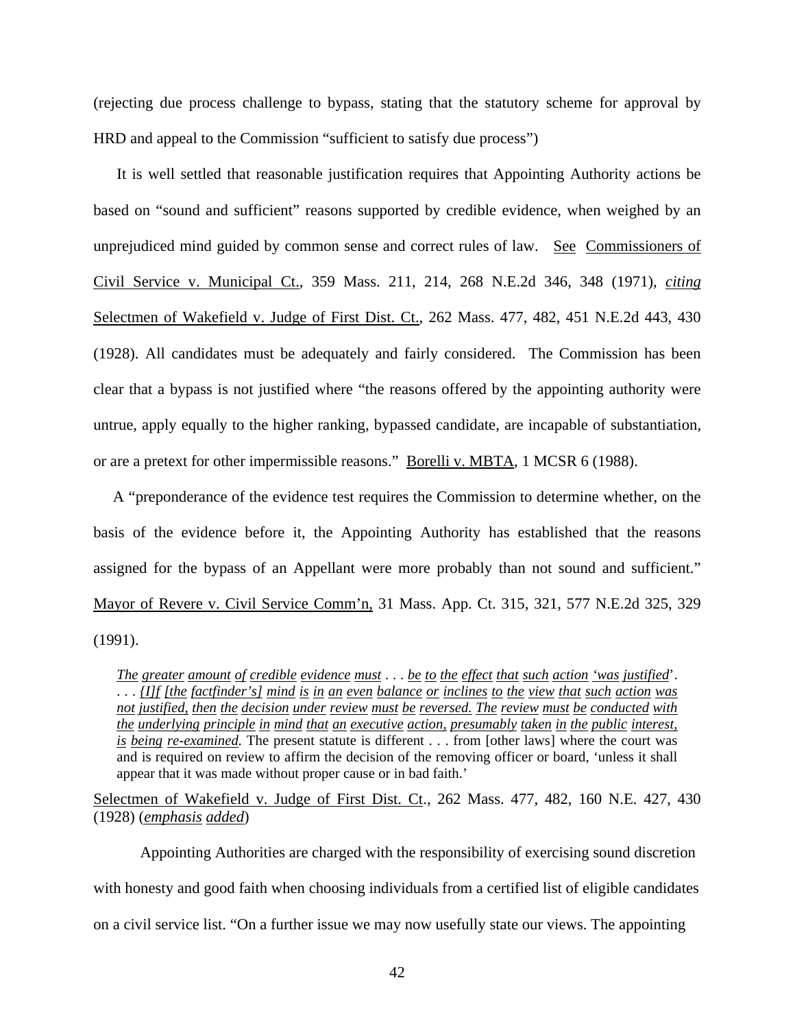(rejecting due process challenge to bypass, stating that the statutory scheme for approval by HRD and appeal to the Commission "sufficient to satisfy due process")

It is well settled that reasonable justification requires that Appointing Authority actions be based on "sound and sufficient" reasons supported by credible evidence, when weighed by an unprejudiced mind guided by common sense and correct rules of law. See Commissioners of Civil Service v. Municipal Ct., 359 Mass. 211, 214, 268 N.E.2d 346, 348 (1971), *citing* Selectmen of Wakefield v. Judge of First Dist. Ct., 262 Mass. 477, 482, 451 N.E.2d 443, 430 (1928). All candidates must be adequately and fairly considered. The Commission has been clear that a bypass is not justified where "the reasons offered by the appointing authority were untrue, apply equally to the higher ranking, bypassed candidate, are incapable of substantiation, or are a pretext for other impermissible reasons." Borelli v. MBTA, 1 MCSR 6 (1988).

A "preponderance of the evidence test requires the Commission to determine whether, on the basis of the evidence before it, the Appointing Authority has established that the reasons assigned for the bypass of an Appellant were more probably than not sound and sufficient." Mayor of Revere v. Civil Service Comm'n, 31 Mass. App. Ct. 315, 321, 577 N.E.2d 325, 329 (1991).

> *The greater amount of credible evidence must . . . be to the effect that such action 'was justified'. . . . [I]f [the factfinder's] mind is in an even balance or inclines to the view that such action was not justified, then the decision under review must be reversed. The review must be conducted with the underlying principle in mind that an executive action, presumably taken in the public interest, is being re-examined.* The present statute is different . . . from [other laws] where the court was and is required on review to affirm the decision of the removing officer or board, 'unless it shall appear that it was made without proper cause or in bad faith.'

Selectmen of Wakefield v. Judge of First Dist. Ct., 262 Mass. 477, 482, 160 N.E. 427, 430 (1928) (*emphasis added*)

Appointing Authorities are charged with the responsibility of exercising sound discretion with honesty and good faith when choosing individuals from a certified list of eligible candidates on a civil service list. "On a further issue we may now usefully state our views. The appointing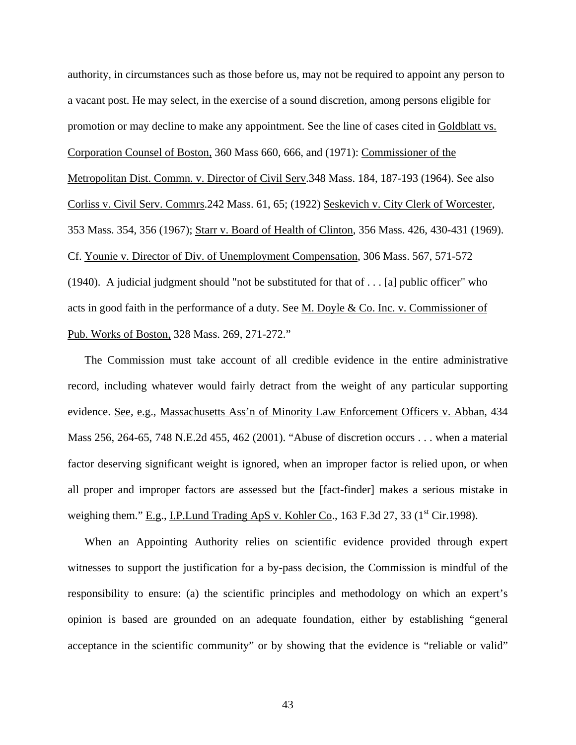authority, in circumstances such as those before us, may not be required to appoint any person to a vacant post. He may select, in the exercise of a sound discretion, among persons eligible for promotion or may decline to make any appointment. See the line of cases cited in Goldblatt vs. Corporation Counsel of Boston, 360 Mass 660, 666, and (1971): Commissioner of the Metropolitan Dist. Commn. v. Director of Civil Serv.348 Mass. 184, 187-193 (1964). See also Corliss v. Civil Serv. Commrs.242 Mass. 61, 65; (1922) Seskevich v. City Clerk of Worcester, 353 Mass. 354, 356 (1967); Starr v. Board of Health of Clinton, 356 Mass. 426, 430-431 (1969). Cf. Younie v. Director of Div. of Unemployment Compensation, 306 Mass. 567, 571-572 (1940). A judicial judgment should "not be substituted for that of . . . [a] public officer" who acts in good faith in the performance of a duty. See M. Doyle & Co. Inc. v. Commissioner of Pub. Works of Boston, 328 Mass. 269, 271-272."

The Commission must take account of all credible evidence in the entire administrative record, including whatever would fairly detract from the weight of any particular supporting evidence. See, e.g., Massachusetts Ass'n of Minority Law Enforcement Officers v. Abban, 434 Mass 256, 264-65, 748 N.E.2d 455, 462 (2001). "Abuse of discretion occurs . . . when a material factor deserving significant weight is ignored, when an improper factor is relied upon, or when all proper and improper factors are assessed but the [fact-finder] makes a serious mistake in weighing them." E.g., I.P.Lund Trading ApS v. Kohler Co., 163 F.3d 27, 33 (1st Cir.1998).

When an Appointing Authority relies on scientific evidence provided through expert witnesses to support the justification for a by-pass decision, the Commission is mindful of the responsibility to ensure: (a) the scientific principles and methodology on which an expert's opinion is based are grounded on an adequate foundation, either by establishing "general acceptance in the scientific community" or by showing that the evidence is "reliable or valid"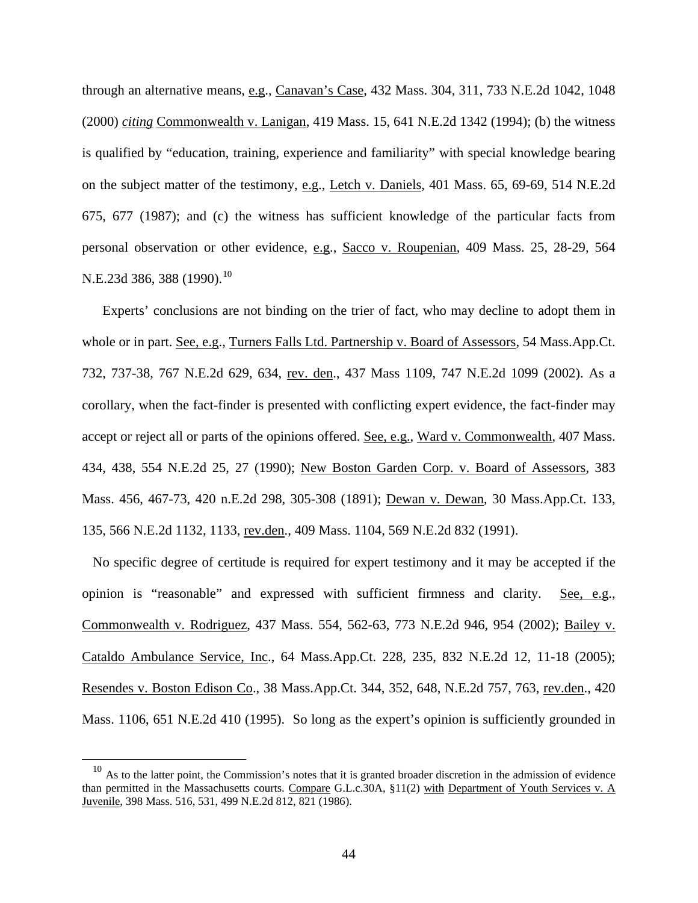through an alternative means, e.g., Canavan's Case, 432 Mass. 304, 311, 733 N.E.2d 1042, 1048 (2000) *citing* Commonwealth v. Lanigan, 419 Mass. 15, 641 N.E.2d 1342 (1994); (b) the witness is qualified by "education, training, experience and familiarity" with special knowledge bearing on the subject matter of the testimony, e.g., Letch v. Daniels, 401 Mass. 65, 69-69, 514 N.E.2d 675, 677 (1987); and (c) the witness has sufficient knowledge of the particular facts from personal observation or other evidence, e.g., Sacco v. Roupenian, 409 Mass. 25, 28-29, 564 N.E.23d 386, 388 (1990).[10]

Experts' conclusions are not binding on the trier of fact, who may decline to adopt them in whole or in part. See, e.g., Turners Falls Ltd. Partnership v. Board of Assessors, 54 Mass.App.Ct. 732, 737-38, 767 N.E.2d 629, 634, rev. den., 437 Mass 1109, 747 N.E.2d 1099 (2002). As a corollary, when the fact-finder is presented with conflicting expert evidence, the fact-finder may accept or reject all or parts of the opinions offered. See, e.g., Ward v. Commonwealth, 407 Mass. 434, 438, 554 N.E.2d 25, 27 (1990); New Boston Garden Corp. v. Board of Assessors, 383 Mass. 456, 467-73, 420 n.E.2d 298, 305-308 (1891); Dewan v. Dewan, 30 Mass.App.Ct. 133, 135, 566 N.E.2d 1132, 1133, rev.den., 409 Mass. 1104, 569 N.E.2d 832 (1991).

No specific degree of certitude is required for expert testimony and it may be accepted if the opinion is "reasonable" and expressed with sufficient firmness and clarity. See, e.g., Commonwealth v. Rodriguez, 437 Mass. 554, 562-63, 773 N.E.2d 946, 954 (2002); Bailey v. Cataldo Ambulance Service, Inc., 64 Mass.App.Ct. 228, 235, 832 N.E.2d 12, 11-18 (2005); Resendes v. Boston Edison Co., 38 Mass.App.Ct. 344, 352, 648, N.E.2d 757, 763, rev.den., 420 Mass. 1106, 651 N.E.2d 410 (1995). So long as the expert's opinion is sufficiently grounded in

---

[10] As to the latter point, the Commission's notes that it is granted broader discretion in the admission of evidence than permitted in the Massachusetts courts. Compare G.L.c.30A, §11(2) with Department of Youth Services v. A Juvenile, 398 Mass. 516, 531, 499 N.E.2d 812, 821 (1986).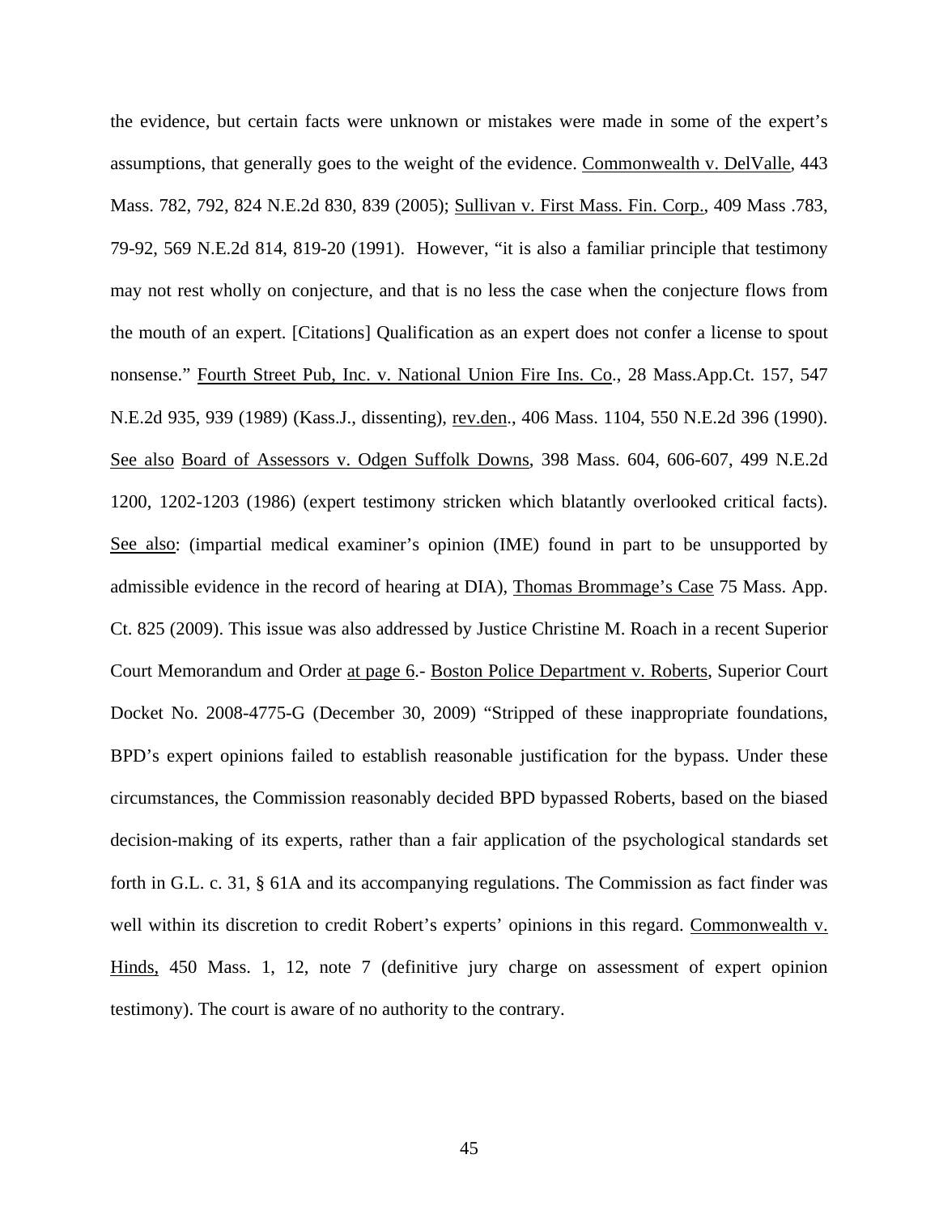the evidence, but certain facts were unknown or mistakes were made in some of the expert's assumptions, that generally goes to the weight of the evidence. Commonwealth v. DelValle, 443 Mass. 782, 792, 824 N.E.2d 830, 839 (2005); Sullivan v. First Mass. Fin. Corp., 409 Mass .783, 79-92, 569 N.E.2d 814, 819-20 (1991). However, "it is also a familiar principle that testimony may not rest wholly on conjecture, and that is no less the case when the conjecture flows from the mouth of an expert. [Citations] Qualification as an expert does not confer a license to spout nonsense." Fourth Street Pub, Inc. v. National Union Fire Ins. Co., 28 Mass.App.Ct. 157, 547 N.E.2d 935, 939 (1989) (Kass.J., dissenting), rev.den., 406 Mass. 1104, 550 N.E.2d 396 (1990). See also Board of Assessors v. Odgen Suffolk Downs, 398 Mass. 604, 606-607, 499 N.E.2d 1200, 1202-1203 (1986) (expert testimony stricken which blatantly overlooked critical facts). See also: (impartial medical examiner's opinion (IME) found in part to be unsupported by admissible evidence in the record of hearing at DIA), Thomas Brommage's Case 75 Mass. App. Ct. 825 (2009). This issue was also addressed by Justice Christine M. Roach in a recent Superior Court Memorandum and Order at page 6.- Boston Police Department v. Roberts, Superior Court Docket No. 2008-4775-G (December 30, 2009) "Stripped of these inappropriate foundations, BPD's expert opinions failed to establish reasonable justification for the bypass. Under these circumstances, the Commission reasonably decided BPD bypassed Roberts, based on the biased decision-making of its experts, rather than a fair application of the psychological standards set forth in G.L. c. 31, § 61A and its accompanying regulations. The Commission as fact finder was well within its discretion to credit Robert's experts' opinions in this regard. Commonwealth v. Hinds, 450 Mass. 1, 12, note 7 (definitive jury charge on assessment of expert opinion testimony). The court is aware of no authority to the contrary.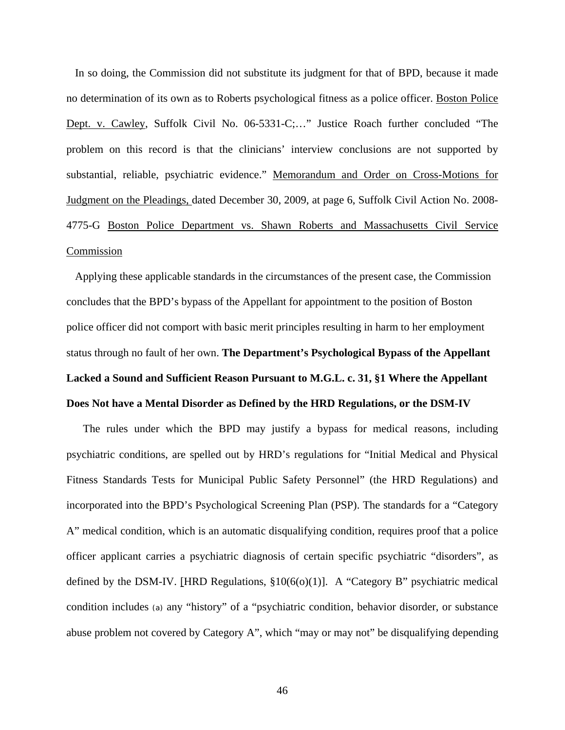In so doing, the Commission did not substitute its judgment for that of BPD, because it made no determination of its own as to Roberts psychological fitness as a police officer. Boston Police Dept. v. Cawley, Suffolk Civil No. 06-5331-C;…" Justice Roach further concluded "The problem on this record is that the clinicians' interview conclusions are not supported by substantial, reliable, psychiatric evidence." Memorandum and Order on Cross-Motions for Judgment on the Pleadings, dated December 30, 2009, at page 6, Suffolk Civil Action No. 2008-4775-G Boston Police Department vs. Shawn Roberts and Massachusetts Civil Service Commission

Applying these applicable standards in the circumstances of the present case, the Commission concludes that the BPD's bypass of the Appellant for appointment to the position of Boston police officer did not comport with basic merit principles resulting in harm to her employment status through no fault of her own. **The Department's Psychological Bypass of the Appellant Lacked a Sound and Sufficient Reason Pursuant to M.G.L. c. 31, §1 Where the Appellant Does Not have a Mental Disorder as Defined by the HRD Regulations, or the DSM-IV**

The rules under which the BPD may justify a bypass for medical reasons, including psychiatric conditions, are spelled out by HRD's regulations for "Initial Medical and Physical Fitness Standards Tests for Municipal Public Safety Personnel" (the HRD Regulations) and incorporated into the BPD's Psychological Screening Plan (PSP). The standards for a "Category A" medical condition, which is an automatic disqualifying condition, requires proof that a police officer applicant carries a psychiatric diagnosis of certain specific psychiatric "disorders", as defined by the DSM-IV. [HRD Regulations, §10(6(o)(1)]. A "Category B" psychiatric medical condition includes (a) any "history" of a "psychiatric condition, behavior disorder, or substance abuse problem not covered by Category A", which "may or may not" be disqualifying depending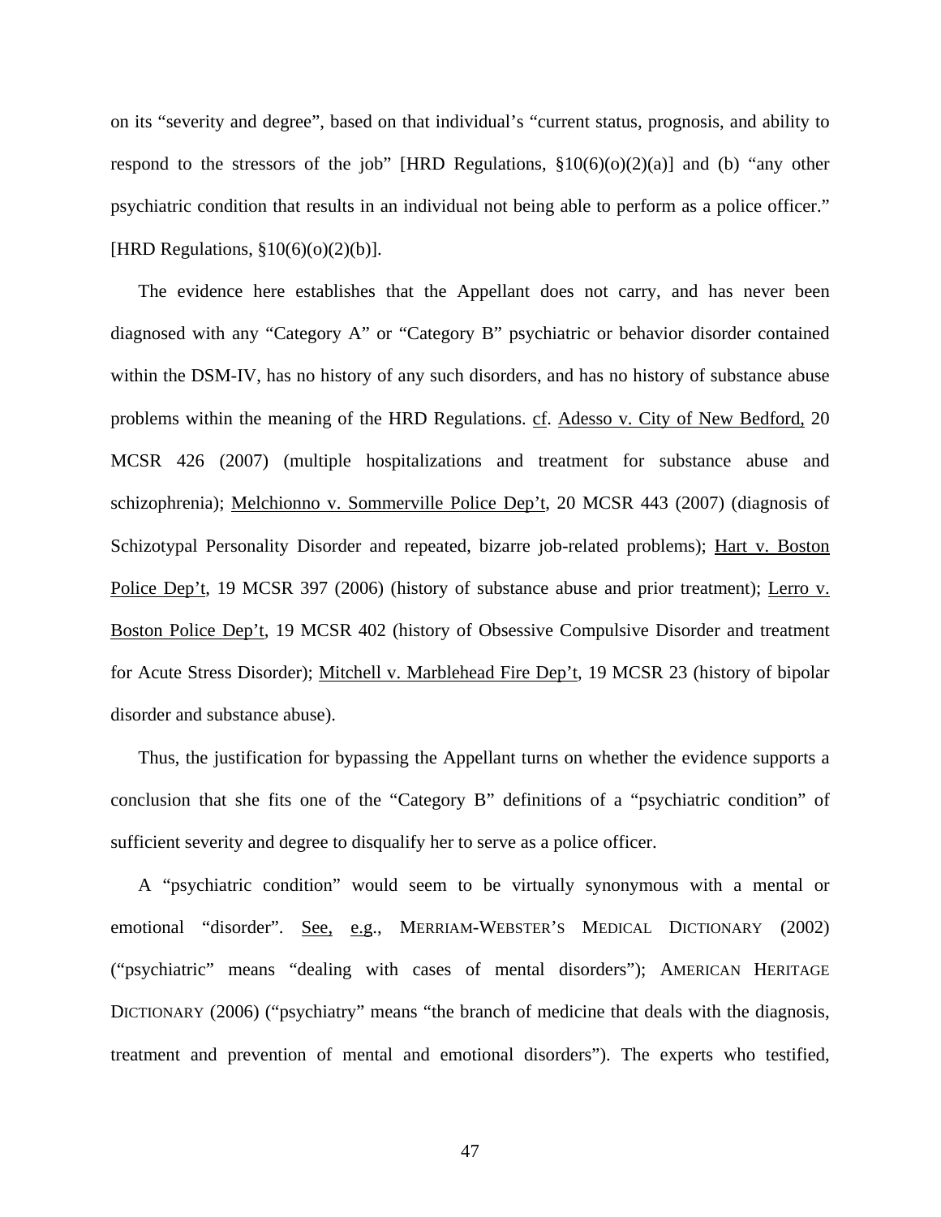on its "severity and degree", based on that individual's "current status, prognosis, and ability to respond to the stressors of the job" [HRD Regulations, §10(6)(o)(2)(a)] and (b) "any other psychiatric condition that results in an individual not being able to perform as a police officer." [HRD Regulations, §10(6)(o)(2)(b)].

The evidence here establishes that the Appellant does not carry, and has never been diagnosed with any "Category A" or "Category B" psychiatric or behavior disorder contained within the DSM-IV, has no history of any such disorders, and has no history of substance abuse problems within the meaning of the HRD Regulations. cf. Adesso v. City of New Bedford, 20 MCSR 426 (2007) (multiple hospitalizations and treatment for substance abuse and schizophrenia); Melchionno v. Sommerville Police Dep't, 20 MCSR 443 (2007) (diagnosis of Schizotypal Personality Disorder and repeated, bizarre job-related problems); Hart v. Boston Police Dep't, 19 MCSR 397 (2006) (history of substance abuse and prior treatment); Lerro v. Boston Police Dep't, 19 MCSR 402 (history of Obsessive Compulsive Disorder and treatment for Acute Stress Disorder); Mitchell v. Marblehead Fire Dep't, 19 MCSR 23 (history of bipolar disorder and substance abuse).

Thus, the justification for bypassing the Appellant turns on whether the evidence supports a conclusion that she fits one of the "Category B" definitions of a "psychiatric condition" of sufficient severity and degree to disqualify her to serve as a police officer.

A "psychiatric condition" would seem to be virtually synonymous with a mental or emotional "disorder". See, e.g., MERRIAM-WEBSTER'S MEDICAL DICTIONARY (2002) ("psychiatric" means "dealing with cases of mental disorders"); AMERICAN HERITAGE DICTIONARY (2006) ("psychiatry" means "the branch of medicine that deals with the diagnosis, treatment and prevention of mental and emotional disorders"). The experts who testified,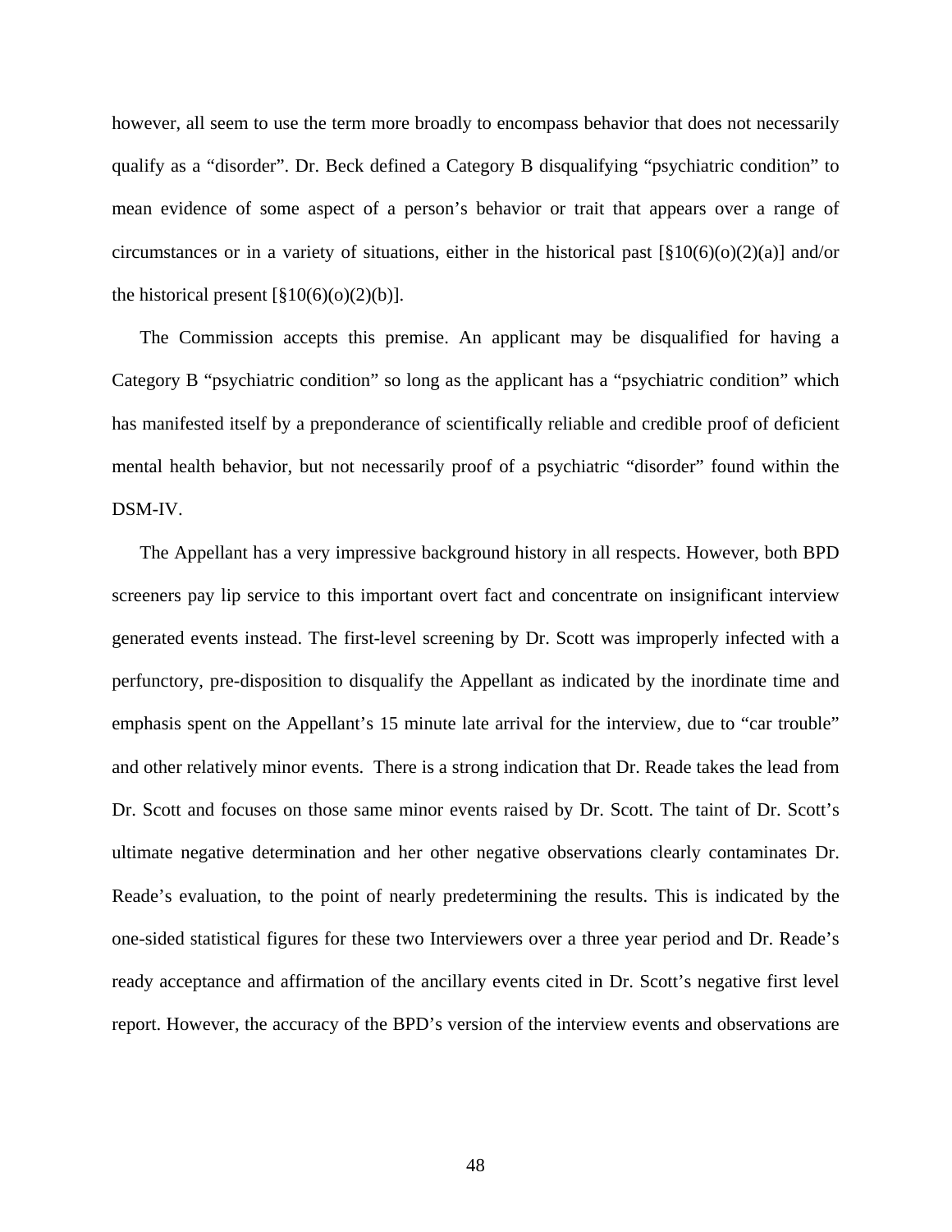however, all seem to use the term more broadly to encompass behavior that does not necessarily qualify as a "disorder". Dr. Beck defined a Category B disqualifying "psychiatric condition" to mean evidence of some aspect of a person's behavior or trait that appears over a range of circumstances or in a variety of situations, either in the historical past [§10(6)(o)(2)(a)] and/or the historical present [§10(6)(o)(2)(b)].

The Commission accepts this premise. An applicant may be disqualified for having a Category B "psychiatric condition" so long as the applicant has a "psychiatric condition" which has manifested itself by a preponderance of scientifically reliable and credible proof of deficient mental health behavior, but not necessarily proof of a psychiatric "disorder" found within the DSM-IV.

The Appellant has a very impressive background history in all respects. However, both BPD screeners pay lip service to this important overt fact and concentrate on insignificant interview generated events instead. The first-level screening by Dr. Scott was improperly infected with a perfunctory, pre-disposition to disqualify the Appellant as indicated by the inordinate time and emphasis spent on the Appellant's 15 minute late arrival for the interview, due to "car trouble" and other relatively minor events. There is a strong indication that Dr. Reade takes the lead from Dr. Scott and focuses on those same minor events raised by Dr. Scott. The taint of Dr. Scott's ultimate negative determination and her other negative observations clearly contaminates Dr. Reade's evaluation, to the point of nearly predetermining the results. This is indicated by the one-sided statistical figures for these two Interviewers over a three year period and Dr. Reade's ready acceptance and affirmation of the ancillary events cited in Dr. Scott's negative first level report. However, the accuracy of the BPD's version of the interview events and observations are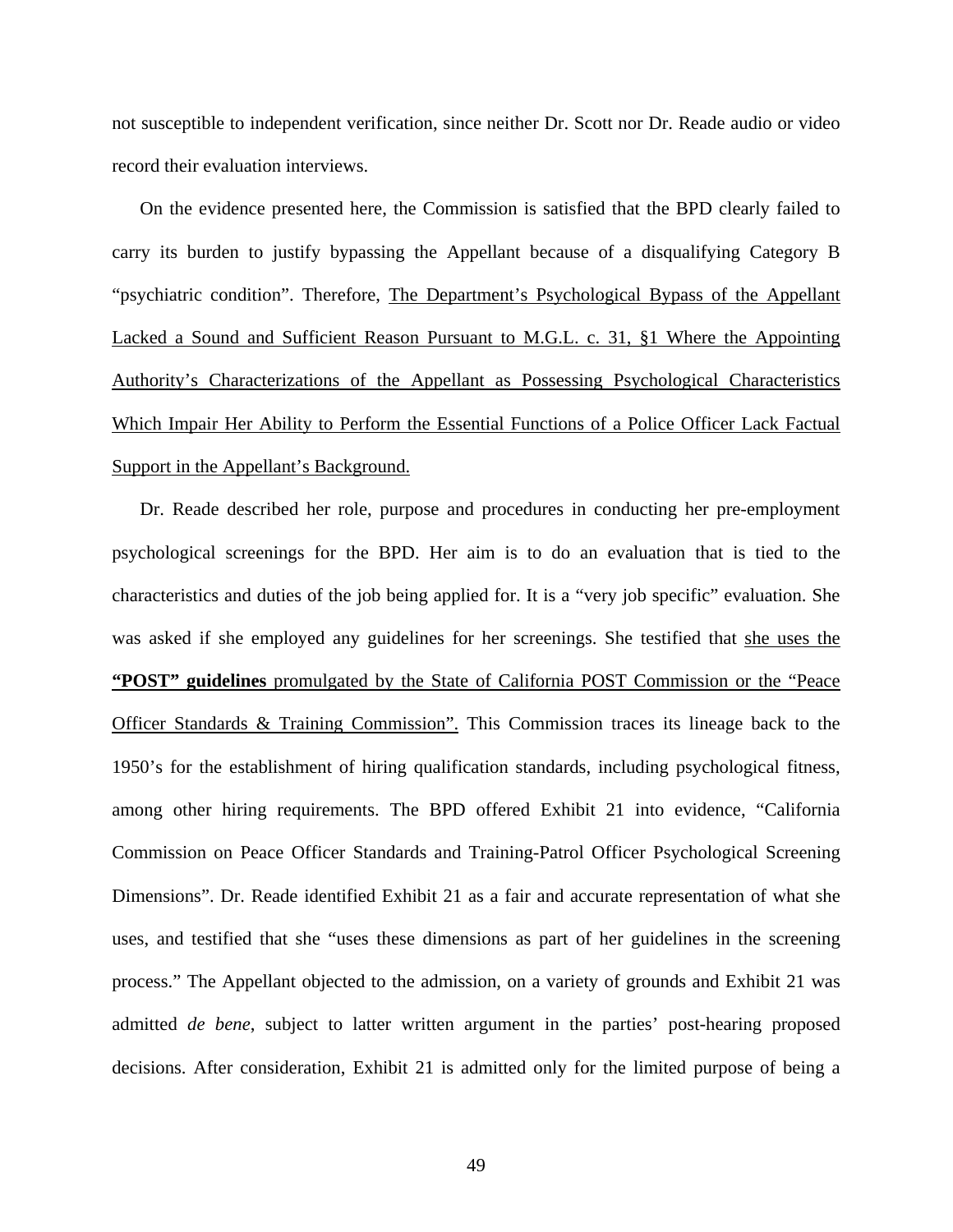not susceptible to independent verification, since neither Dr. Scott nor Dr. Reade audio or video record their evaluation interviews.

On the evidence presented here, the Commission is satisfied that the BPD clearly failed to carry its burden to justify bypassing the Appellant because of a disqualifying Category B "psychiatric condition". Therefore, <u>The Department's Psychological Bypass of the Appellant Lacked a Sound and Sufficient Reason Pursuant to M.G.L. c. 31, §1 Where the Appointing Authority's Characterizations of the Appellant as Possessing Psychological Characteristics Which Impair Her Ability to Perform the Essential Functions of a Police Officer Lack Factual Support in the Appellant's Background.</u>

Dr. Reade described her role, purpose and procedures in conducting her pre-employment psychological screenings for the BPD. Her aim is to do an evaluation that is tied to the characteristics and duties of the job being applied for. It is a "very job specific" evaluation. She was asked if she employed any guidelines for her screenings. She testified that <u>she uses the **"POST" guidelines** promulgated by the State of California POST Commission or the "Peace Officer Standards & Training Commission".</u> This Commission traces its lineage back to the 1950's for the establishment of hiring qualification standards, including psychological fitness, among other hiring requirements. The BPD offered Exhibit 21 into evidence, "California Commission on Peace Officer Standards and Training-Patrol Officer Psychological Screening Dimensions". Dr. Reade identified Exhibit 21 as a fair and accurate representation of what she uses, and testified that she "uses these dimensions as part of her guidelines in the screening process." The Appellant objected to the admission, on a variety of grounds and Exhibit 21 was admitted *de bene*, subject to latter written argument in the parties' post-hearing proposed decisions. After consideration, Exhibit 21 is admitted only for the limited purpose of being a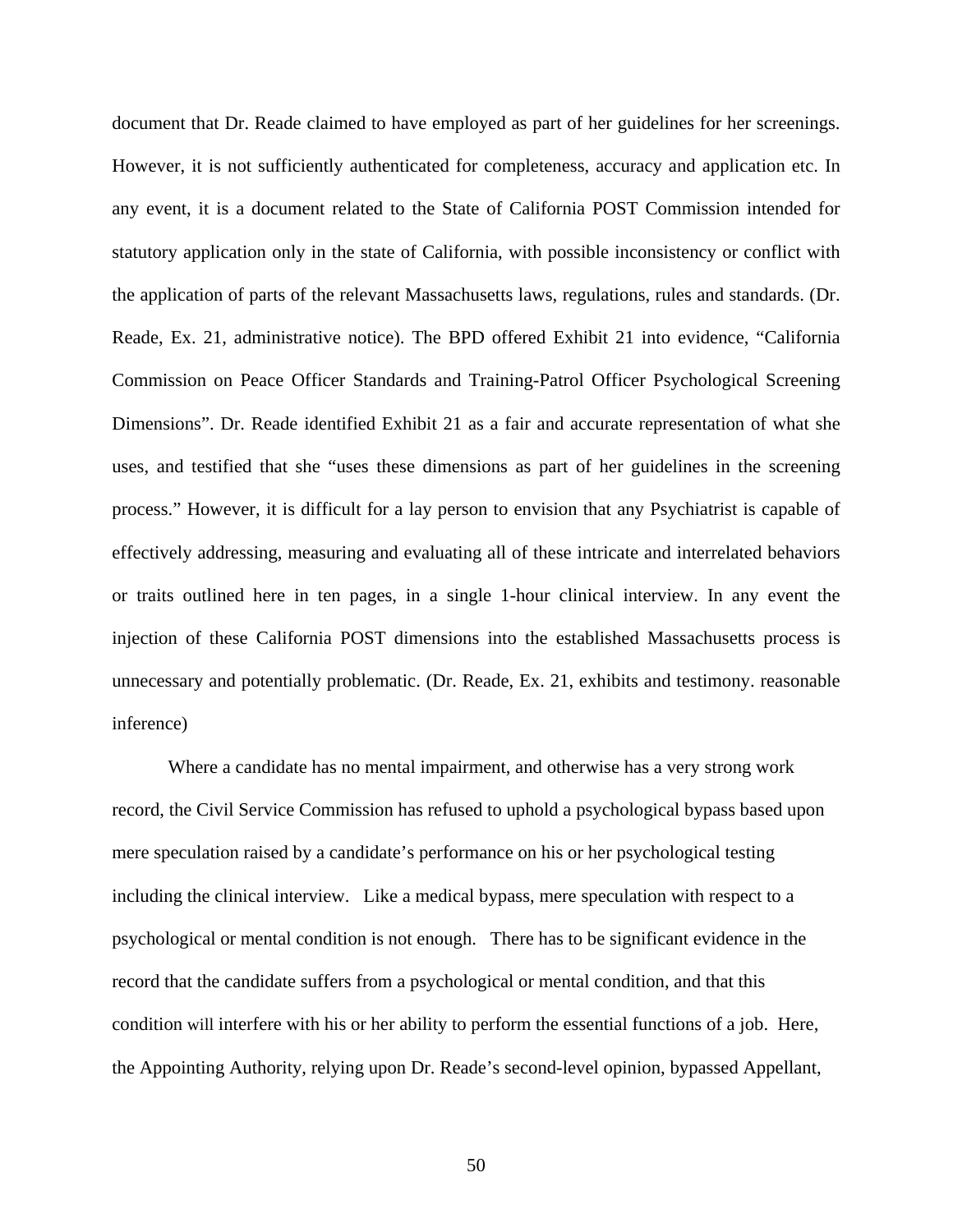document that Dr. Reade claimed to have employed as part of her guidelines for her screenings. However, it is not sufficiently authenticated for completeness, accuracy and application etc. In any event, it is a document related to the State of California POST Commission intended for statutory application only in the state of California, with possible inconsistency or conflict with the application of parts of the relevant Massachusetts laws, regulations, rules and standards. (Dr. Reade, Ex. 21, administrative notice). The BPD offered Exhibit 21 into evidence, "California Commission on Peace Officer Standards and Training-Patrol Officer Psychological Screening Dimensions". Dr. Reade identified Exhibit 21 as a fair and accurate representation of what she uses, and testified that she "uses these dimensions as part of her guidelines in the screening process." However, it is difficult for a lay person to envision that any Psychiatrist is capable of effectively addressing, measuring and evaluating all of these intricate and interrelated behaviors or traits outlined here in ten pages, in a single 1-hour clinical interview. In any event the injection of these California POST dimensions into the established Massachusetts process is unnecessary and potentially problematic. (Dr. Reade, Ex. 21, exhibits and testimony. reasonable inference)

Where a candidate has no mental impairment, and otherwise has a very strong work record, the Civil Service Commission has refused to uphold a psychological bypass based upon mere speculation raised by a candidate's performance on his or her psychological testing including the clinical interview. Like a medical bypass, mere speculation with respect to a psychological or mental condition is not enough. There has to be significant evidence in the record that the candidate suffers from a psychological or mental condition, and that this condition will interfere with his or her ability to perform the essential functions of a job. Here, the Appointing Authority, relying upon Dr. Reade's second-level opinion, bypassed Appellant,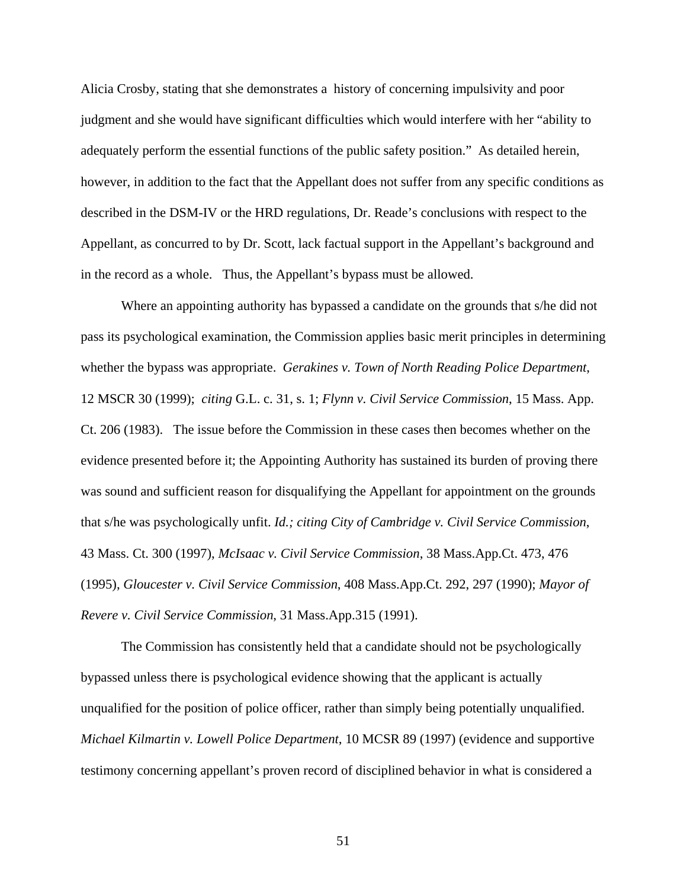Alicia Crosby, stating that she demonstrates a history of concerning impulsivity and poor judgment and she would have significant difficulties which would interfere with her "ability to adequately perform the essential functions of the public safety position." As detailed herein, however, in addition to the fact that the Appellant does not suffer from any specific conditions as described in the DSM-IV or the HRD regulations, Dr. Reade's conclusions with respect to the Appellant, as concurred to by Dr. Scott, lack factual support in the Appellant's background and in the record as a whole. Thus, the Appellant's bypass must be allowed.

Where an appointing authority has bypassed a candidate on the grounds that s/he did not pass its psychological examination, the Commission applies basic merit principles in determining whether the bypass was appropriate. *Gerakines v. Town of North Reading Police Department*, 12 MSCR 30 (1999); *citing* G.L. c. 31, s. 1; *Flynn v. Civil Service Commission*, 15 Mass. App. Ct. 206 (1983). The issue before the Commission in these cases then becomes whether on the evidence presented before it; the Appointing Authority has sustained its burden of proving there was sound and sufficient reason for disqualifying the Appellant for appointment on the grounds that s/he was psychologically unfit. *Id.; citing City of Cambridge v. Civil Service Commission*, 43 Mass. Ct. 300 (1997), *McIsaac v. Civil Service Commission*, 38 Mass.App.Ct. 473, 476 (1995), *Gloucester v. Civil Service Commission*, 408 Mass.App.Ct. 292, 297 (1990); *Mayor of Revere v. Civil Service Commission*, 31 Mass.App.315 (1991).

The Commission has consistently held that a candidate should not be psychologically bypassed unless there is psychological evidence showing that the applicant is actually unqualified for the position of police officer, rather than simply being potentially unqualified. *Michael Kilmartin v. Lowell Police Department*, 10 MCSR 89 (1997) (evidence and supportive testimony concerning appellant's proven record of disciplined behavior in what is considered a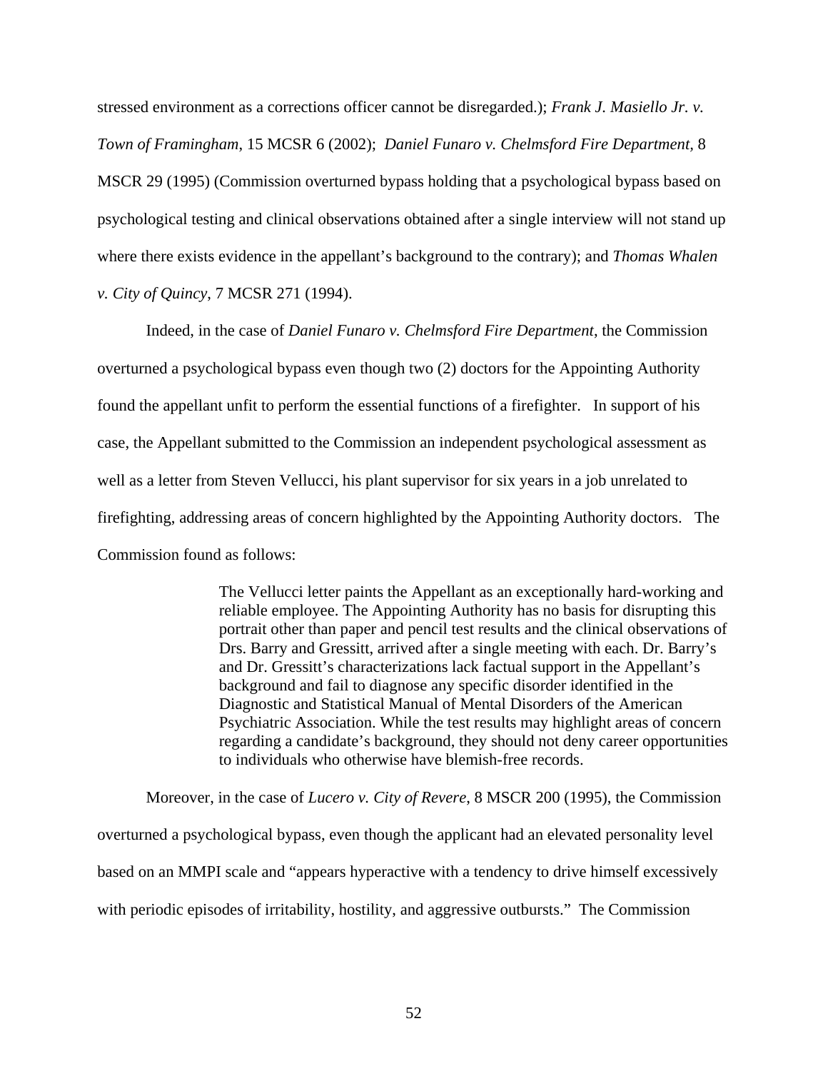stressed environment as a corrections officer cannot be disregarded.); *Frank J. Masiello Jr. v. Town of Framingham*, 15 MCSR 6 (2002); *Daniel Funaro v. Chelmsford Fire Department*, 8 MSCR 29 (1995) (Commission overturned bypass holding that a psychological bypass based on psychological testing and clinical observations obtained after a single interview will not stand up where there exists evidence in the appellant's background to the contrary); and *Thomas Whalen v. City of Quincy*, 7 MCSR 271 (1994).

Indeed, in the case of *Daniel Funaro v. Chelmsford Fire Department*, the Commission overturned a psychological bypass even though two (2) doctors for the Appointing Authority found the appellant unfit to perform the essential functions of a firefighter. In support of his case, the Appellant submitted to the Commission an independent psychological assessment as well as a letter from Steven Vellucci, his plant supervisor for six years in a job unrelated to firefighting, addressing areas of concern highlighted by the Appointing Authority doctors. The Commission found as follows:

> The Vellucci letter paints the Appellant as an exceptionally hard-working and reliable employee. The Appointing Authority has no basis for disrupting this portrait other than paper and pencil test results and the clinical observations of Drs. Barry and Gressitt, arrived after a single meeting with each. Dr. Barry's and Dr. Gressitt's characterizations lack factual support in the Appellant's background and fail to diagnose any specific disorder identified in the Diagnostic and Statistical Manual of Mental Disorders of the American Psychiatric Association. While the test results may highlight areas of concern regarding a candidate's background, they should not deny career opportunities to individuals who otherwise have blemish-free records.

Moreover, in the case of *Lucero v. City of Revere*, 8 MSCR 200 (1995), the Commission overturned a psychological bypass, even though the applicant had an elevated personality level based on an MMPI scale and "appears hyperactive with a tendency to drive himself excessively with periodic episodes of irritability, hostility, and aggressive outbursts." The Commission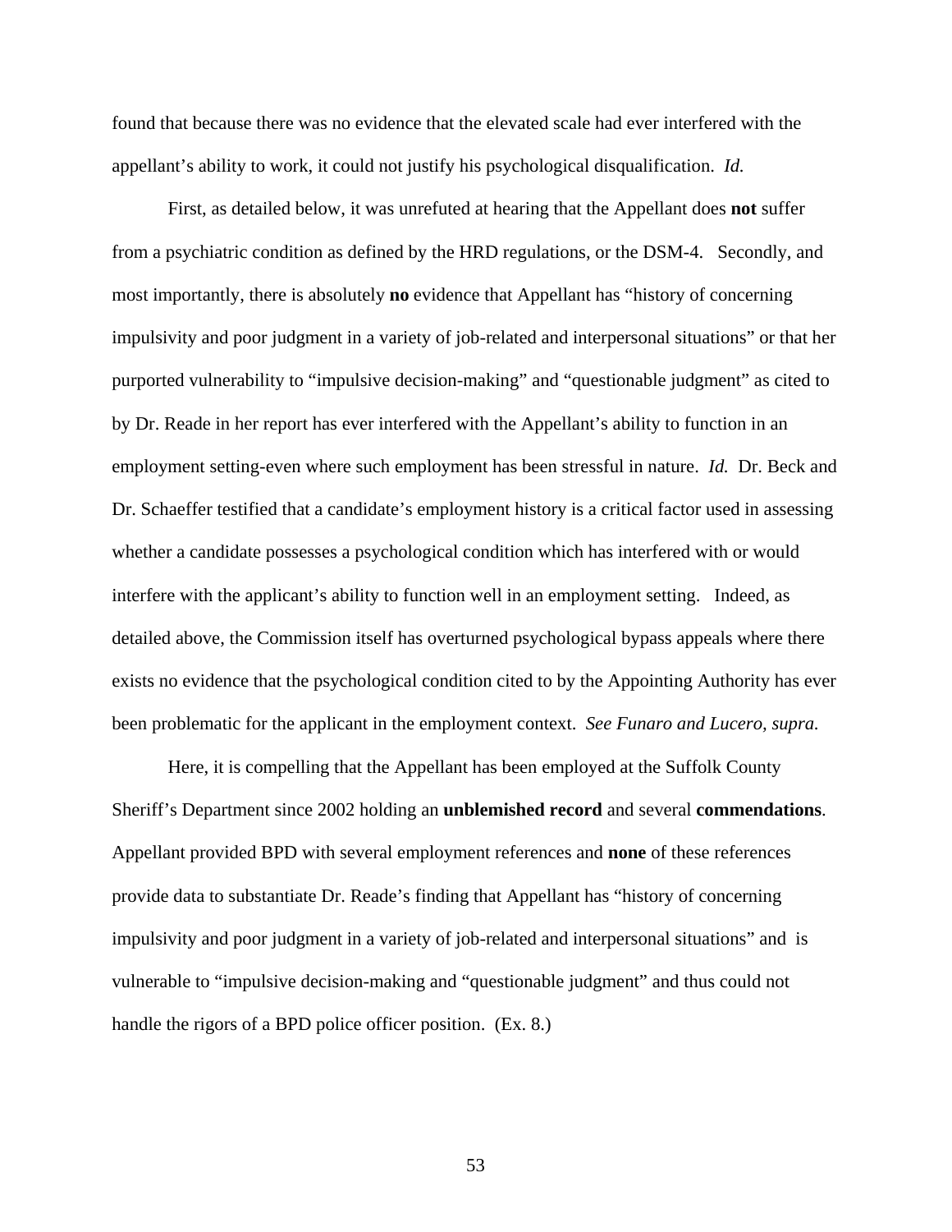found that because there was no evidence that the elevated scale had ever interfered with the appellant's ability to work, it could not justify his psychological disqualification. *Id.*

First, as detailed below, it was unrefuted at hearing that the Appellant does **not** suffer from a psychiatric condition as defined by the HRD regulations, or the DSM-4. Secondly, and most importantly, there is absolutely **no** evidence that Appellant has "history of concerning impulsivity and poor judgment in a variety of job-related and interpersonal situations" or that her purported vulnerability to "impulsive decision-making" and "questionable judgment" as cited to by Dr. Reade in her report has ever interfered with the Appellant's ability to function in an employment setting-even where such employment has been stressful in nature. *Id.* Dr. Beck and Dr. Schaeffer testified that a candidate's employment history is a critical factor used in assessing whether a candidate possesses a psychological condition which has interfered with or would interfere with the applicant's ability to function well in an employment setting. Indeed, as detailed above, the Commission itself has overturned psychological bypass appeals where there exists no evidence that the psychological condition cited to by the Appointing Authority has ever been problematic for the applicant in the employment context. *See Funaro and Lucero, supra.*

Here, it is compelling that the Appellant has been employed at the Suffolk County Sheriff's Department since 2002 holding an **unblemished record** and several **commendations**. Appellant provided BPD with several employment references and **none** of these references provide data to substantiate Dr. Reade's finding that Appellant has "history of concerning impulsivity and poor judgment in a variety of job-related and interpersonal situations" and is vulnerable to "impulsive decision-making and "questionable judgment" and thus could not handle the rigors of a BPD police officer position. (Ex. 8.)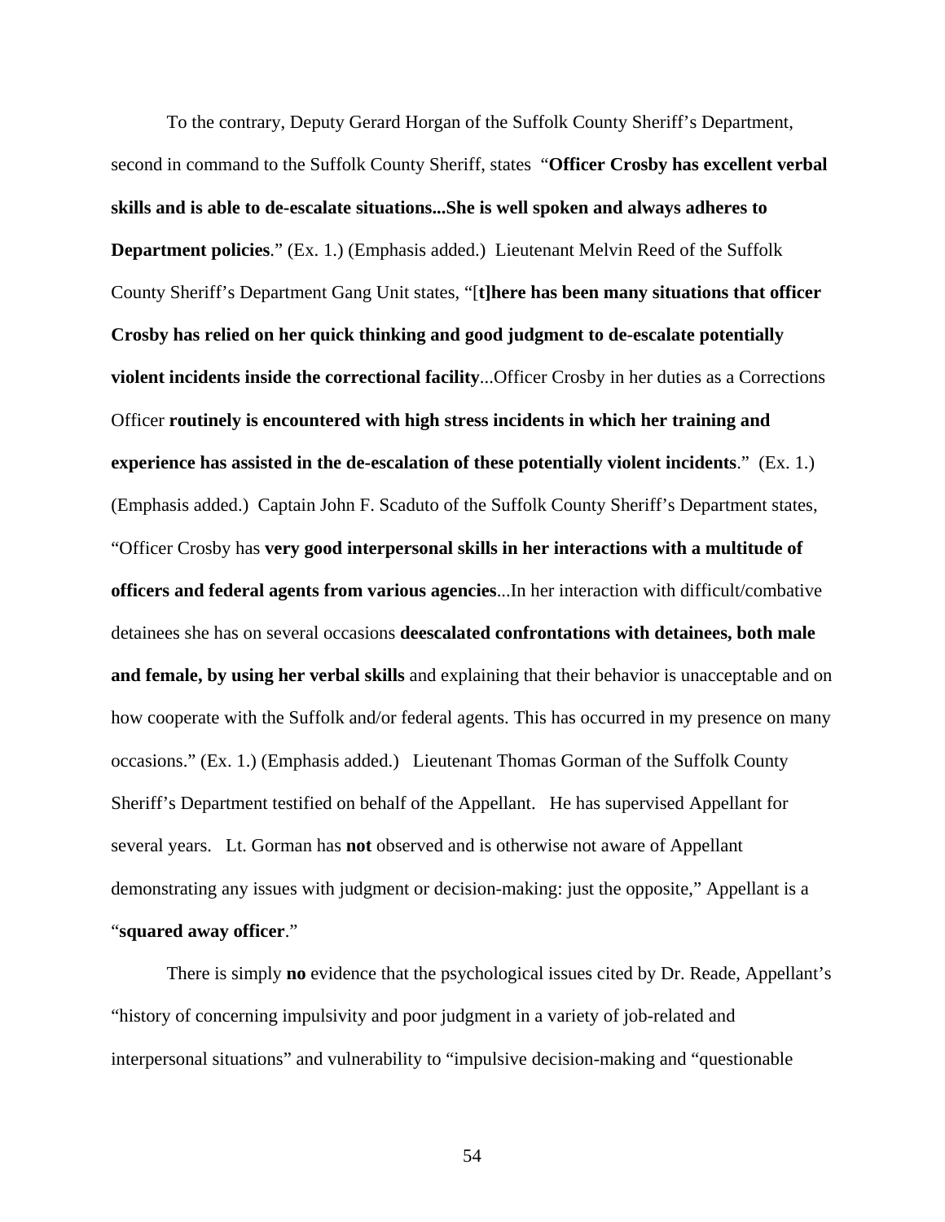To the contrary, Deputy Gerard Horgan of the Suffolk County Sheriff's Department, second in command to the Suffolk County Sheriff, states "**Officer Crosby has excellent verbal skills and is able to de-escalate situations...She is well spoken and always adheres to Department policies**." (Ex. 1.) (Emphasis added.) Lieutenant Melvin Reed of the Suffolk County Sheriff's Department Gang Unit states, "[**t]here has been many situations that officer Crosby has relied on her quick thinking and good judgment to de-escalate potentially violent incidents inside the correctional facility**...Officer Crosby in her duties as a Corrections Officer **routinely is encountered with high stress incidents in which her training and experience has assisted in the de-escalation of these potentially violent incidents**." (Ex. 1.) (Emphasis added.) Captain John F. Scaduto of the Suffolk County Sheriff's Department states, "Officer Crosby has **very good interpersonal skills in her interactions with a multitude of officers and federal agents from various agencies**...In her interaction with difficult/combative detainees she has on several occasions **deescalated confrontations with detainees, both male and female, by using her verbal skills** and explaining that their behavior is unacceptable and on how cooperate with the Suffolk and/or federal agents. This has occurred in my presence on many occasions." (Ex. 1.) (Emphasis added.) Lieutenant Thomas Gorman of the Suffolk County Sheriff's Department testified on behalf of the Appellant. He has supervised Appellant for several years. Lt. Gorman has **not** observed and is otherwise not aware of Appellant demonstrating any issues with judgment or decision-making: just the opposite," Appellant is a "**squared away officer**."

There is simply **no** evidence that the psychological issues cited by Dr. Reade, Appellant's "history of concerning impulsivity and poor judgment in a variety of job-related and interpersonal situations" and vulnerability to "impulsive decision-making and "questionable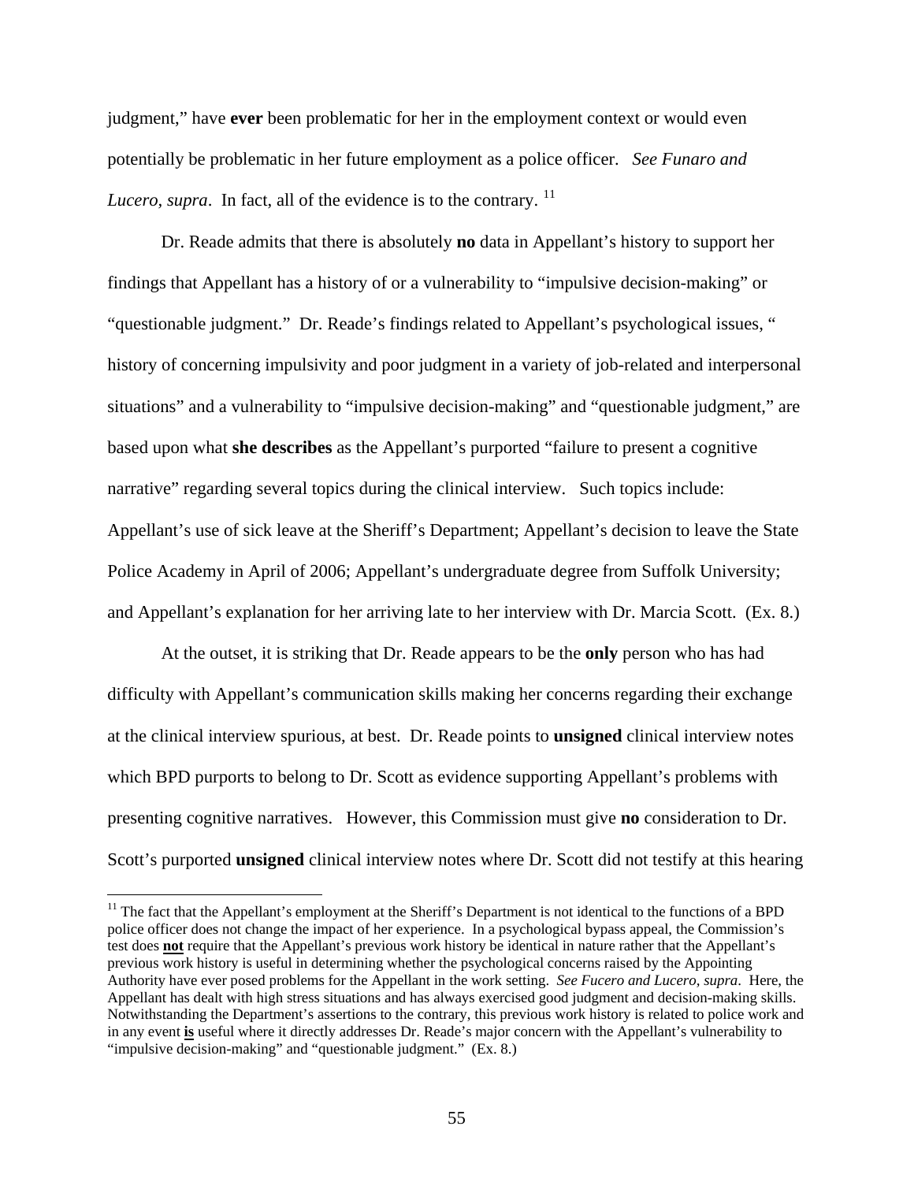judgment," have **ever** been problematic for her in the employment context or would even potentially be problematic in her future employment as a police officer. *See Funaro and Lucero, supra*. In fact, all of the evidence is to the contrary. [11]

Dr. Reade admits that there is absolutely **no** data in Appellant's history to support her findings that Appellant has a history of or a vulnerability to "impulsive decision-making" or "questionable judgment." Dr. Reade's findings related to Appellant's psychological issues, " history of concerning impulsivity and poor judgment in a variety of job-related and interpersonal situations" and a vulnerability to "impulsive decision-making" and "questionable judgment," are based upon what **she describes** as the Appellant's purported "failure to present a cognitive narrative" regarding several topics during the clinical interview. Such topics include: Appellant's use of sick leave at the Sheriff's Department; Appellant's decision to leave the State Police Academy in April of 2006; Appellant's undergraduate degree from Suffolk University; and Appellant's explanation for her arriving late to her interview with Dr. Marcia Scott. (Ex. 8.)

At the outset, it is striking that Dr. Reade appears to be the **only** person who has had difficulty with Appellant's communication skills making her concerns regarding their exchange at the clinical interview spurious, at best. Dr. Reade points to **unsigned** clinical interview notes which BPD purports to belong to Dr. Scott as evidence supporting Appellant's problems with presenting cognitive narratives. However, this Commission must give **no** consideration to Dr. Scott's purported **unsigned** clinical interview notes where Dr. Scott did not testify at this hearing

---

[11] The fact that the Appellant's employment at the Sheriff's Department is not identical to the functions of a BPD police officer does not change the impact of her experience. In a psychological bypass appeal, the Commission's test does **not** require that the Appellant's previous work history be identical in nature rather that the Appellant's previous work history is useful in determining whether the psychological concerns raised by the Appointing Authority have ever posed problems for the Appellant in the work setting. *See Fucero and Lucero, supra*. Here, the Appellant has dealt with high stress situations and has always exercised good judgment and decision-making skills. Notwithstanding the Department's assertions to the contrary, this previous work history is related to police work and in any event **is** useful where it directly addresses Dr. Reade's major concern with the Appellant's vulnerability to "impulsive decision-making" and "questionable judgment." (Ex. 8.)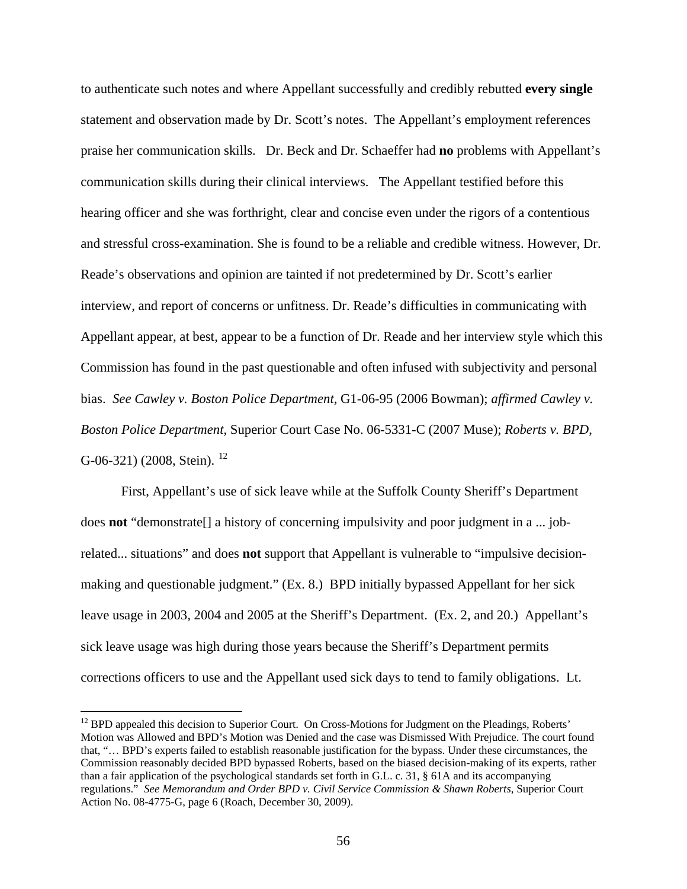to authenticate such notes and where Appellant successfully and credibly rebutted **every single** statement and observation made by Dr. Scott's notes. The Appellant's employment references praise her communication skills. Dr. Beck and Dr. Schaeffer had **no** problems with Appellant's communication skills during their clinical interviews. The Appellant testified before this hearing officer and she was forthright, clear and concise even under the rigors of a contentious and stressful cross-examination. She is found to be a reliable and credible witness. However, Dr. Reade's observations and opinion are tainted if not predetermined by Dr. Scott's earlier interview, and report of concerns or unfitness. Dr. Reade's difficulties in communicating with Appellant appear, at best, appear to be a function of Dr. Reade and her interview style which this Commission has found in the past questionable and often infused with subjectivity and personal bias. *See Cawley v. Boston Police Department*, G1-06-95 (2006 Bowman); *affirmed Cawley v. Boston Police Department*, Superior Court Case No. 06-5331-C (2007 Muse); *Roberts v. BPD*, G-06-321) (2008, Stein). [12]

First, Appellant's use of sick leave while at the Suffolk County Sheriff's Department does **not** "demonstrate[] a history of concerning impulsivity and poor judgment in a ... job-related... situations" and does **not** support that Appellant is vulnerable to "impulsive decision-making and questionable judgment." (Ex. 8.) BPD initially bypassed Appellant for her sick leave usage in 2003, 2004 and 2005 at the Sheriff's Department. (Ex. 2, and 20.) Appellant's sick leave usage was high during those years because the Sheriff's Department permits corrections officers to use and the Appellant used sick days to tend to family obligations. Lt.

[12] BPD appealed this decision to Superior Court. On Cross-Motions for Judgment on the Pleadings, Roberts' Motion was Allowed and BPD's Motion was Denied and the case was Dismissed With Prejudice. The court found that, "… BPD's experts failed to establish reasonable justification for the bypass. Under these circumstances, the Commission reasonably decided BPD bypassed Roberts, based on the biased decision-making of its experts, rather than a fair application of the psychological standards set forth in G.L. c. 31, § 61A and its accompanying regulations." *See Memorandum and Order BPD v. Civil Service Commission & Shawn Roberts*, Superior Court Action No. 08-4775-G, page 6 (Roach, December 30, 2009).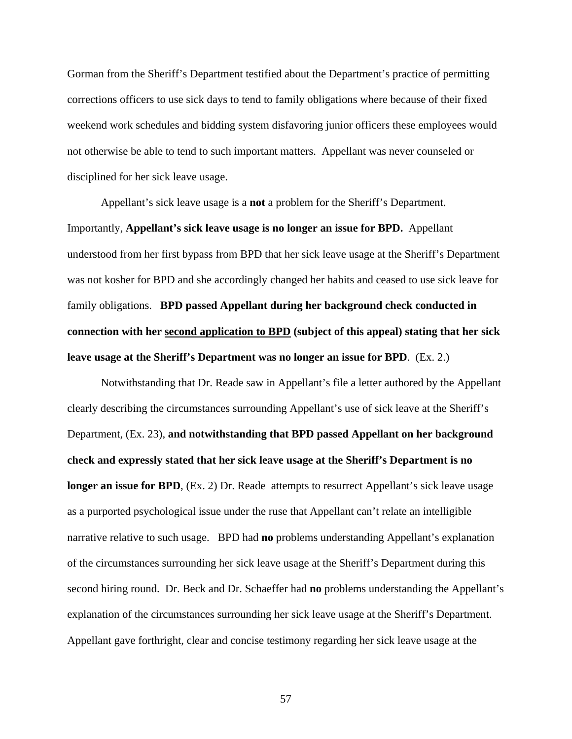Gorman from the Sheriff's Department testified about the Department's practice of permitting corrections officers to use sick days to tend to family obligations where because of their fixed weekend work schedules and bidding system disfavoring junior officers these employees would not otherwise be able to tend to such important matters. Appellant was never counseled or disciplined for her sick leave usage.

Appellant's sick leave usage is a **not** a problem for the Sheriff's Department. Importantly, **Appellant's sick leave usage is no longer an issue for BPD.** Appellant understood from her first bypass from BPD that her sick leave usage at the Sheriff's Department was not kosher for BPD and she accordingly changed her habits and ceased to use sick leave for family obligations. **BPD passed Appellant during her background check conducted in connection with her <u>second application to BPD</u> (subject of this appeal) stating that her sick leave usage at the Sheriff's Department was no longer an issue for BPD**. (Ex. 2.)

Notwithstanding that Dr. Reade saw in Appellant's file a letter authored by the Appellant clearly describing the circumstances surrounding Appellant's use of sick leave at the Sheriff's Department, (Ex. 23), **and notwithstanding that BPD passed Appellant on her background check and expressly stated that her sick leave usage at the Sheriff's Department is no longer an issue for BPD**, (Ex. 2) Dr. Reade attempts to resurrect Appellant's sick leave usage as a purported psychological issue under the ruse that Appellant can't relate an intelligible narrative relative to such usage. BPD had **no** problems understanding Appellant's explanation of the circumstances surrounding her sick leave usage at the Sheriff's Department during this second hiring round. Dr. Beck and Dr. Schaeffer had **no** problems understanding the Appellant's explanation of the circumstances surrounding her sick leave usage at the Sheriff's Department. Appellant gave forthright, clear and concise testimony regarding her sick leave usage at the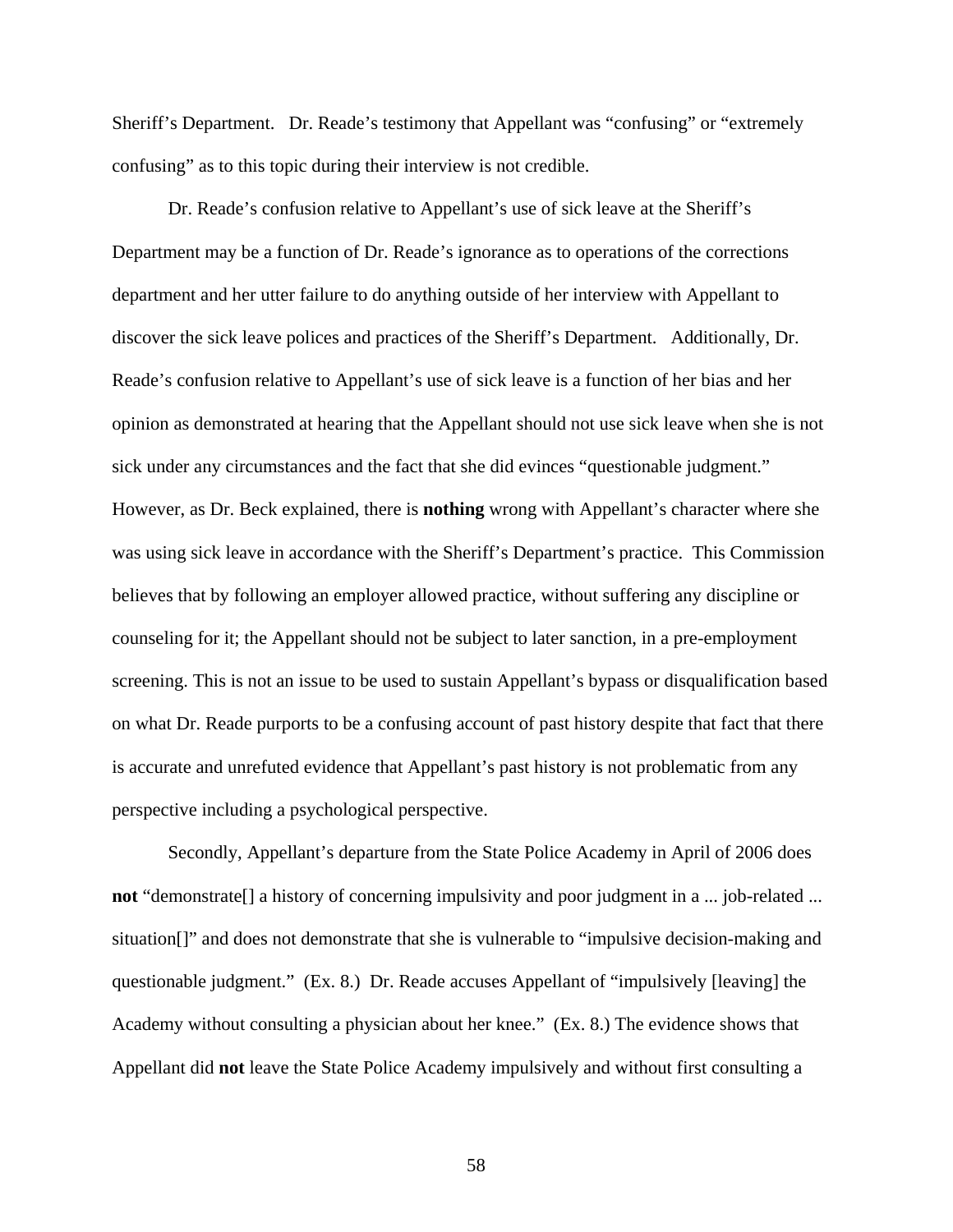Sheriff's Department. Dr. Reade's testimony that Appellant was "confusing" or "extremely confusing" as to this topic during their interview is not credible.

Dr. Reade's confusion relative to Appellant's use of sick leave at the Sheriff's Department may be a function of Dr. Reade's ignorance as to operations of the corrections department and her utter failure to do anything outside of her interview with Appellant to discover the sick leave polices and practices of the Sheriff's Department. Additionally, Dr. Reade's confusion relative to Appellant's use of sick leave is a function of her bias and her opinion as demonstrated at hearing that the Appellant should not use sick leave when she is not sick under any circumstances and the fact that she did evinces "questionable judgment." However, as Dr. Beck explained, there is **nothing** wrong with Appellant's character where she was using sick leave in accordance with the Sheriff's Department's practice. This Commission believes that by following an employer allowed practice, without suffering any discipline or counseling for it; the Appellant should not be subject to later sanction, in a pre-employment screening. This is not an issue to be used to sustain Appellant's bypass or disqualification based on what Dr. Reade purports to be a confusing account of past history despite that fact that there is accurate and unrefuted evidence that Appellant's past history is not problematic from any perspective including a psychological perspective.

Secondly, Appellant's departure from the State Police Academy in April of 2006 does **not** "demonstrate[] a history of concerning impulsivity and poor judgment in a ... job-related ... situation[]" and does not demonstrate that she is vulnerable to "impulsive decision-making and questionable judgment." (Ex. 8.) Dr. Reade accuses Appellant of "impulsively [leaving] the Academy without consulting a physician about her knee." (Ex. 8.) The evidence shows that Appellant did **not** leave the State Police Academy impulsively and without first consulting a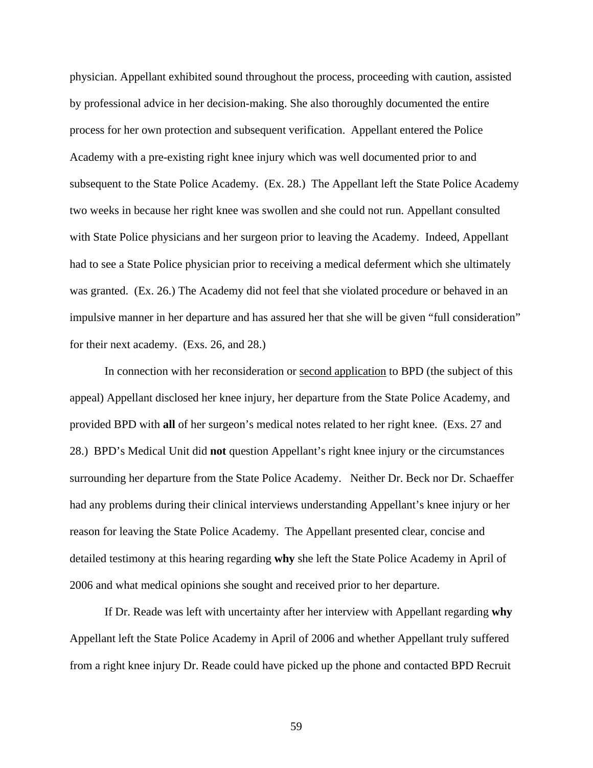physician. Appellant exhibited sound throughout the process, proceeding with caution, assisted by professional advice in her decision-making. She also thoroughly documented the entire process for her own protection and subsequent verification. Appellant entered the Police Academy with a pre-existing right knee injury which was well documented prior to and subsequent to the State Police Academy. (Ex. 28.) The Appellant left the State Police Academy two weeks in because her right knee was swollen and she could not run. Appellant consulted with State Police physicians and her surgeon prior to leaving the Academy. Indeed, Appellant had to see a State Police physician prior to receiving a medical deferment which she ultimately was granted. (Ex. 26.) The Academy did not feel that she violated procedure or behaved in an impulsive manner in her departure and has assured her that she will be given "full consideration" for their next academy. (Exs. 26, and 28.)

In connection with her reconsideration or <u>second application</u> to BPD (the subject of this appeal) Appellant disclosed her knee injury, her departure from the State Police Academy, and provided BPD with **all** of her surgeon's medical notes related to her right knee. (Exs. 27 and 28.) BPD's Medical Unit did **not** question Appellant's right knee injury or the circumstances surrounding her departure from the State Police Academy. Neither Dr. Beck nor Dr. Schaeffer had any problems during their clinical interviews understanding Appellant's knee injury or her reason for leaving the State Police Academy. The Appellant presented clear, concise and detailed testimony at this hearing regarding **why** she left the State Police Academy in April of 2006 and what medical opinions she sought and received prior to her departure.

If Dr. Reade was left with uncertainty after her interview with Appellant regarding **why** Appellant left the State Police Academy in April of 2006 and whether Appellant truly suffered from a right knee injury Dr. Reade could have picked up the phone and contacted BPD Recruit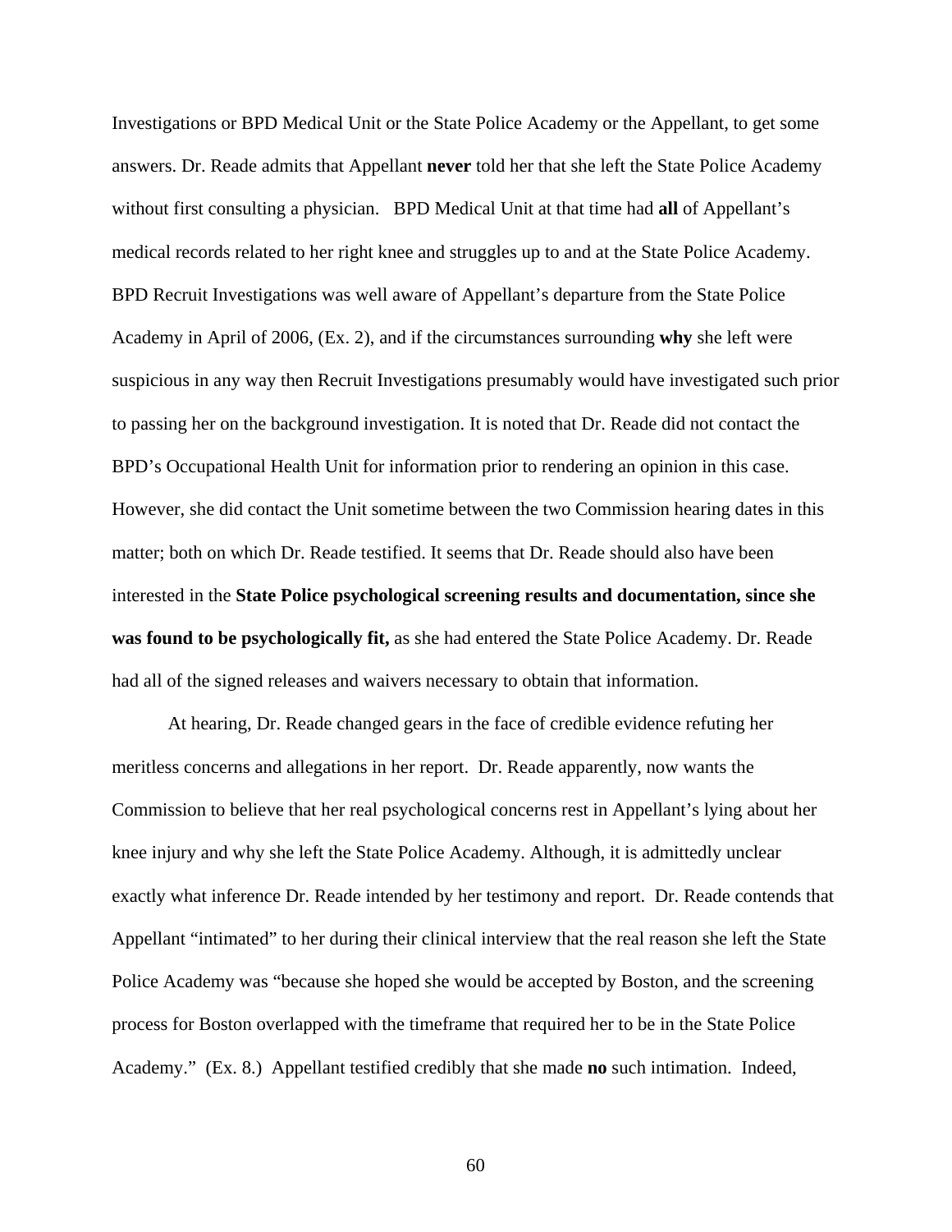Investigations or BPD Medical Unit or the State Police Academy or the Appellant, to get some answers. Dr. Reade admits that Appellant **never** told her that she left the State Police Academy without first consulting a physician. BPD Medical Unit at that time had **all** of Appellant's medical records related to her right knee and struggles up to and at the State Police Academy. BPD Recruit Investigations was well aware of Appellant's departure from the State Police Academy in April of 2006, (Ex. 2), and if the circumstances surrounding **why** she left were suspicious in any way then Recruit Investigations presumably would have investigated such prior to passing her on the background investigation. It is noted that Dr. Reade did not contact the BPD's Occupational Health Unit for information prior to rendering an opinion in this case. However, she did contact the Unit sometime between the two Commission hearing dates in this matter; both on which Dr. Reade testified. It seems that Dr. Reade should also have been interested in the **State Police psychological screening results and documentation, since she was found to be psychologically fit,** as she had entered the State Police Academy. Dr. Reade had all of the signed releases and waivers necessary to obtain that information.

At hearing, Dr. Reade changed gears in the face of credible evidence refuting her meritless concerns and allegations in her report. Dr. Reade apparently, now wants the Commission to believe that her real psychological concerns rest in Appellant's lying about her knee injury and why she left the State Police Academy. Although, it is admittedly unclear exactly what inference Dr. Reade intended by her testimony and report. Dr. Reade contends that Appellant "intimated" to her during their clinical interview that the real reason she left the State Police Academy was "because she hoped she would be accepted by Boston, and the screening process for Boston overlapped with the timeframe that required her to be in the State Police Academy." (Ex. 8.) Appellant testified credibly that she made **no** such intimation. Indeed,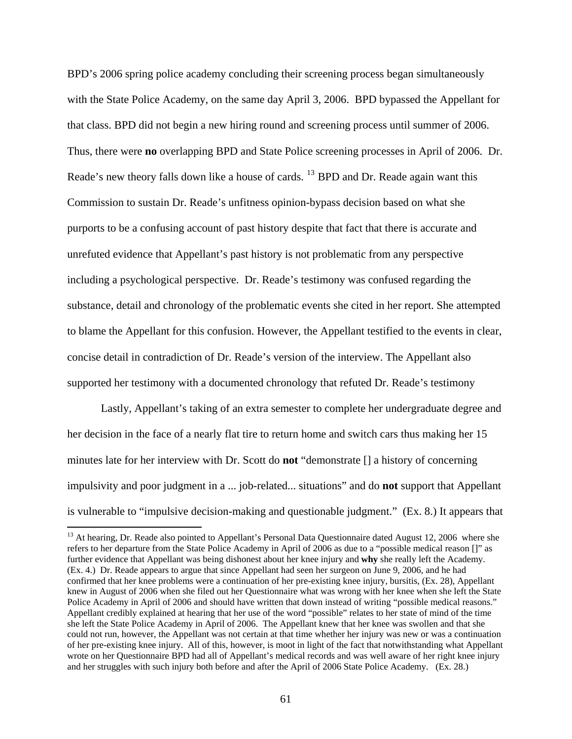BPD's 2006 spring police academy concluding their screening process began simultaneously with the State Police Academy, on the same day April 3, 2006. BPD bypassed the Appellant for that class. BPD did not begin a new hiring round and screening process until summer of 2006. Thus, there were **no** overlapping BPD and State Police screening processes in April of 2006. Dr. Reade's new theory falls down like a house of cards. [13] BPD and Dr. Reade again want this Commission to sustain Dr. Reade's unfitness opinion-bypass decision based on what she purports to be a confusing account of past history despite that fact that there is accurate and unrefuted evidence that Appellant's past history is not problematic from any perspective including a psychological perspective. Dr. Reade's testimony was confused regarding the substance, detail and chronology of the problematic events she cited in her report. She attempted to blame the Appellant for this confusion. However, the Appellant testified to the events in clear, concise detail in contradiction of Dr. Reade's version of the interview. The Appellant also supported her testimony with a documented chronology that refuted Dr. Reade's testimony

Lastly, Appellant's taking of an extra semester to complete her undergraduate degree and her decision in the face of a nearly flat tire to return home and switch cars thus making her 15 minutes late for her interview with Dr. Scott do **not** "demonstrate [] a history of concerning impulsivity and poor judgment in a ... job-related... situations" and do **not** support that Appellant is vulnerable to "impulsive decision-making and questionable judgment." (Ex. 8.) It appears that

[13] At hearing, Dr. Reade also pointed to Appellant's Personal Data Questionnaire dated August 12, 2006 where she refers to her departure from the State Police Academy in April of 2006 as due to a "possible medical reason []" as further evidence that Appellant was being dishonest about her knee injury and **why** she really left the Academy. (Ex. 4.) Dr. Reade appears to argue that since Appellant had seen her surgeon on June 9, 2006, and he had confirmed that her knee problems were a continuation of her pre-existing knee injury, bursitis, (Ex. 28), Appellant knew in August of 2006 when she filed out her Questionnaire what was wrong with her knee when she left the State Police Academy in April of 2006 and should have written that down instead of writing "possible medical reasons." Appellant credibly explained at hearing that her use of the word "possible" relates to her state of mind of the time she left the State Police Academy in April of 2006. The Appellant knew that her knee was swollen and that she could not run, however, the Appellant was not certain at that time whether her injury was new or was a continuation of her pre-existing knee injury. All of this, however, is moot in light of the fact that notwithstanding what Appellant wrote on her Questionnaire BPD had all of Appellant's medical records and was well aware of her right knee injury and her struggles with such injury both before and after the April of 2006 State Police Academy. (Ex. 28.)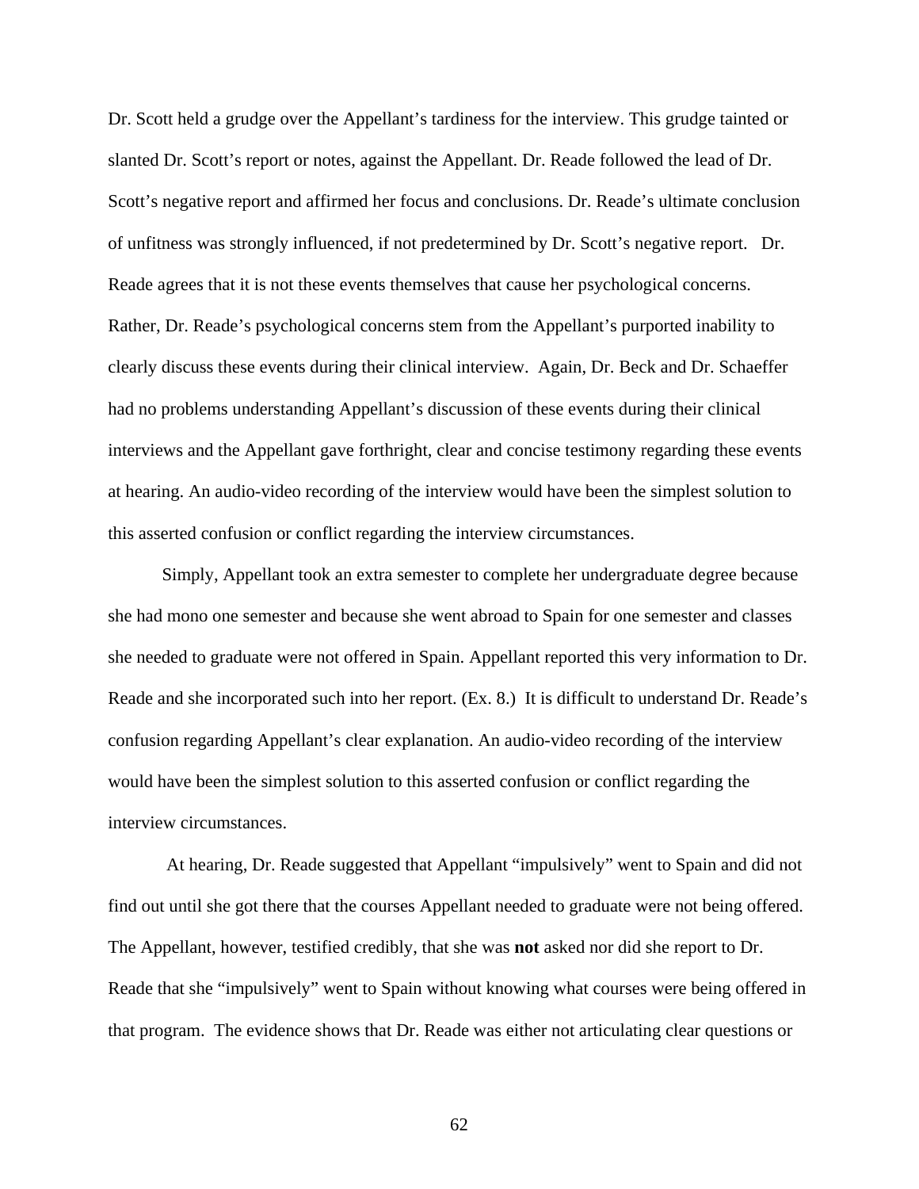Dr. Scott held a grudge over the Appellant's tardiness for the interview. This grudge tainted or slanted Dr. Scott's report or notes, against the Appellant. Dr. Reade followed the lead of Dr. Scott's negative report and affirmed her focus and conclusions. Dr. Reade's ultimate conclusion of unfitness was strongly influenced, if not predetermined by Dr. Scott's negative report. Dr. Reade agrees that it is not these events themselves that cause her psychological concerns. Rather, Dr. Reade's psychological concerns stem from the Appellant's purported inability to clearly discuss these events during their clinical interview. Again, Dr. Beck and Dr. Schaeffer had no problems understanding Appellant's discussion of these events during their clinical interviews and the Appellant gave forthright, clear and concise testimony regarding these events at hearing. An audio-video recording of the interview would have been the simplest solution to this asserted confusion or conflict regarding the interview circumstances.

Simply, Appellant took an extra semester to complete her undergraduate degree because she had mono one semester and because she went abroad to Spain for one semester and classes she needed to graduate were not offered in Spain. Appellant reported this very information to Dr. Reade and she incorporated such into her report. (Ex. 8.) It is difficult to understand Dr. Reade's confusion regarding Appellant's clear explanation. An audio-video recording of the interview would have been the simplest solution to this asserted confusion or conflict regarding the interview circumstances.

At hearing, Dr. Reade suggested that Appellant "impulsively" went to Spain and did not find out until she got there that the courses Appellant needed to graduate were not being offered. The Appellant, however, testified credibly, that she was **not** asked nor did she report to Dr. Reade that she "impulsively" went to Spain without knowing what courses were being offered in that program. The evidence shows that Dr. Reade was either not articulating clear questions or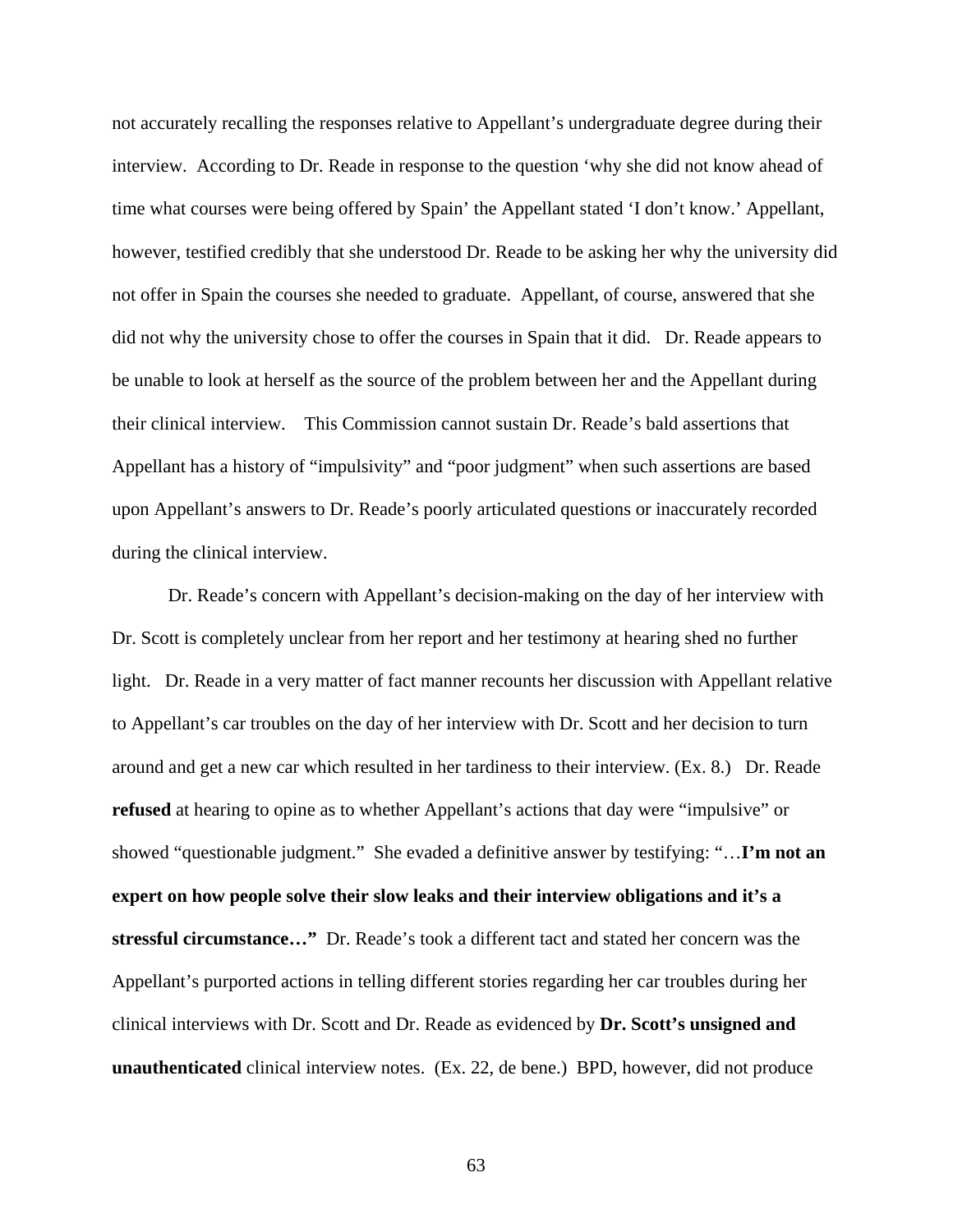not accurately recalling the responses relative to Appellant's undergraduate degree during their interview. According to Dr. Reade in response to the question 'why she did not know ahead of time what courses were being offered by Spain' the Appellant stated 'I don't know.' Appellant, however, testified credibly that she understood Dr. Reade to be asking her why the university did not offer in Spain the courses she needed to graduate. Appellant, of course, answered that she did not why the university chose to offer the courses in Spain that it did. Dr. Reade appears to be unable to look at herself as the source of the problem between her and the Appellant during their clinical interview. This Commission cannot sustain Dr. Reade's bald assertions that Appellant has a history of "impulsivity" and "poor judgment" when such assertions are based upon Appellant's answers to Dr. Reade's poorly articulated questions or inaccurately recorded during the clinical interview.

Dr. Reade's concern with Appellant's decision-making on the day of her interview with Dr. Scott is completely unclear from her report and her testimony at hearing shed no further light. Dr. Reade in a very matter of fact manner recounts her discussion with Appellant relative to Appellant's car troubles on the day of her interview with Dr. Scott and her decision to turn around and get a new car which resulted in her tardiness to their interview. (Ex. 8.) Dr. Reade **refused** at hearing to opine as to whether Appellant's actions that day were "impulsive" or showed "questionable judgment." She evaded a definitive answer by testifying: "…**I'm not an expert on how people solve their slow leaks and their interview obligations and it's a stressful circumstance…"** Dr. Reade's took a different tact and stated her concern was the Appellant's purported actions in telling different stories regarding her car troubles during her clinical interviews with Dr. Scott and Dr. Reade as evidenced by **Dr. Scott's unsigned and unauthenticated** clinical interview notes. (Ex. 22, de bene.) BPD, however, did not produce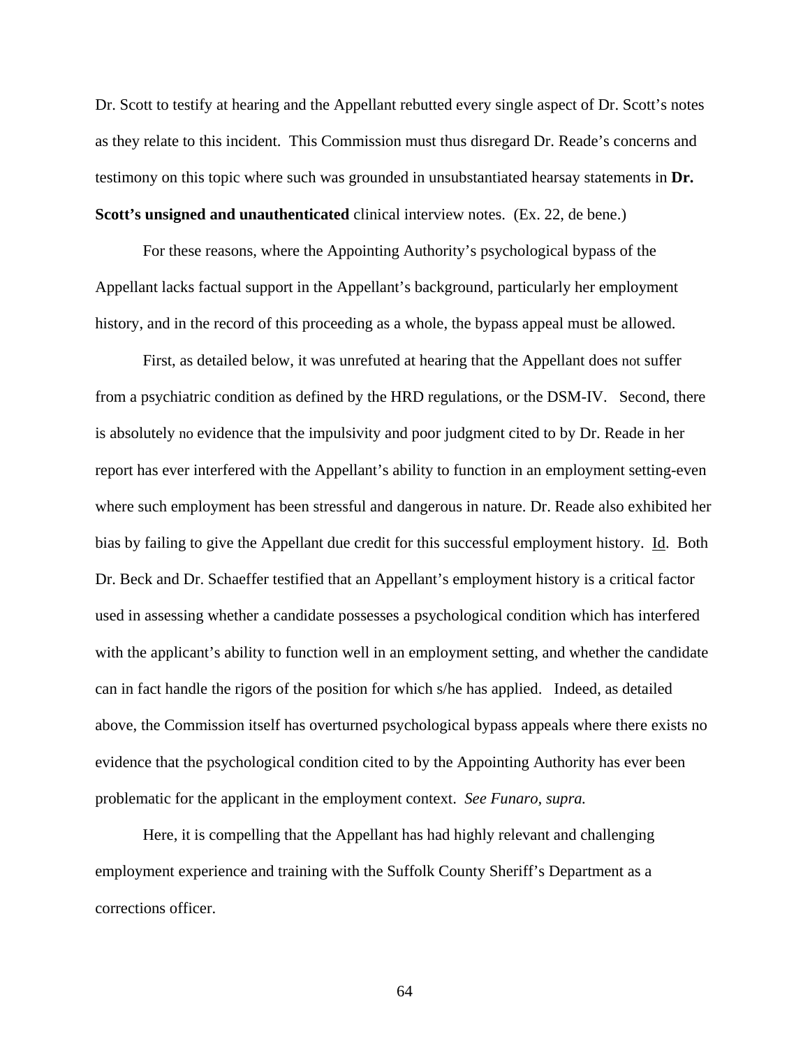Dr. Scott to testify at hearing and the Appellant rebutted every single aspect of Dr. Scott's notes as they relate to this incident. This Commission must thus disregard Dr. Reade's concerns and testimony on this topic where such was grounded in unsubstantiated hearsay statements in **Dr. Scott's unsigned and unauthenticated** clinical interview notes. (Ex. 22, de bene.)

For these reasons, where the Appointing Authority's psychological bypass of the Appellant lacks factual support in the Appellant's background, particularly her employment history, and in the record of this proceeding as a whole, the bypass appeal must be allowed.

First, as detailed below, it was unrefuted at hearing that the Appellant does not suffer from a psychiatric condition as defined by the HRD regulations, or the DSM-IV. Second, there is absolutely no evidence that the impulsivity and poor judgment cited to by Dr. Reade in her report has ever interfered with the Appellant's ability to function in an employment setting-even where such employment has been stressful and dangerous in nature. Dr. Reade also exhibited her bias by failing to give the Appellant due credit for this successful employment history. Id. Both Dr. Beck and Dr. Schaeffer testified that an Appellant's employment history is a critical factor used in assessing whether a candidate possesses a psychological condition which has interfered with the applicant's ability to function well in an employment setting, and whether the candidate can in fact handle the rigors of the position for which s/he has applied. Indeed, as detailed above, the Commission itself has overturned psychological bypass appeals where there exists no evidence that the psychological condition cited to by the Appointing Authority has ever been problematic for the applicant in the employment context. *See Funaro, supra.*

Here, it is compelling that the Appellant has had highly relevant and challenging employment experience and training with the Suffolk County Sheriff's Department as a corrections officer.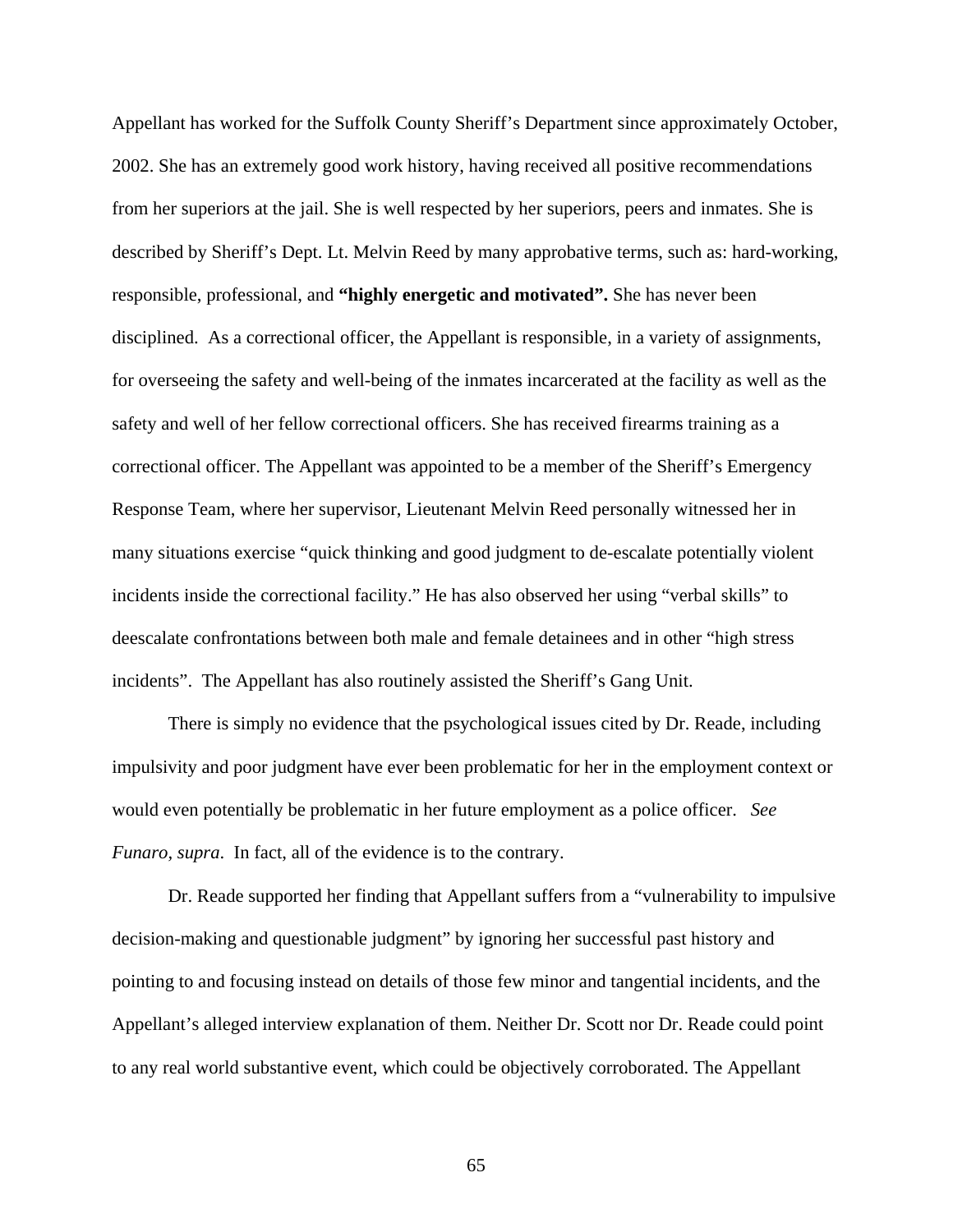Appellant has worked for the Suffolk County Sheriff's Department since approximately October, 2002. She has an extremely good work history, having received all positive recommendations from her superiors at the jail. She is well respected by her superiors, peers and inmates. She is described by Sheriff's Dept. Lt. Melvin Reed by many approbative terms, such as: hard-working, responsible, professional, and **"highly energetic and motivated".** She has never been disciplined. As a correctional officer, the Appellant is responsible, in a variety of assignments, for overseeing the safety and well-being of the inmates incarcerated at the facility as well as the safety and well of her fellow correctional officers. She has received firearms training as a correctional officer. The Appellant was appointed to be a member of the Sheriff's Emergency Response Team, where her supervisor, Lieutenant Melvin Reed personally witnessed her in many situations exercise "quick thinking and good judgment to de-escalate potentially violent incidents inside the correctional facility." He has also observed her using "verbal skills" to deescalate confrontations between both male and female detainees and in other "high stress incidents". The Appellant has also routinely assisted the Sheriff's Gang Unit.

There is simply no evidence that the psychological issues cited by Dr. Reade, including impulsivity and poor judgment have ever been problematic for her in the employment context or would even potentially be problematic in her future employment as a police officer. *See Funaro, supra*. In fact, all of the evidence is to the contrary.

Dr. Reade supported her finding that Appellant suffers from a "vulnerability to impulsive decision-making and questionable judgment" by ignoring her successful past history and pointing to and focusing instead on details of those few minor and tangential incidents, and the Appellant's alleged interview explanation of them. Neither Dr. Scott nor Dr. Reade could point to any real world substantive event, which could be objectively corroborated. The Appellant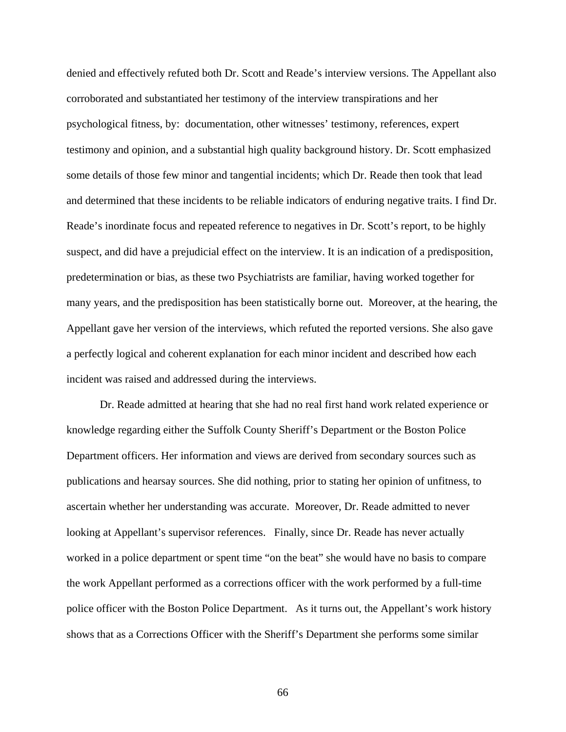denied and effectively refuted both Dr. Scott and Reade's interview versions. The Appellant also corroborated and substantiated her testimony of the interview transpirations and her psychological fitness, by: documentation, other witnesses' testimony, references, expert testimony and opinion, and a substantial high quality background history. Dr. Scott emphasized some details of those few minor and tangential incidents; which Dr. Reade then took that lead and determined that these incidents to be reliable indicators of enduring negative traits. I find Dr. Reade's inordinate focus and repeated reference to negatives in Dr. Scott's report, to be highly suspect, and did have a prejudicial effect on the interview. It is an indication of a predisposition, predetermination or bias, as these two Psychiatrists are familiar, having worked together for many years, and the predisposition has been statistically borne out. Moreover, at the hearing, the Appellant gave her version of the interviews, which refuted the reported versions. She also gave a perfectly logical and coherent explanation for each minor incident and described how each incident was raised and addressed during the interviews.

Dr. Reade admitted at hearing that she had no real first hand work related experience or knowledge regarding either the Suffolk County Sheriff's Department or the Boston Police Department officers. Her information and views are derived from secondary sources such as publications and hearsay sources. She did nothing, prior to stating her opinion of unfitness, to ascertain whether her understanding was accurate. Moreover, Dr. Reade admitted to never looking at Appellant's supervisor references. Finally, since Dr. Reade has never actually worked in a police department or spent time "on the beat" she would have no basis to compare the work Appellant performed as a corrections officer with the work performed by a full-time police officer with the Boston Police Department. As it turns out, the Appellant's work history shows that as a Corrections Officer with the Sheriff's Department she performs some similar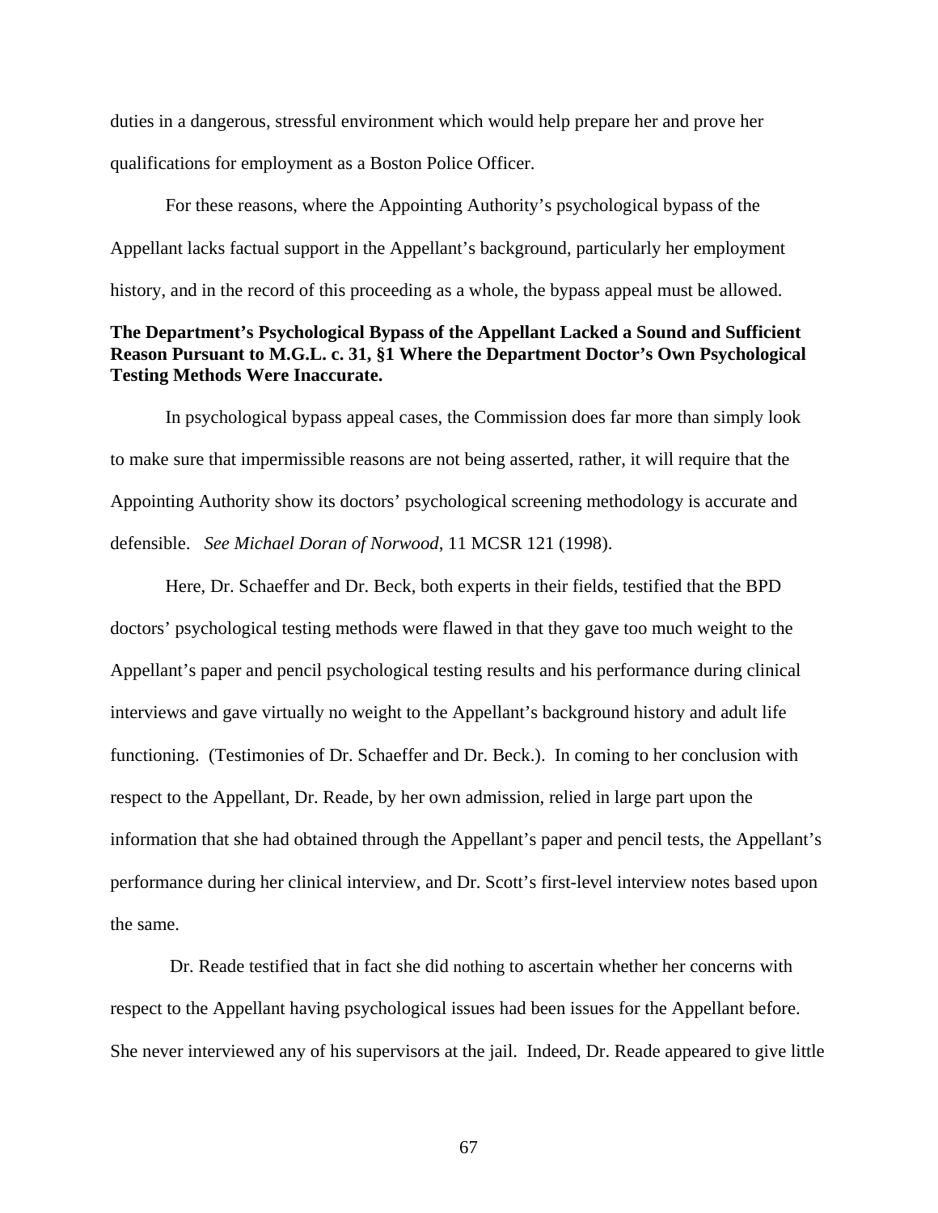duties in a dangerous, stressful environment which would help prepare her and prove her qualifications for employment as a Boston Police Officer.

For these reasons, where the Appointing Authority's psychological bypass of the Appellant lacks factual support in the Appellant's background, particularly her employment history, and in the record of this proceeding as a whole, the bypass appeal must be allowed.

**The Department's Psychological Bypass of the Appellant Lacked a Sound and Sufficient Reason Pursuant to M.G.L. c. 31, §1 Where the Department Doctor's Own Psychological Testing Methods Were Inaccurate.**

In psychological bypass appeal cases, the Commission does far more than simply look to make sure that impermissible reasons are not being asserted, rather, it will require that the Appointing Authority show its doctors' psychological screening methodology is accurate and defensible. *See Michael Doran of Norwood*, 11 MCSR 121 (1998).

Here, Dr. Schaeffer and Dr. Beck, both experts in their fields, testified that the BPD doctors' psychological testing methods were flawed in that they gave too much weight to the Appellant's paper and pencil psychological testing results and his performance during clinical interviews and gave virtually no weight to the Appellant's background history and adult life functioning. (Testimonies of Dr. Schaeffer and Dr. Beck.). In coming to her conclusion with respect to the Appellant, Dr. Reade, by her own admission, relied in large part upon the information that she had obtained through the Appellant's paper and pencil tests, the Appellant's performance during her clinical interview, and Dr. Scott's first-level interview notes based upon the same.

Dr. Reade testified that in fact she did nothing to ascertain whether her concerns with respect to the Appellant having psychological issues had been issues for the Appellant before. She never interviewed any of his supervisors at the jail. Indeed, Dr. Reade appeared to give little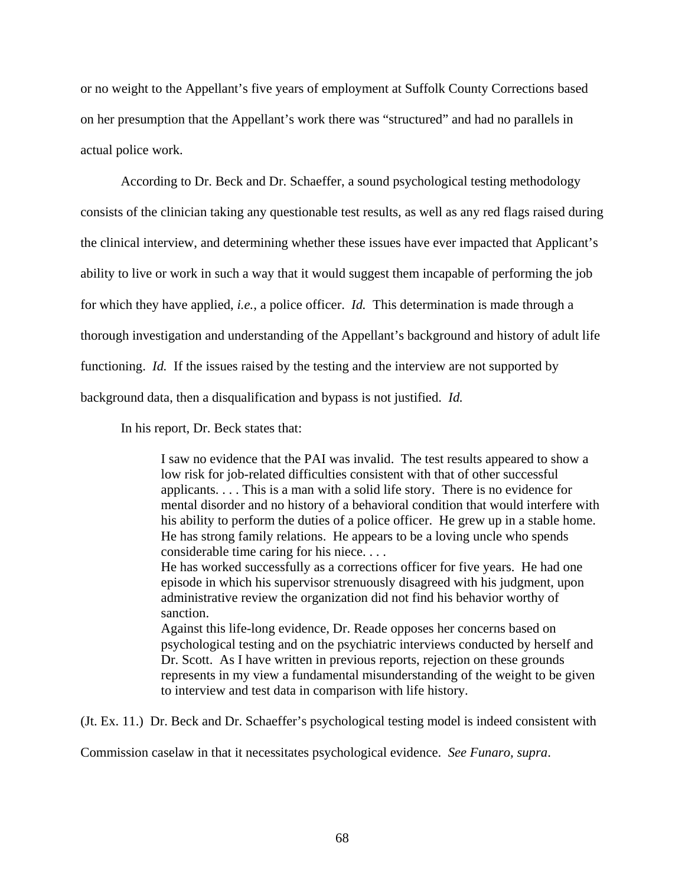or no weight to the Appellant's five years of employment at Suffolk County Corrections based on her presumption that the Appellant's work there was "structured" and had no parallels in actual police work.

According to Dr. Beck and Dr. Schaeffer, a sound psychological testing methodology consists of the clinician taking any questionable test results, as well as any red flags raised during the clinical interview, and determining whether these issues have ever impacted that Applicant's ability to live or work in such a way that it would suggest them incapable of performing the job for which they have applied, *i.e.*, a police officer. *Id.* This determination is made through a thorough investigation and understanding of the Appellant's background and history of adult life functioning. *Id.* If the issues raised by the testing and the interview are not supported by background data, then a disqualification and bypass is not justified. *Id.*

In his report, Dr. Beck states that:

> I saw no evidence that the PAI was invalid. The test results appeared to show a low risk for job-related difficulties consistent with that of other successful applicants. . . . This is a man with a solid life story. There is no evidence for mental disorder and no history of a behavioral condition that would interfere with his ability to perform the duties of a police officer. He grew up in a stable home. He has strong family relations. He appears to be a loving uncle who spends considerable time caring for his niece. . . .
>
> He has worked successfully as a corrections officer for five years. He had one episode in which his supervisor strenuously disagreed with his judgment, upon administrative review the organization did not find his behavior worthy of sanction.
>
> Against this life-long evidence, Dr. Reade opposes her concerns based on psychological testing and on the psychiatric interviews conducted by herself and Dr. Scott. As I have written in previous reports, rejection on these grounds represents in my view a fundamental misunderstanding of the weight to be given to interview and test data in comparison with life history.

(Jt. Ex. 11.) Dr. Beck and Dr. Schaeffer's psychological testing model is indeed consistent with Commission caselaw in that it necessitates psychological evidence. *See Funaro, supra*.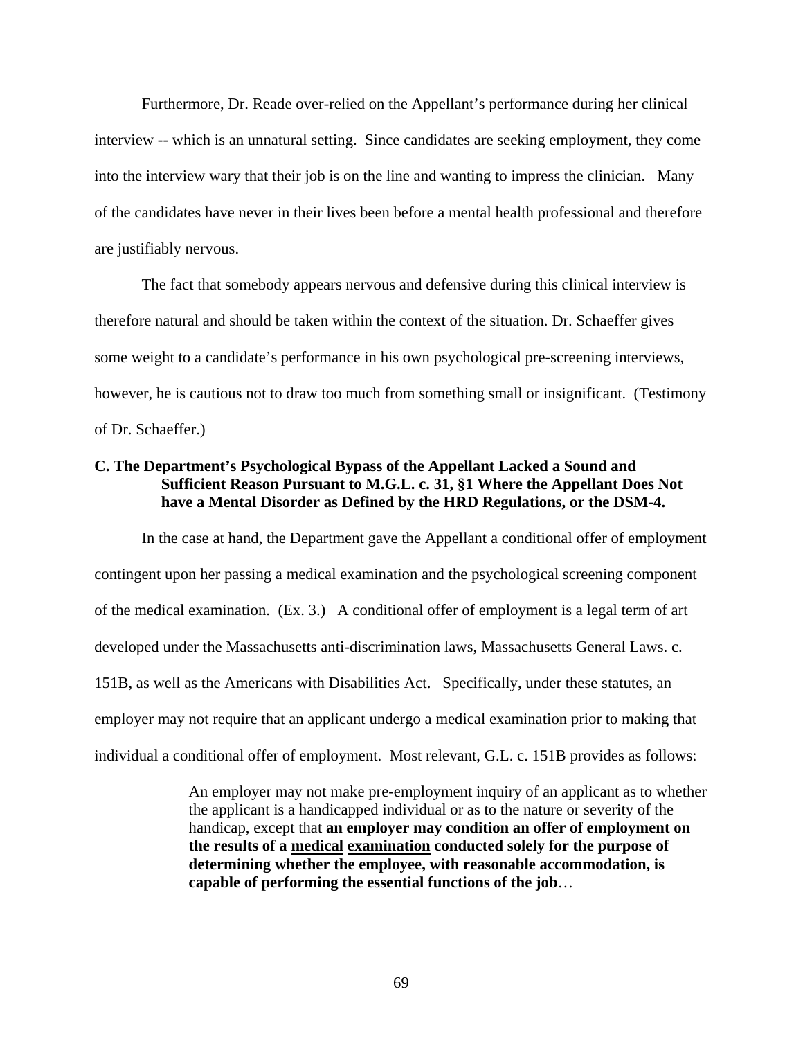Furthermore, Dr. Reade over-relied on the Appellant's performance during her clinical interview -- which is an unnatural setting. Since candidates are seeking employment, they come into the interview wary that their job is on the line and wanting to impress the clinician. Many of the candidates have never in their lives been before a mental health professional and therefore are justifiably nervous.

The fact that somebody appears nervous and defensive during this clinical interview is therefore natural and should be taken within the context of the situation. Dr. Schaeffer gives some weight to a candidate's performance in his own psychological pre-screening interviews, however, he is cautious not to draw too much from something small or insignificant. (Testimony of Dr. Schaeffer.)

**C. The Department's Psychological Bypass of the Appellant Lacked a Sound and Sufficient Reason Pursuant to M.G.L. c. 31, §1 Where the Appellant Does Not have a Mental Disorder as Defined by the HRD Regulations, or the DSM-4.**

In the case at hand, the Department gave the Appellant a conditional offer of employment contingent upon her passing a medical examination and the psychological screening component of the medical examination. (Ex. 3.) A conditional offer of employment is a legal term of art developed under the Massachusetts anti-discrimination laws, Massachusetts General Laws. c. 151B, as well as the Americans with Disabilities Act. Specifically, under these statutes, an employer may not require that an applicant undergo a medical examination prior to making that individual a conditional offer of employment. Most relevant, G.L. c. 151B provides as follows:

> An employer may not make pre-employment inquiry of an applicant as to whether the applicant is a handicapped individual or as to the nature or severity of the handicap, except that **an employer may condition an offer of employment on the results of a <u>medical</u> <u>examination</u> conducted solely for the purpose of determining whether the employee, with reasonable accommodation, is capable of performing the essential functions of the job**…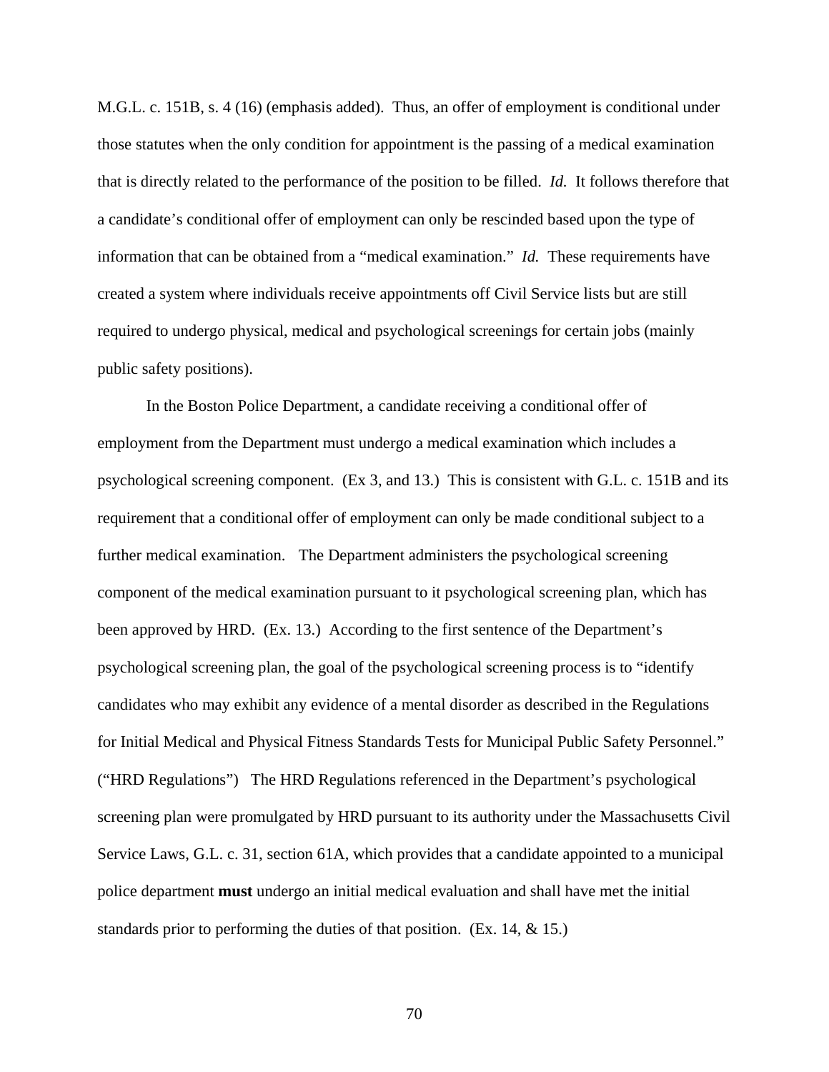M.G.L. c. 151B, s. 4 (16) (emphasis added). Thus, an offer of employment is conditional under those statutes when the only condition for appointment is the passing of a medical examination that is directly related to the performance of the position to be filled. *Id.* It follows therefore that a candidate's conditional offer of employment can only be rescinded based upon the type of information that can be obtained from a "medical examination." *Id.* These requirements have created a system where individuals receive appointments off Civil Service lists but are still required to undergo physical, medical and psychological screenings for certain jobs (mainly public safety positions).

In the Boston Police Department, a candidate receiving a conditional offer of employment from the Department must undergo a medical examination which includes a psychological screening component. (Ex 3, and 13.) This is consistent with G.L. c. 151B and its requirement that a conditional offer of employment can only be made conditional subject to a further medical examination. The Department administers the psychological screening component of the medical examination pursuant to it psychological screening plan, which has been approved by HRD. (Ex. 13.) According to the first sentence of the Department's psychological screening plan, the goal of the psychological screening process is to "identify candidates who may exhibit any evidence of a mental disorder as described in the Regulations for Initial Medical and Physical Fitness Standards Tests for Municipal Public Safety Personnel." ("HRD Regulations") The HRD Regulations referenced in the Department's psychological screening plan were promulgated by HRD pursuant to its authority under the Massachusetts Civil Service Laws, G.L. c. 31, section 61A, which provides that a candidate appointed to a municipal police department **must** undergo an initial medical evaluation and shall have met the initial standards prior to performing the duties of that position. (Ex. 14, & 15.)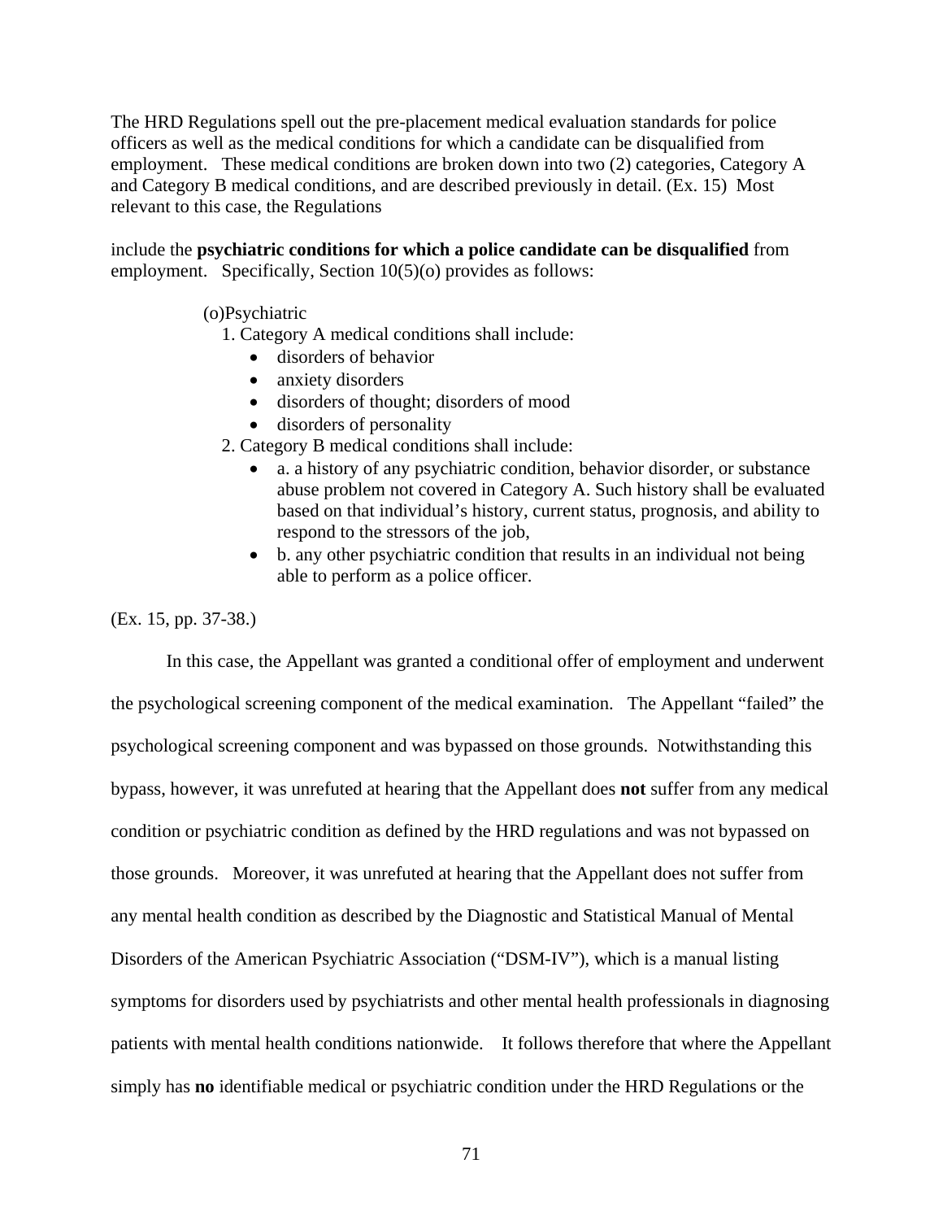The HRD Regulations spell out the pre-placement medical evaluation standards for police officers as well as the medical conditions for which a candidate can be disqualified from employment. These medical conditions are broken down into two (2) categories, Category A and Category B medical conditions, and are described previously in detail. (Ex. 15) Most relevant to this case, the Regulations

include the **psychiatric conditions for which a police candidate can be disqualified** from employment. Specifically, Section 10(5)(o) provides as follows:

> (o)Psychiatric
>
> 1. Category A medical conditions shall include:
>    - disorders of behavior
>    - anxiety disorders
>    - disorders of thought; disorders of mood
>    - disorders of personality
> 2. Category B medical conditions shall include:
>    - a. a history of any psychiatric condition, behavior disorder, or substance abuse problem not covered in Category A. Such history shall be evaluated based on that individual's history, current status, prognosis, and ability to respond to the stressors of the job,
>    - b. any other psychiatric condition that results in an individual not being able to perform as a police officer.

(Ex. 15, pp. 37-38.)

In this case, the Appellant was granted a conditional offer of employment and underwent the psychological screening component of the medical examination. The Appellant "failed" the psychological screening component and was bypassed on those grounds. Notwithstanding this bypass, however, it was unrefuted at hearing that the Appellant does **not** suffer from any medical condition or psychiatric condition as defined by the HRD regulations and was not bypassed on those grounds. Moreover, it was unrefuted at hearing that the Appellant does not suffer from any mental health condition as described by the Diagnostic and Statistical Manual of Mental Disorders of the American Psychiatric Association ("DSM-IV"), which is a manual listing symptoms for disorders used by psychiatrists and other mental health professionals in diagnosing patients with mental health conditions nationwide. It follows therefore that where the Appellant simply has **no** identifiable medical or psychiatric condition under the HRD Regulations or the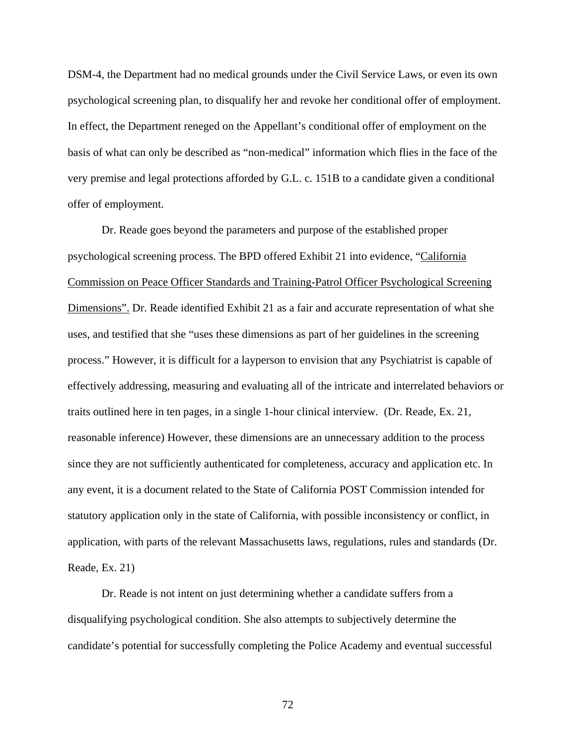DSM-4, the Department had no medical grounds under the Civil Service Laws, or even its own psychological screening plan, to disqualify her and revoke her conditional offer of employment. In effect, the Department reneged on the Appellant's conditional offer of employment on the basis of what can only be described as "non-medical" information which flies in the face of the very premise and legal protections afforded by G.L. c. 151B to a candidate given a conditional offer of employment.

Dr. Reade goes beyond the parameters and purpose of the established proper psychological screening process. The BPD offered Exhibit 21 into evidence, "California Commission on Peace Officer Standards and Training-Patrol Officer Psychological Screening Dimensions". Dr. Reade identified Exhibit 21 as a fair and accurate representation of what she uses, and testified that she "uses these dimensions as part of her guidelines in the screening process." However, it is difficult for a layperson to envision that any Psychiatrist is capable of effectively addressing, measuring and evaluating all of the intricate and interrelated behaviors or traits outlined here in ten pages, in a single 1-hour clinical interview. (Dr. Reade, Ex. 21, reasonable inference) However, these dimensions are an unnecessary addition to the process since they are not sufficiently authenticated for completeness, accuracy and application etc. In any event, it is a document related to the State of California POST Commission intended for statutory application only in the state of California, with possible inconsistency or conflict, in application, with parts of the relevant Massachusetts laws, regulations, rules and standards (Dr. Reade, Ex. 21)

Dr. Reade is not intent on just determining whether a candidate suffers from a disqualifying psychological condition. She also attempts to subjectively determine the candidate's potential for successfully completing the Police Academy and eventual successful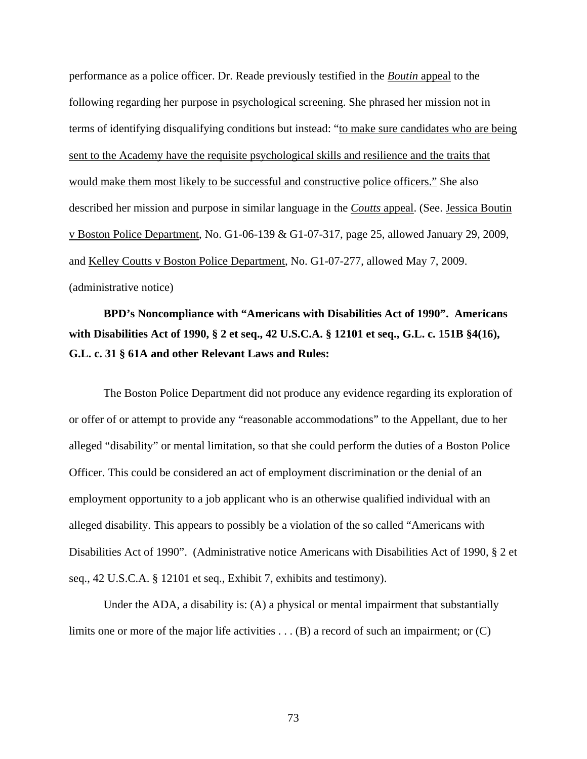performance as a police officer. Dr. Reade previously testified in the *Boutin* appeal to the following regarding her purpose in psychological screening. She phrased her mission not in terms of identifying disqualifying conditions but instead: "to make sure candidates who are being sent to the Academy have the requisite psychological skills and resilience and the traits that would make them most likely to be successful and constructive police officers." She also described her mission and purpose in similar language in the *Coutts* appeal. (See. Jessica Boutin v Boston Police Department, No. G1-06-139 & G1-07-317, page 25, allowed January 29, 2009, and Kelley Coutts v Boston Police Department, No. G1-07-277, allowed May 7, 2009. (administrative notice)

**BPD's Noncompliance with "Americans with Disabilities Act of 1990". Americans with Disabilities Act of 1990, § 2 et seq., 42 U.S.C.A. § 12101 et seq., G.L. c. 151B §4(16), G.L. c. 31 § 61A and other Relevant Laws and Rules:**

The Boston Police Department did not produce any evidence regarding its exploration of or offer of or attempt to provide any "reasonable accommodations" to the Appellant, due to her alleged "disability" or mental limitation, so that she could perform the duties of a Boston Police Officer. This could be considered an act of employment discrimination or the denial of an employment opportunity to a job applicant who is an otherwise qualified individual with an alleged disability. This appears to possibly be a violation of the so called "Americans with Disabilities Act of 1990". (Administrative notice Americans with Disabilities Act of 1990, § 2 et seq., 42 U.S.C.A. § 12101 et seq., Exhibit 7, exhibits and testimony).

Under the ADA, a disability is: (A) a physical or mental impairment that substantially limits one or more of the major life activities . . . (B) a record of such an impairment; or (C)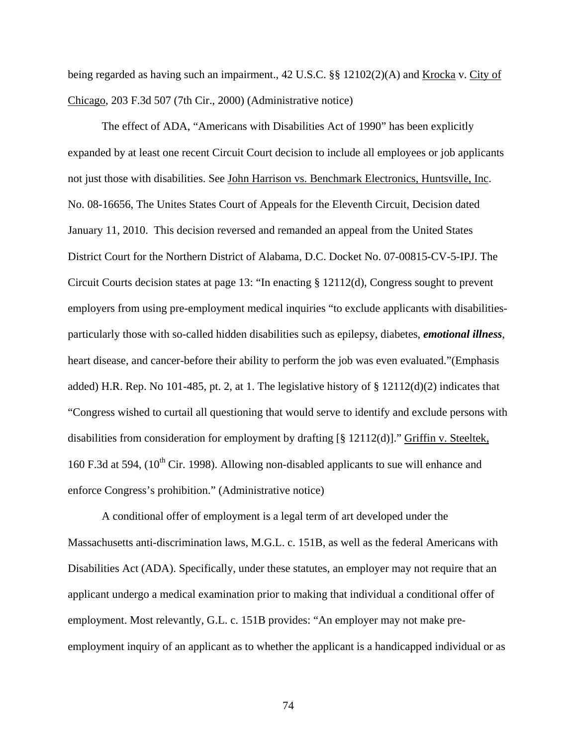being regarded as having such an impairment., 42 U.S.C. §§ 12102(2)(A) and Krocka v. City of Chicago, 203 F.3d 507 (7th Cir., 2000) (Administrative notice)

The effect of ADA, "Americans with Disabilities Act of 1990" has been explicitly expanded by at least one recent Circuit Court decision to include all employees or job applicants not just those with disabilities. See John Harrison vs. Benchmark Electronics, Huntsville, Inc. No. 08-16656, The Unites States Court of Appeals for the Eleventh Circuit, Decision dated January 11, 2010. This decision reversed and remanded an appeal from the United States District Court for the Northern District of Alabama, D.C. Docket No. 07-00815-CV-5-IPJ. The Circuit Courts decision states at page 13: "In enacting § 12112(d), Congress sought to prevent employers from using pre-employment medical inquiries "to exclude applicants with disabilities-particularly those with so-called hidden disabilities such as epilepsy, diabetes, ***emotional illness***, heart disease, and cancer-before their ability to perform the job was even evaluated."(Emphasis added) H.R. Rep. No 101-485, pt. 2, at 1. The legislative history of § 12112(d)(2) indicates that "Congress wished to curtail all questioning that would serve to identify and exclude persons with disabilities from consideration for employment by drafting [§ 12112(d)]." Griffin v. Steeltek, 160 F.3d at 594, (10th Cir. 1998). Allowing non-disabled applicants to sue will enhance and enforce Congress's prohibition." (Administrative notice)

A conditional offer of employment is a legal term of art developed under the Massachusetts anti-discrimination laws, M.G.L. c. 151B, as well as the federal Americans with Disabilities Act (ADA). Specifically, under these statutes, an employer may not require that an applicant undergo a medical examination prior to making that individual a conditional offer of employment. Most relevantly, G.L. c. 151B provides: "An employer may not make pre-employment inquiry of an applicant as to whether the applicant is a handicapped individual or as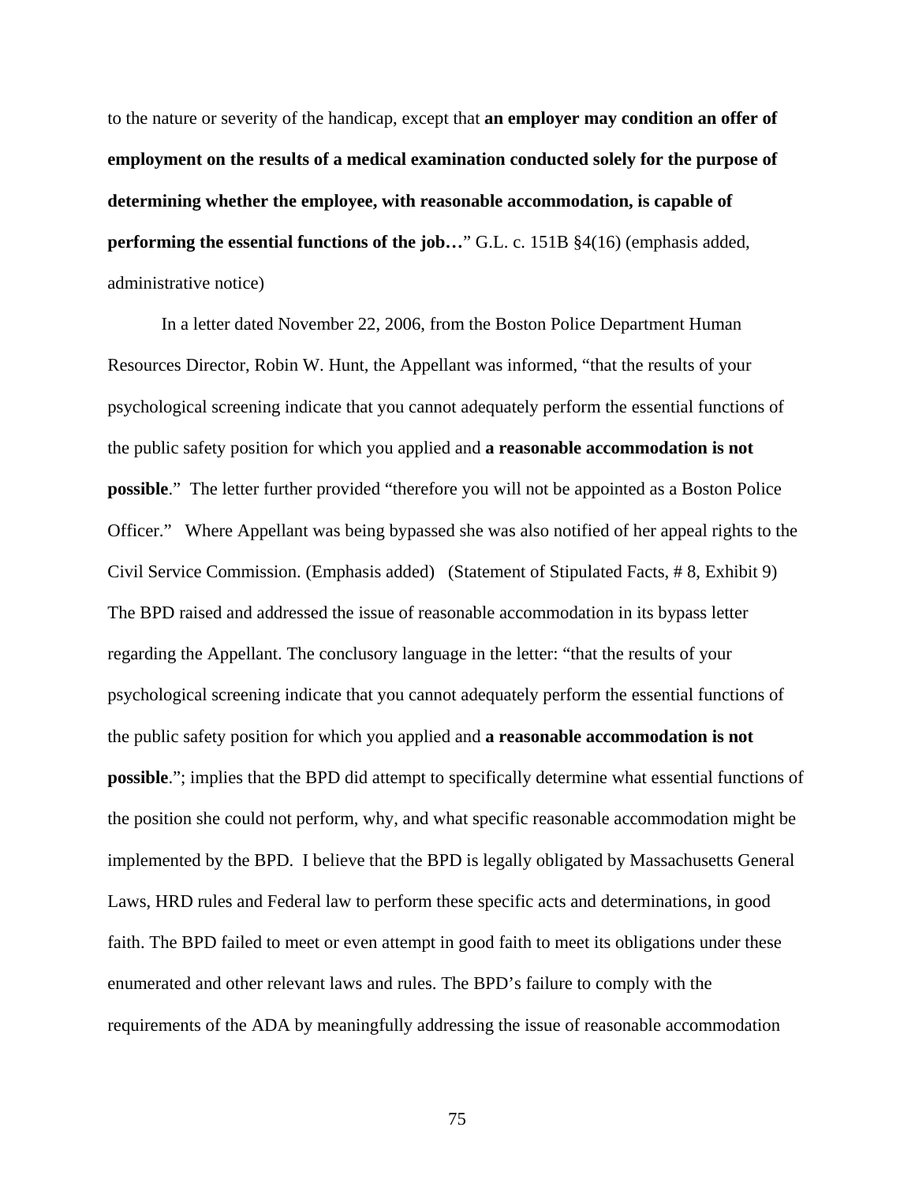to the nature or severity of the handicap, except that **an employer may condition an offer of employment on the results of a medical examination conducted solely for the purpose of determining whether the employee, with reasonable accommodation, is capable of performing the essential functions of the job…**" G.L. c. 151B §4(16) (emphasis added, administrative notice)

In a letter dated November 22, 2006, from the Boston Police Department Human Resources Director, Robin W. Hunt, the Appellant was informed, "that the results of your psychological screening indicate that you cannot adequately perform the essential functions of the public safety position for which you applied and **a reasonable accommodation is not possible**." The letter further provided "therefore you will not be appointed as a Boston Police Officer." Where Appellant was being bypassed she was also notified of her appeal rights to the Civil Service Commission. (Emphasis added) (Statement of Stipulated Facts, # 8, Exhibit 9) The BPD raised and addressed the issue of reasonable accommodation in its bypass letter regarding the Appellant. The conclusory language in the letter: "that the results of your psychological screening indicate that you cannot adequately perform the essential functions of the public safety position for which you applied and **a reasonable accommodation is not possible**."; implies that the BPD did attempt to specifically determine what essential functions of the position she could not perform, why, and what specific reasonable accommodation might be implemented by the BPD. I believe that the BPD is legally obligated by Massachusetts General Laws, HRD rules and Federal law to perform these specific acts and determinations, in good faith. The BPD failed to meet or even attempt in good faith to meet its obligations under these enumerated and other relevant laws and rules. The BPD's failure to comply with the requirements of the ADA by meaningfully addressing the issue of reasonable accommodation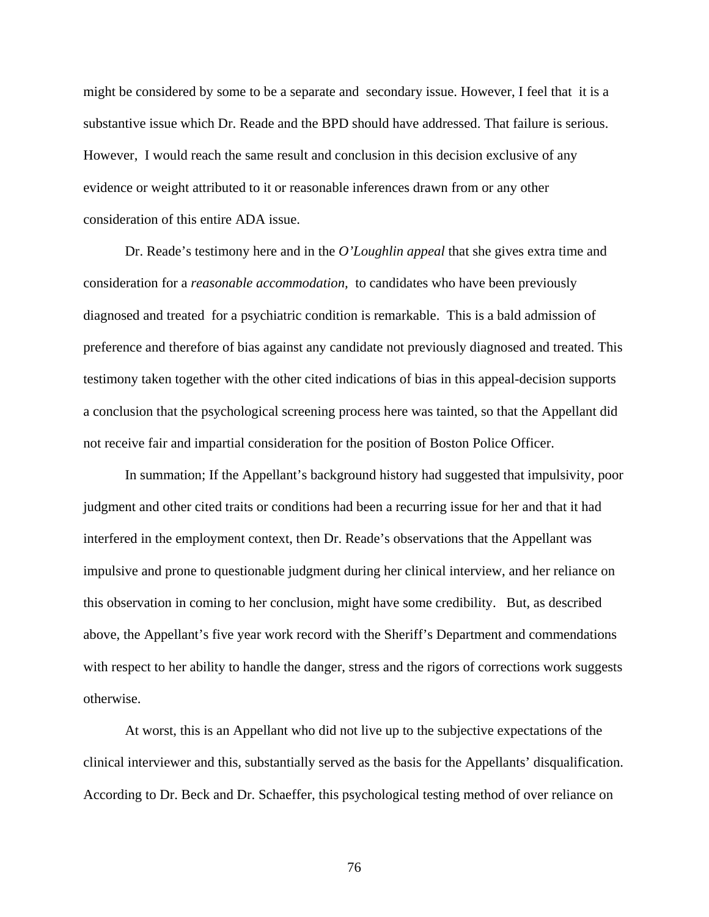might be considered by some to be a separate and secondary issue. However, I feel that it is a substantive issue which Dr. Reade and the BPD should have addressed. That failure is serious. However, I would reach the same result and conclusion in this decision exclusive of any evidence or weight attributed to it or reasonable inferences drawn from or any other consideration of this entire ADA issue.

Dr. Reade's testimony here and in the *O'Loughlin appeal* that she gives extra time and consideration for a *reasonable accommodation,* to candidates who have been previously diagnosed and treated for a psychiatric condition is remarkable. This is a bald admission of preference and therefore of bias against any candidate not previously diagnosed and treated. This testimony taken together with the other cited indications of bias in this appeal-decision supports a conclusion that the psychological screening process here was tainted, so that the Appellant did not receive fair and impartial consideration for the position of Boston Police Officer.

In summation; If the Appellant's background history had suggested that impulsivity, poor judgment and other cited traits or conditions had been a recurring issue for her and that it had interfered in the employment context, then Dr. Reade's observations that the Appellant was impulsive and prone to questionable judgment during her clinical interview, and her reliance on this observation in coming to her conclusion, might have some credibility. But, as described above, the Appellant's five year work record with the Sheriff's Department and commendations with respect to her ability to handle the danger, stress and the rigors of corrections work suggests otherwise.

At worst, this is an Appellant who did not live up to the subjective expectations of the clinical interviewer and this, substantially served as the basis for the Appellants' disqualification. According to Dr. Beck and Dr. Schaeffer, this psychological testing method of over reliance on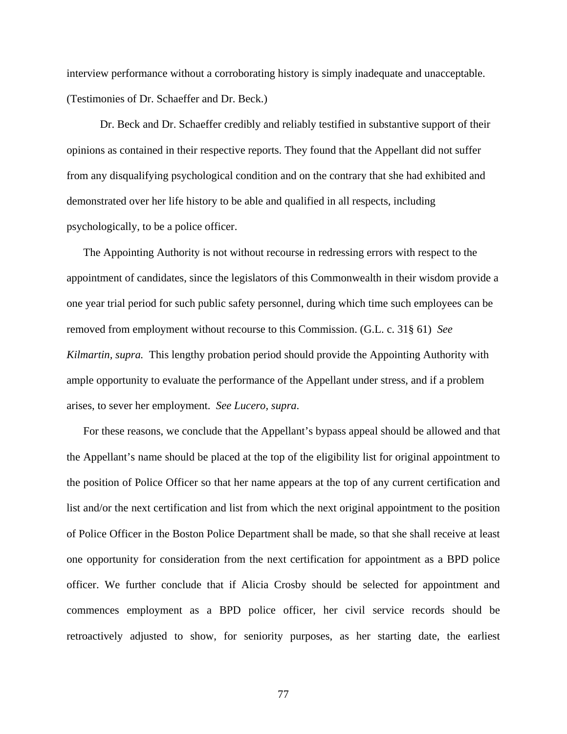interview performance without a corroborating history is simply inadequate and unacceptable. (Testimonies of Dr. Schaeffer and Dr. Beck.)

Dr. Beck and Dr. Schaeffer credibly and reliably testified in substantive support of their opinions as contained in their respective reports. They found that the Appellant did not suffer from any disqualifying psychological condition and on the contrary that she had exhibited and demonstrated over her life history to be able and qualified in all respects, including psychologically, to be a police officer.

The Appointing Authority is not without recourse in redressing errors with respect to the appointment of candidates, since the legislators of this Commonwealth in their wisdom provide a one year trial period for such public safety personnel, during which time such employees can be removed from employment without recourse to this Commission. (G.L. c. 31§ 61) *See Kilmartin, supra.* This lengthy probation period should provide the Appointing Authority with ample opportunity to evaluate the performance of the Appellant under stress, and if a problem arises, to sever her employment. *See Lucero, supra*.

For these reasons, we conclude that the Appellant's bypass appeal should be allowed and that the Appellant's name should be placed at the top of the eligibility list for original appointment to the position of Police Officer so that her name appears at the top of any current certification and list and/or the next certification and list from which the next original appointment to the position of Police Officer in the Boston Police Department shall be made, so that she shall receive at least one opportunity for consideration from the next certification for appointment as a BPD police officer. We further conclude that if Alicia Crosby should be selected for appointment and commences employment as a BPD police officer, her civil service records should be retroactively adjusted to show, for seniority purposes, as her starting date, the earliest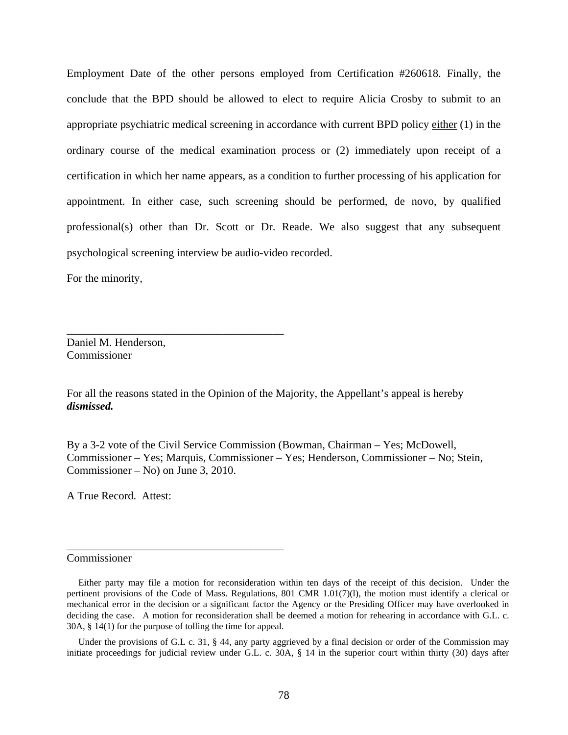Employment Date of the other persons employed from Certification #260618. Finally, the conclude that the BPD should be allowed to elect to require Alicia Crosby to submit to an appropriate psychiatric medical screening in accordance with current BPD policy either (1) in the ordinary course of the medical examination process or (2) immediately upon receipt of a certification in which her name appears, as a condition to further processing of his application for appointment. In either case, such screening should be performed, de novo, by qualified professional(s) other than Dr. Scott or Dr. Reade. We also suggest that any subsequent psychological screening interview be audio-video recorded.

For the minority,

\_\_\_\_\_\_\_\_\_\_\_\_\_\_\_\_\_\_\_\_\_\_\_\_\_\_\_\_\_\_\_\_\_\_\_\_\_\_\_\_
Daniel M. Henderson,
Commissioner

For all the reasons stated in the Opinion of the Majority, the Appellant's appeal is hereby ***dismissed.***

By a 3-2 vote of the Civil Service Commission (Bowman, Chairman – Yes; McDowell, Commissioner – Yes; Marquis, Commissioner – Yes; Henderson, Commissioner – No; Stein, Commissioner – No) on June 3, 2010.

A True Record. Attest:

\_\_\_\_\_\_\_\_\_\_\_\_\_\_\_\_\_\_\_\_\_\_\_\_\_\_\_\_\_\_\_\_\_\_\_\_\_\_\_\_
Commissioner

Either party may file a motion for reconsideration within ten days of the receipt of this decision. Under the pertinent provisions of the Code of Mass. Regulations, 801 CMR 1.01(7)(l), the motion must identify a clerical or mechanical error in the decision or a significant factor the Agency or the Presiding Officer may have overlooked in deciding the case. A motion for reconsideration shall be deemed a motion for rehearing in accordance with G.L. c. 30A, § 14(1) for the purpose of tolling the time for appeal.

Under the provisions of G.L c. 31, § 44, any party aggrieved by a final decision or order of the Commission may initiate proceedings for judicial review under G.L. c. 30A, § 14 in the superior court within thirty (30) days after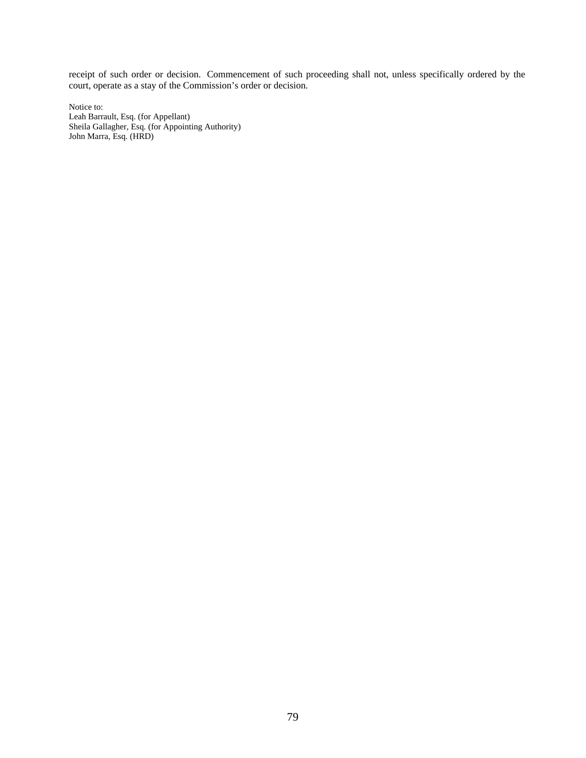receipt of such order or decision. Commencement of such proceeding shall not, unless specifically ordered by the court, operate as a stay of the Commission's order or decision.

Notice to:
Leah Barrault, Esq. (for Appellant)
Sheila Gallagher, Esq. (for Appointing Authority)
John Marra, Esq. (HRD)